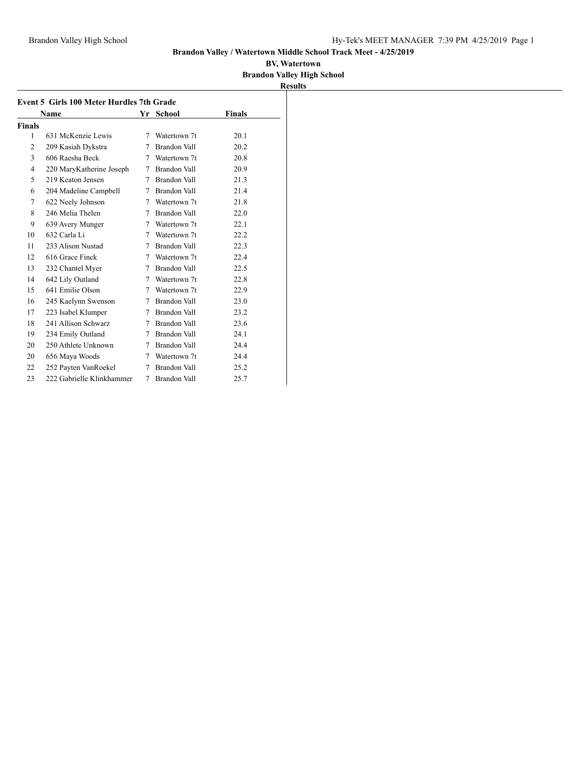**Brandon Valley / Watertown Middle School Track Meet - 4/25/2019**

**BV, Watertown**

**Brandon Valley High School**

**Results**

### Event 5 Girls 100 Meter Hurdles 7th Grade

| | Name | Yr | School | Finals |
|---|---|---|---|---|
| **Finals** | | | | |
| 1 | 631 McKenzie Lewis | 7 | Watertown 7t | 20.1 |
| 2 | 209 Kasiah Dykstra | 7 | Brandon Vall | 20.2 |
| 3 | 606 Raesha Beck | 7 | Watertown 7t | 20.8 |
| 4 | 220 MaryKatherine Joseph | 7 | Brandon Vall | 20.9 |
| 5 | 219 Keaton Jensen | 7 | Brandon Vall | 21.3 |
| 6 | 204 Madeline Campbell | 7 | Brandon Vall | 21.4 |
| 7 | 622 Neely Johnson | 7 | Watertown 7t | 21.8 |
| 8 | 246 Melia Thelen | 7 | Brandon Vall | 22.0 |
| 9 | 639 Avery Munger | 7 | Watertown 7t | 22.1 |
| 10 | 632 Carla Li | 7 | Watertown 7t | 22.2 |
| 11 | 233 Alison Nustad | 7 | Brandon Vall | 22.3 |
| 12 | 616 Grace Finck | 7 | Watertown 7t | 22.4 |
| 13 | 232 Chantel Myer | 7 | Brandon Vall | 22.5 |
| 14 | 642 Lily Outland | 7 | Watertown 7t | 22.8 |
| 15 | 641 Emilie Olson | 7 | Watertown 7t | 22.9 |
| 16 | 245 Kaelynn Swenson | 7 | Brandon Vall | 23.0 |
| 17 | 223 Isabel Klumper | 7 | Brandon Vall | 23.2 |
| 18 | 241 Allison Schwarz | 7 | Brandon Vall | 23.6 |
| 19 | 234 Emily Outland | 7 | Brandon Vall | 24.1 |
| 20 | 250 Athlete Unknown | 7 | Brandon Vall | 24.4 |
| 20 | 656 Maya Woods | 7 | Watertown 7t | 24.4 |
| 22 | 252 Payten VanRoekel | 7 | Brandon Vall | 25.2 |
| 23 | 222 Gabrielle Klinkhammer | 7 | Brandon Vall | 25.7 |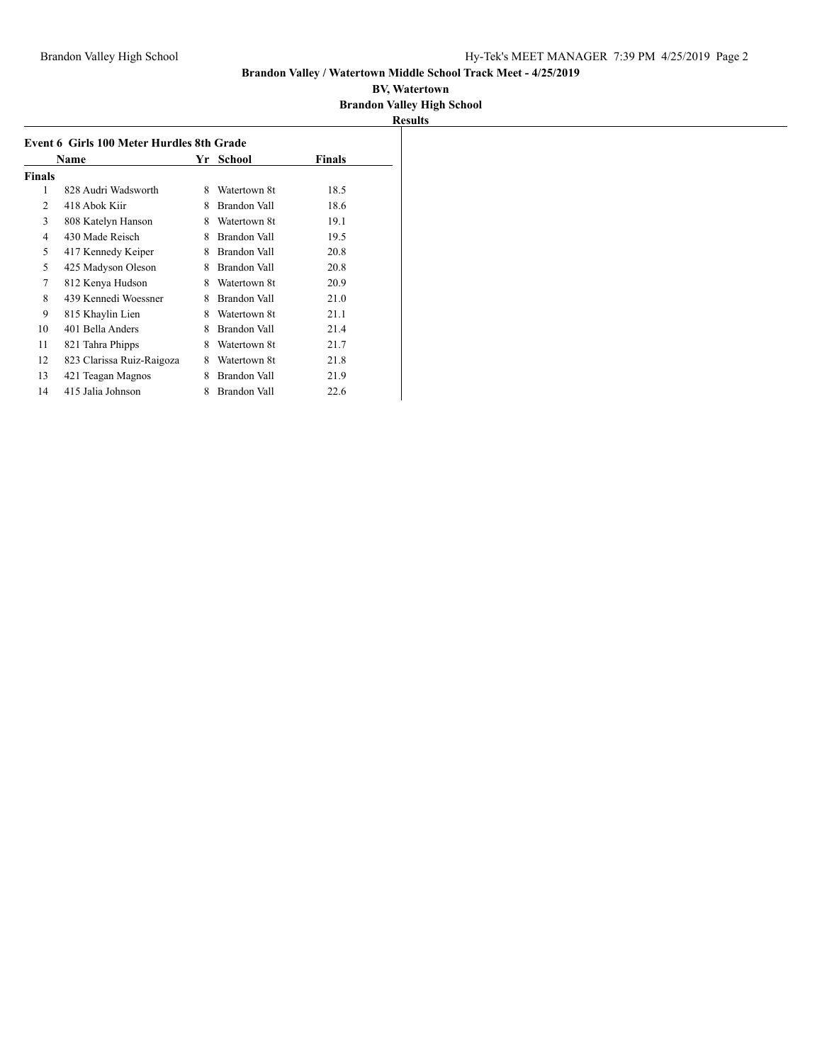# Brandon Valley / Watertown Middle School Track Meet - 4/25/2019

**BV, Watertown**

**Brandon Valley High School**

**Results**

### Event 6 Girls 100 Meter Hurdles 8th Grade

| | Name | Yr | School | Finals |
|---|---|---|---|---|
| **Finals** | | | | |
| 1 | 828 Audri Wadsworth | 8 | Watertown 8t | 18.5 |
| 2 | 418 Abok Kiir | 8 | Brandon Vall | 18.6 |
| 3 | 808 Katelyn Hanson | 8 | Watertown 8t | 19.1 |
| 4 | 430 Made Reisch | 8 | Brandon Vall | 19.5 |
| 5 | 417 Kennedy Keiper | 8 | Brandon Vall | 20.8 |
| 5 | 425 Madyson Oleson | 8 | Brandon Vall | 20.8 |
| 7 | 812 Kenya Hudson | 8 | Watertown 8t | 20.9 |
| 8 | 439 Kennedi Woessner | 8 | Brandon Vall | 21.0 |
| 9 | 815 Khaylin Lien | 8 | Watertown 8t | 21.1 |
| 10 | 401 Bella Anders | 8 | Brandon Vall | 21.4 |
| 11 | 821 Tahra Phipps | 8 | Watertown 8t | 21.7 |
| 12 | 823 Clarissa Ruiz-Raigoza | 8 | Watertown 8t | 21.8 |
| 13 | 421 Teagan Magnos | 8 | Brandon Vall | 21.9 |
| 14 | 415 Jalia Johnson | 8 | Brandon Vall | 22.6 |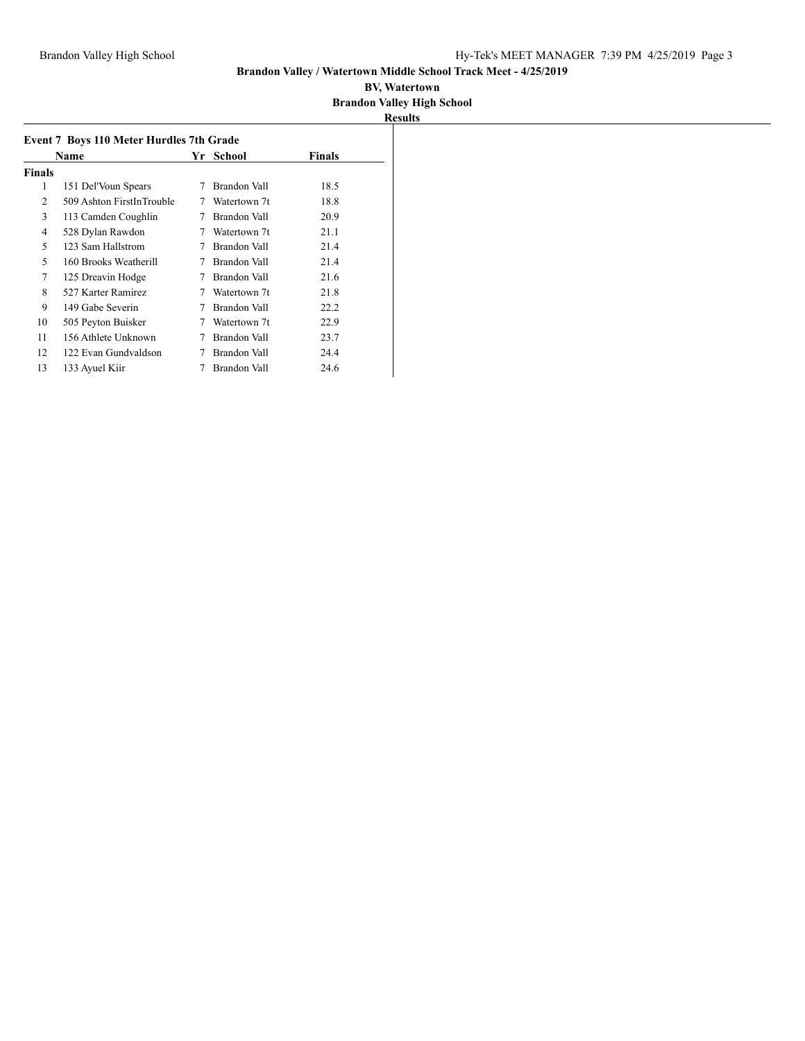# Brandon Valley / Watertown Middle School Track Meet - 4/25/2019

**BV, Watertown**

**Brandon Valley High School**

**Results**

### Event 7 Boys 110 Meter Hurdles 7th Grade

| | Name | Yr | School | Finals |
|---|---|---|---|---|
| **Finals** | | | | |
| 1 | 151 Del'Voun Spears | 7 | Brandon Vall | 18.5 |
| 2 | 509 Ashton FirstInTrouble | 7 | Watertown 7t | 18.8 |
| 3 | 113 Camden Coughlin | 7 | Brandon Vall | 20.9 |
| 4 | 528 Dylan Rawdon | 7 | Watertown 7t | 21.1 |
| 5 | 123 Sam Hallstrom | 7 | Brandon Vall | 21.4 |
| 5 | 160 Brooks Weatherill | 7 | Brandon Vall | 21.4 |
| 7 | 125 Dreavin Hodge | 7 | Brandon Vall | 21.6 |
| 8 | 527 Karter Ramirez | 7 | Watertown 7t | 21.8 |
| 9 | 149 Gabe Severin | 7 | Brandon Vall | 22.2 |
| 10 | 505 Peyton Buisker | 7 | Watertown 7t | 22.9 |
| 11 | 156 Athlete Unknown | 7 | Brandon Vall | 23.7 |
| 12 | 122 Evan Gundvaldson | 7 | Brandon Vall | 24.4 |
| 13 | 133 Ayuel Kiir | 7 | Brandon Vall | 24.6 |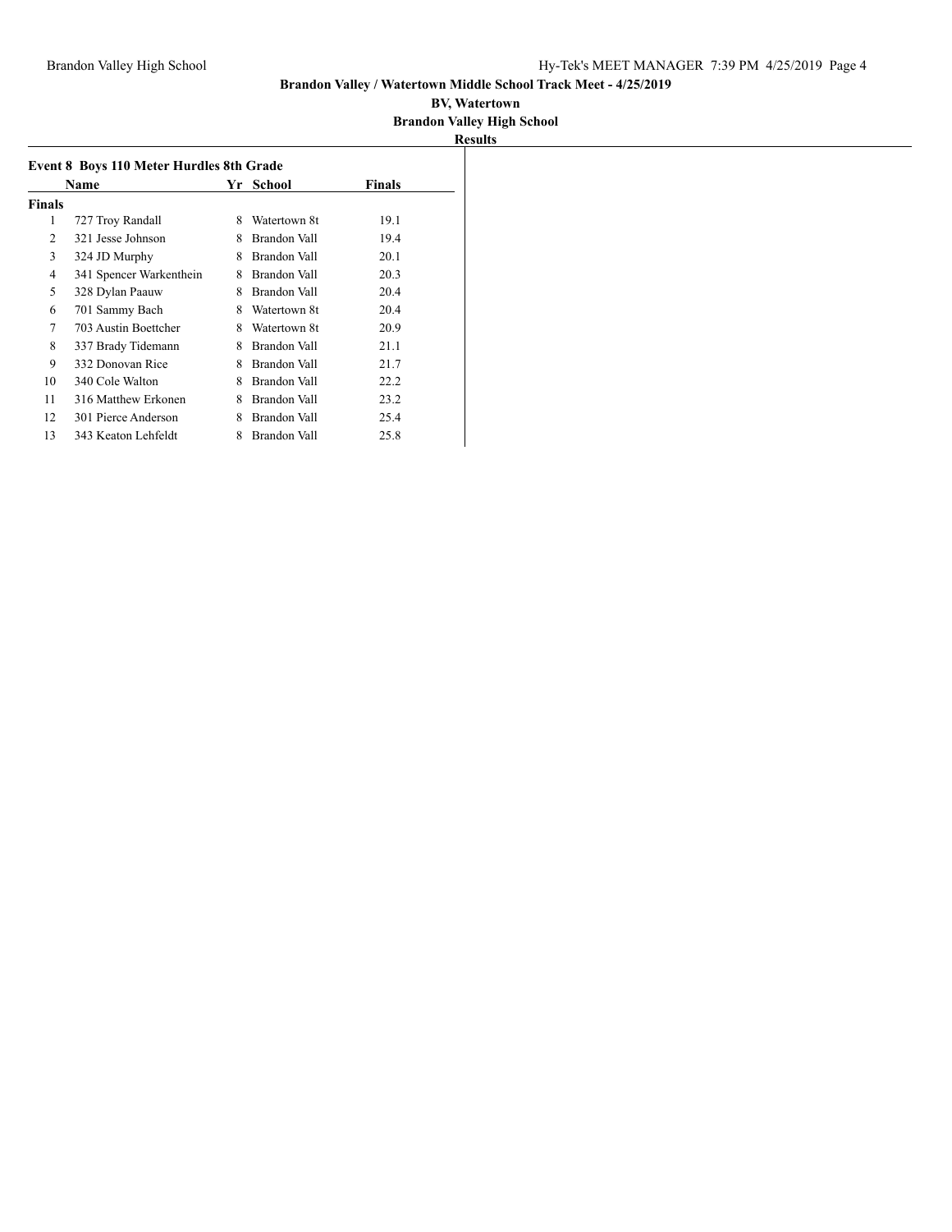**Brandon Valley / Watertown Middle School Track Meet - 4/25/2019**

**BV, Watertown**

**Brandon Valley High School**

**Results**

### Event 8 Boys 110 Meter Hurdles 8th Grade

| | Name | Yr | School | Finals |
|---|---|---|---|---|
| **Finals** | | | | |
| 1 | 727 Troy Randall | 8 | Watertown 8t | 19.1 |
| 2 | 321 Jesse Johnson | 8 | Brandon Vall | 19.4 |
| 3 | 324 JD Murphy | 8 | Brandon Vall | 20.1 |
| 4 | 341 Spencer Warkenthein | 8 | Brandon Vall | 20.3 |
| 5 | 328 Dylan Paauw | 8 | Brandon Vall | 20.4 |
| 6 | 701 Sammy Bach | 8 | Watertown 8t | 20.4 |
| 7 | 703 Austin Boettcher | 8 | Watertown 8t | 20.9 |
| 8 | 337 Brady Tidemann | 8 | Brandon Vall | 21.1 |
| 9 | 332 Donovan Rice | 8 | Brandon Vall | 21.7 |
| 10 | 340 Cole Walton | 8 | Brandon Vall | 22.2 |
| 11 | 316 Matthew Erkonen | 8 | Brandon Vall | 23.2 |
| 12 | 301 Pierce Anderson | 8 | Brandon Vall | 25.4 |
| 13 | 343 Keaton Lehfeldt | 8 | Brandon Vall | 25.8 |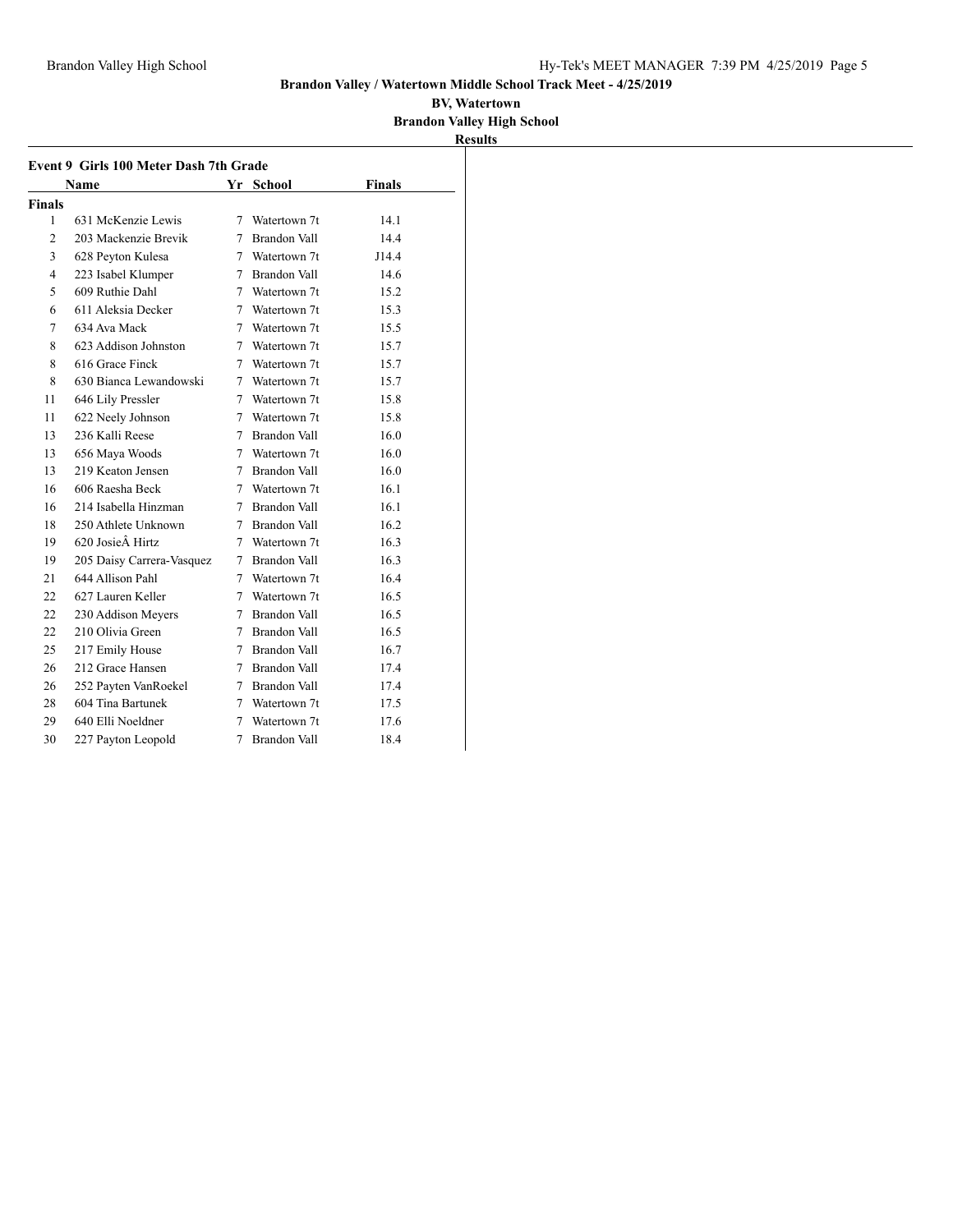**Brandon Valley / Watertown Middle School Track Meet - 4/25/2019**

**BV, Watertown**

**Brandon Valley High School**

**Results**

### Event 9 Girls 100 Meter Dash 7th Grade

| | Name | Yr | School | Finals |
|---|---|---|---|---|
| **Finals** | | | | |
| 1 | 631 McKenzie Lewis | 7 | Watertown 7t | 14.1 |
| 2 | 203 Mackenzie Brevik | 7 | Brandon Vall | 14.4 |
| 3 | 628 Peyton Kulesa | 7 | Watertown 7t | J14.4 |
| 4 | 223 Isabel Klumper | 7 | Brandon Vall | 14.6 |
| 5 | 609 Ruthie Dahl | 7 | Watertown 7t | 15.2 |
| 6 | 611 Aleksia Decker | 7 | Watertown 7t | 15.3 |
| 7 | 634 Ava Mack | 7 | Watertown 7t | 15.5 |
| 8 | 623 Addison Johnston | 7 | Watertown 7t | 15.7 |
| 8 | 616 Grace Finck | 7 | Watertown 7t | 15.7 |
| 8 | 630 Bianca Lewandowski | 7 | Watertown 7t | 15.7 |
| 11 | 646 Lily Pressler | 7 | Watertown 7t | 15.8 |
| 11 | 622 Neely Johnson | 7 | Watertown 7t | 15.8 |
| 13 | 236 Kalli Reese | 7 | Brandon Vall | 16.0 |
| 13 | 656 Maya Woods | 7 | Watertown 7t | 16.0 |
| 13 | 219 Keaton Jensen | 7 | Brandon Vall | 16.0 |
| 16 | 606 Raesha Beck | 7 | Watertown 7t | 16.1 |
| 16 | 214 Isabella Hinzman | 7 | Brandon Vall | 16.1 |
| 18 | 250 Athlete Unknown | 7 | Brandon Vall | 16.2 |
| 19 | 620 JosieÂ Hirtz | 7 | Watertown 7t | 16.3 |
| 19 | 205 Daisy Carrera-Vasquez | 7 | Brandon Vall | 16.3 |
| 21 | 644 Allison Pahl | 7 | Watertown 7t | 16.4 |
| 22 | 627 Lauren Keller | 7 | Watertown 7t | 16.5 |
| 22 | 230 Addison Meyers | 7 | Brandon Vall | 16.5 |
| 22 | 210 Olivia Green | 7 | Brandon Vall | 16.5 |
| 25 | 217 Emily House | 7 | Brandon Vall | 16.7 |
| 26 | 212 Grace Hansen | 7 | Brandon Vall | 17.4 |
| 26 | 252 Payten VanRoekel | 7 | Brandon Vall | 17.4 |
| 28 | 604 Tina Bartunek | 7 | Watertown 7t | 17.5 |
| 29 | 640 Elli Noeldner | 7 | Watertown 7t | 17.6 |
| 30 | 227 Payton Leopold | 7 | Brandon Vall | 18.4 |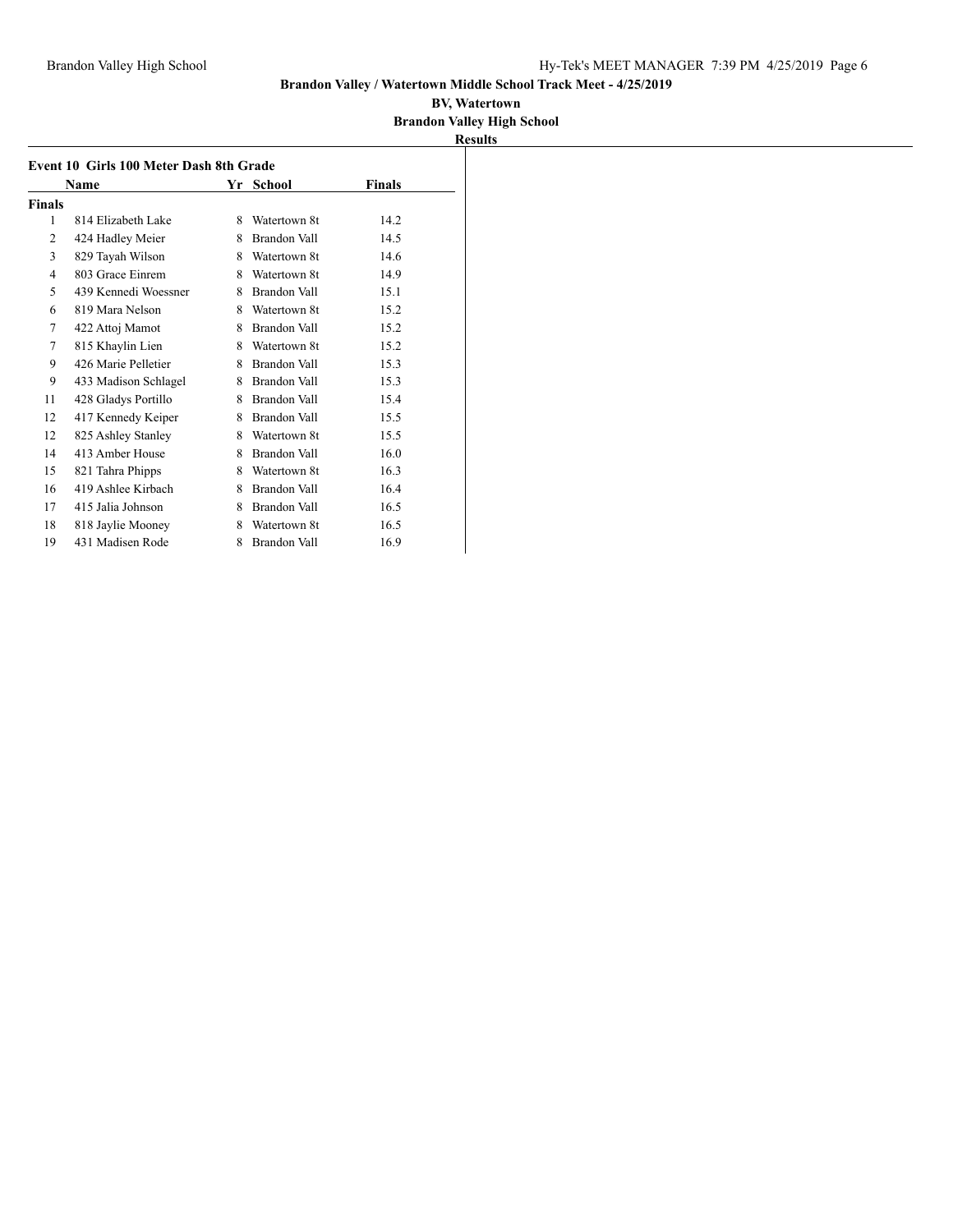**Brandon Valley / Watertown Middle School Track Meet - 4/25/2019**

**BV, Watertown**

**Brandon Valley High School**

**Results**

### Event 10 Girls 100 Meter Dash 8th Grade

| | Name | Yr | School | Finals |
|---|---|---|---|---|
| **Finals** | | | | |
| 1 | 814 Elizabeth Lake | 8 | Watertown 8t | 14.2 |
| 2 | 424 Hadley Meier | 8 | Brandon Vall | 14.5 |
| 3 | 829 Tayah Wilson | 8 | Watertown 8t | 14.6 |
| 4 | 803 Grace Einrem | 8 | Watertown 8t | 14.9 |
| 5 | 439 Kennedi Woessner | 8 | Brandon Vall | 15.1 |
| 6 | 819 Mara Nelson | 8 | Watertown 8t | 15.2 |
| 7 | 422 Attoj Mamot | 8 | Brandon Vall | 15.2 |
| 7 | 815 Khaylin Lien | 8 | Watertown 8t | 15.2 |
| 9 | 426 Marie Pelletier | 8 | Brandon Vall | 15.3 |
| 9 | 433 Madison Schlagel | 8 | Brandon Vall | 15.3 |
| 11 | 428 Gladys Portillo | 8 | Brandon Vall | 15.4 |
| 12 | 417 Kennedy Keiper | 8 | Brandon Vall | 15.5 |
| 12 | 825 Ashley Stanley | 8 | Watertown 8t | 15.5 |
| 14 | 413 Amber House | 8 | Brandon Vall | 16.0 |
| 15 | 821 Tahra Phipps | 8 | Watertown 8t | 16.3 |
| 16 | 419 Ashlee Kirbach | 8 | Brandon Vall | 16.4 |
| 17 | 415 Jalia Johnson | 8 | Brandon Vall | 16.5 |
| 18 | 818 Jaylie Mooney | 8 | Watertown 8t | 16.5 |
| 19 | 431 Madisen Rode | 8 | Brandon Vall | 16.9 |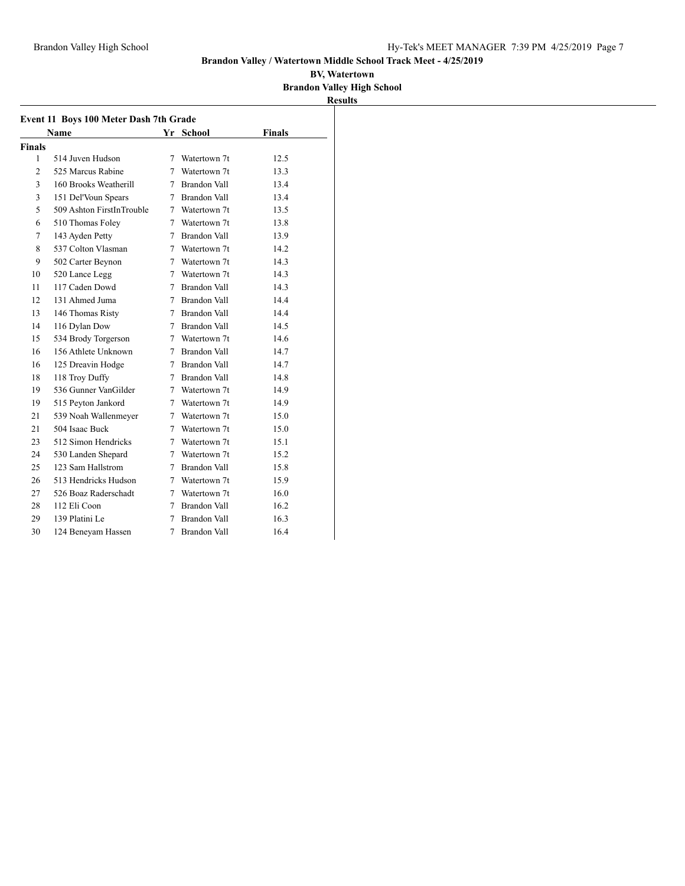**Brandon Valley / Watertown Middle School Track Meet - 4/25/2019**

**BV, Watertown**

**Brandon Valley High School**

**Results**

### Event 11 Boys 100 Meter Dash 7th Grade

| | Name | Yr | School | Finals |
|---|---|---|---|---|
| **Finals** | | | | |
| 1 | 514 Juven Hudson | 7 | Watertown 7t | 12.5 |
| 2 | 525 Marcus Rabine | 7 | Watertown 7t | 13.3 |
| 3 | 160 Brooks Weatherill | 7 | Brandon Vall | 13.4 |
| 3 | 151 Del'Voun Spears | 7 | Brandon Vall | 13.4 |
| 5 | 509 Ashton FirstInTrouble | 7 | Watertown 7t | 13.5 |
| 6 | 510 Thomas Foley | 7 | Watertown 7t | 13.8 |
| 7 | 143 Ayden Petty | 7 | Brandon Vall | 13.9 |
| 8 | 537 Colton Vlasman | 7 | Watertown 7t | 14.2 |
| 9 | 502 Carter Beynon | 7 | Watertown 7t | 14.3 |
| 10 | 520 Lance Legg | 7 | Watertown 7t | 14.3 |
| 11 | 117 Caden Dowd | 7 | Brandon Vall | 14.3 |
| 12 | 131 Ahmed Juma | 7 | Brandon Vall | 14.4 |
| 13 | 146 Thomas Risty | 7 | Brandon Vall | 14.4 |
| 14 | 116 Dylan Dow | 7 | Brandon Vall | 14.5 |
| 15 | 534 Brody Torgerson | 7 | Watertown 7t | 14.6 |
| 16 | 156 Athlete Unknown | 7 | Brandon Vall | 14.7 |
| 16 | 125 Dreavin Hodge | 7 | Brandon Vall | 14.7 |
| 18 | 118 Troy Duffy | 7 | Brandon Vall | 14.8 |
| 19 | 536 Gunner VanGilder | 7 | Watertown 7t | 14.9 |
| 19 | 515 Peyton Jankord | 7 | Watertown 7t | 14.9 |
| 21 | 539 Noah Wallenmeyer | 7 | Watertown 7t | 15.0 |
| 21 | 504 Isaac Buck | 7 | Watertown 7t | 15.0 |
| 23 | 512 Simon Hendricks | 7 | Watertown 7t | 15.1 |
| 24 | 530 Landen Shepard | 7 | Watertown 7t | 15.2 |
| 25 | 123 Sam Hallstrom | 7 | Brandon Vall | 15.8 |
| 26 | 513 Hendricks Hudson | 7 | Watertown 7t | 15.9 |
| 27 | 526 Boaz Raderschadt | 7 | Watertown 7t | 16.0 |
| 28 | 112 Eli Coon | 7 | Brandon Vall | 16.2 |
| 29 | 139 Platini Le | 7 | Brandon Vall | 16.3 |
| 30 | 124 Beneyam Hassen | 7 | Brandon Vall | 16.4 |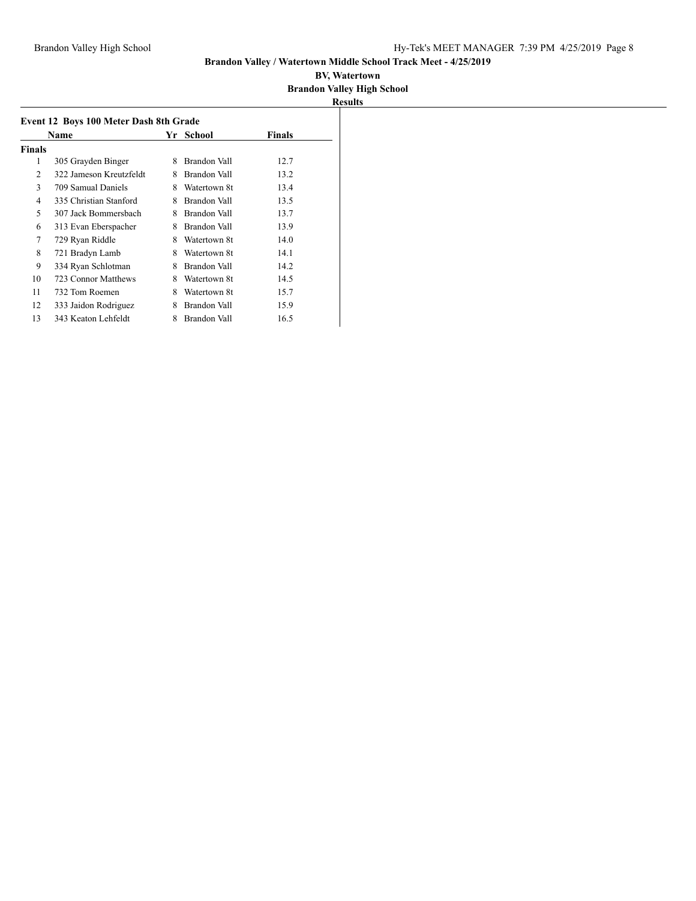**Brandon Valley / Watertown Middle School Track Meet - 4/25/2019**

**BV, Watertown**

**Brandon Valley High School**

**Results**

### Event 12 Boys 100 Meter Dash 8th Grade

| | Name | Yr | School | Finals |
|---|---|---|---|---|
| **Finals** | | | | |
| 1 | 305 Grayden Binger | 8 | Brandon Vall | 12.7 |
| 2 | 322 Jameson Kreutzfeldt | 8 | Brandon Vall | 13.2 |
| 3 | 709 Samual Daniels | 8 | Watertown 8t | 13.4 |
| 4 | 335 Christian Stanford | 8 | Brandon Vall | 13.5 |
| 5 | 307 Jack Bommersbach | 8 | Brandon Vall | 13.7 |
| 6 | 313 Evan Eberspacher | 8 | Brandon Vall | 13.9 |
| 7 | 729 Ryan Riddle | 8 | Watertown 8t | 14.0 |
| 8 | 721 Bradyn Lamb | 8 | Watertown 8t | 14.1 |
| 9 | 334 Ryan Schlotman | 8 | Brandon Vall | 14.2 |
| 10 | 723 Connor Matthews | 8 | Watertown 8t | 14.5 |
| 11 | 732 Tom Roemen | 8 | Watertown 8t | 15.7 |
| 12 | 333 Jaidon Rodriguez | 8 | Brandon Vall | 15.9 |
| 13 | 343 Keaton Lehfeldt | 8 | Brandon Vall | 16.5 |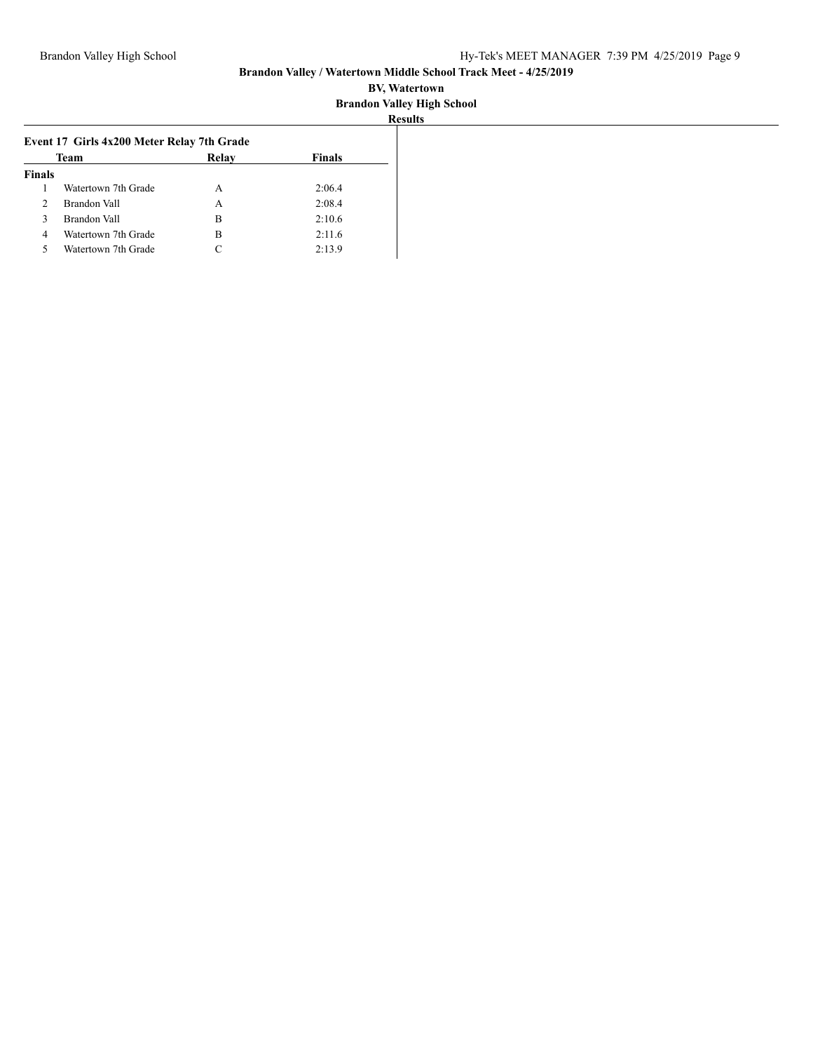## Event 17 Girls 4x200 Meter Relay 7th Grade

| | Team | Relay | Finals |
|---|---|---|---|
| **Finals** | | | |
| 1 | Watertown 7th Grade | A | 2:06.4 |
| 2 | Brandon Vall | A | 2:08.4 |
| 3 | Brandon Vall | B | 2:10.6 |
| 4 | Watertown 7th Grade | B | 2:11.6 |
| 5 | Watertown 7th Grade | C | 2:13.9 |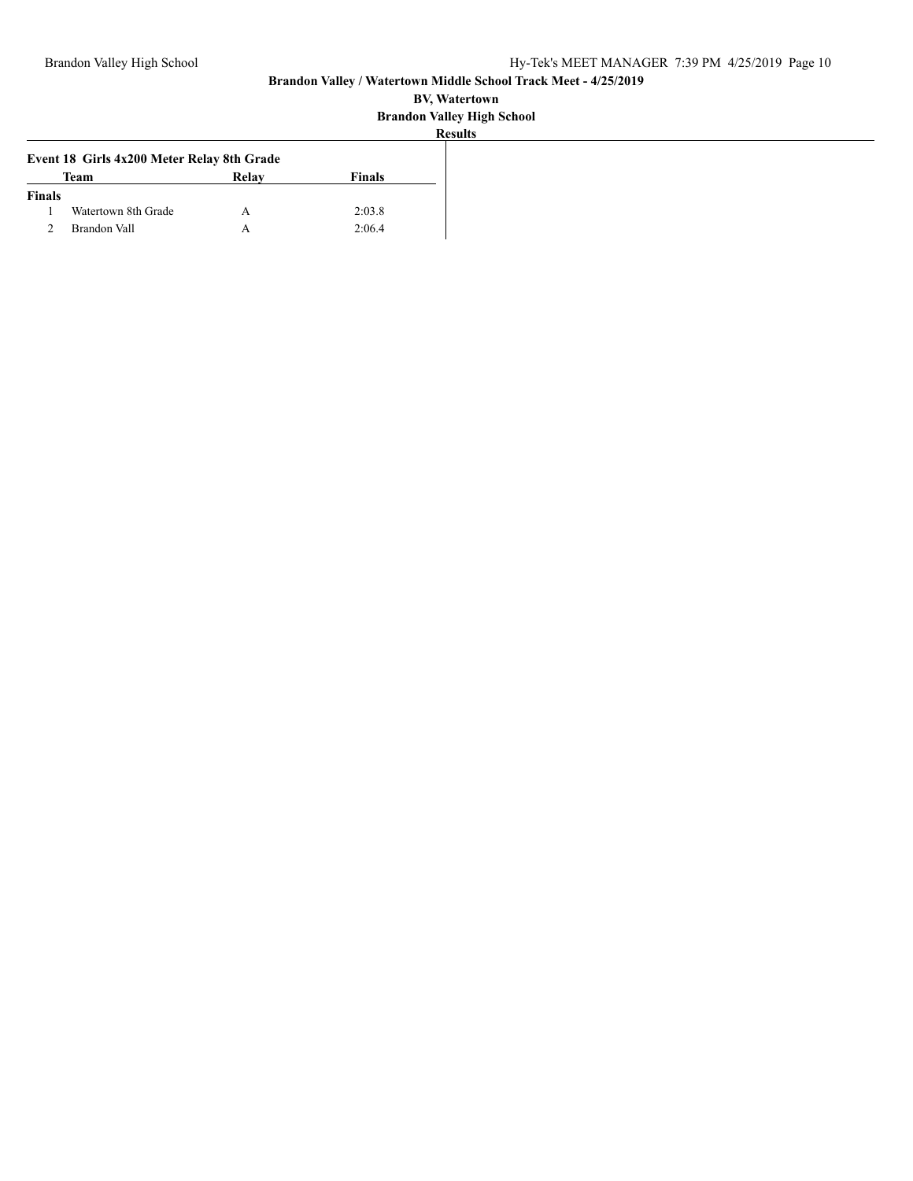**Brandon Valley / Watertown Middle School Track Meet - 4/25/2019**

**BV, Watertown**

**Brandon Valley High School**

**Results**

### Event 18 Girls 4x200 Meter Relay 8th Grade

| | Team | Relay | Finals |
|---|---|---|---|
| **Finals** | | | |
| 1 | Watertown 8th Grade | A | 2:03.8 |
| 2 | Brandon Vall | A | 2:06.4 |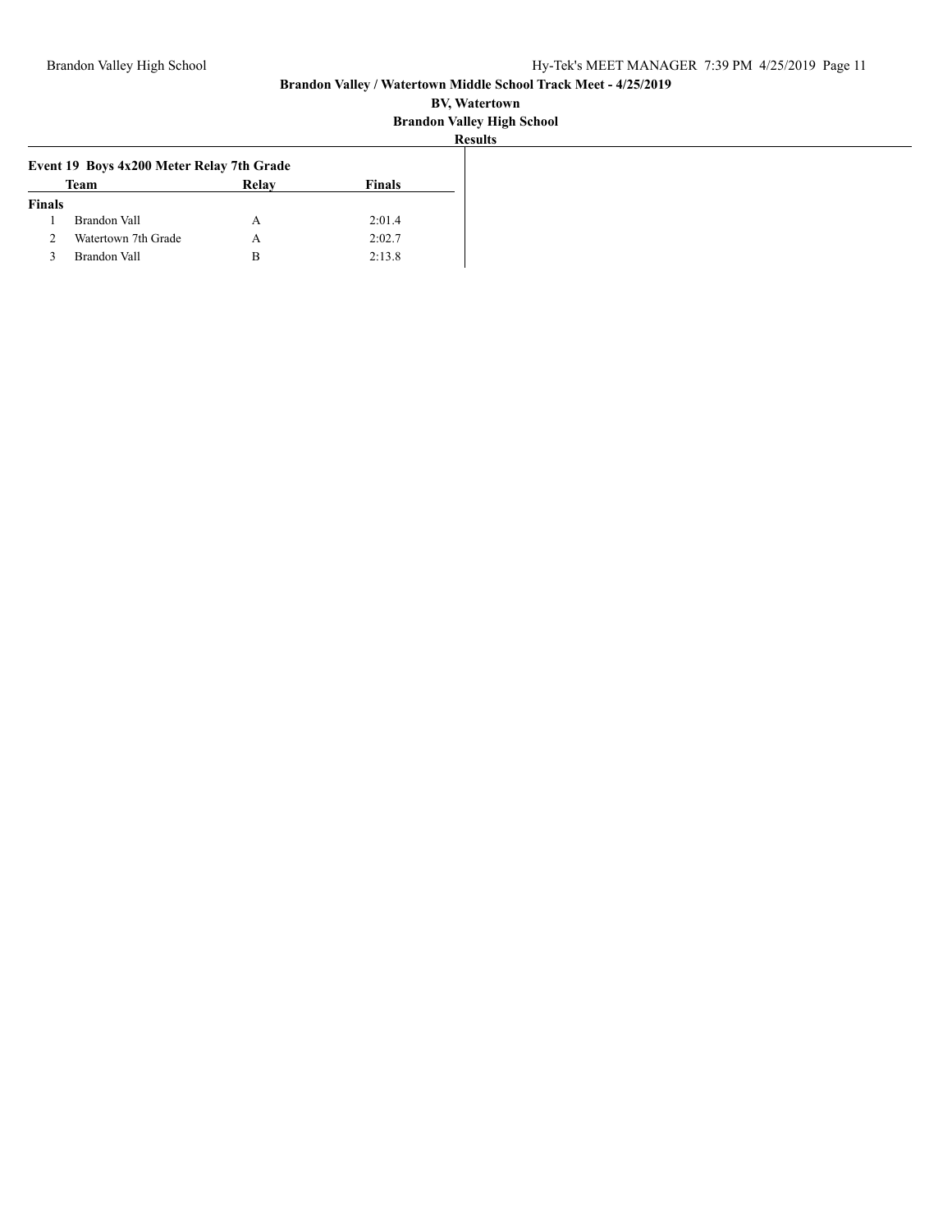**Brandon Valley / Watertown Middle School Track Meet - 4/25/2019**

**BV, Watertown**

**Brandon Valley High School**

**Results**

### Event 19 Boys 4x200 Meter Relay 7th Grade

| | Team | Relay | Finals |
|---|---|---|---|
| **Finals** | | | |
| 1 | Brandon Vall | A | 2:01.4 |
| 2 | Watertown 7th Grade | A | 2:02.7 |
| 3 | Brandon Vall | B | 2:13.8 |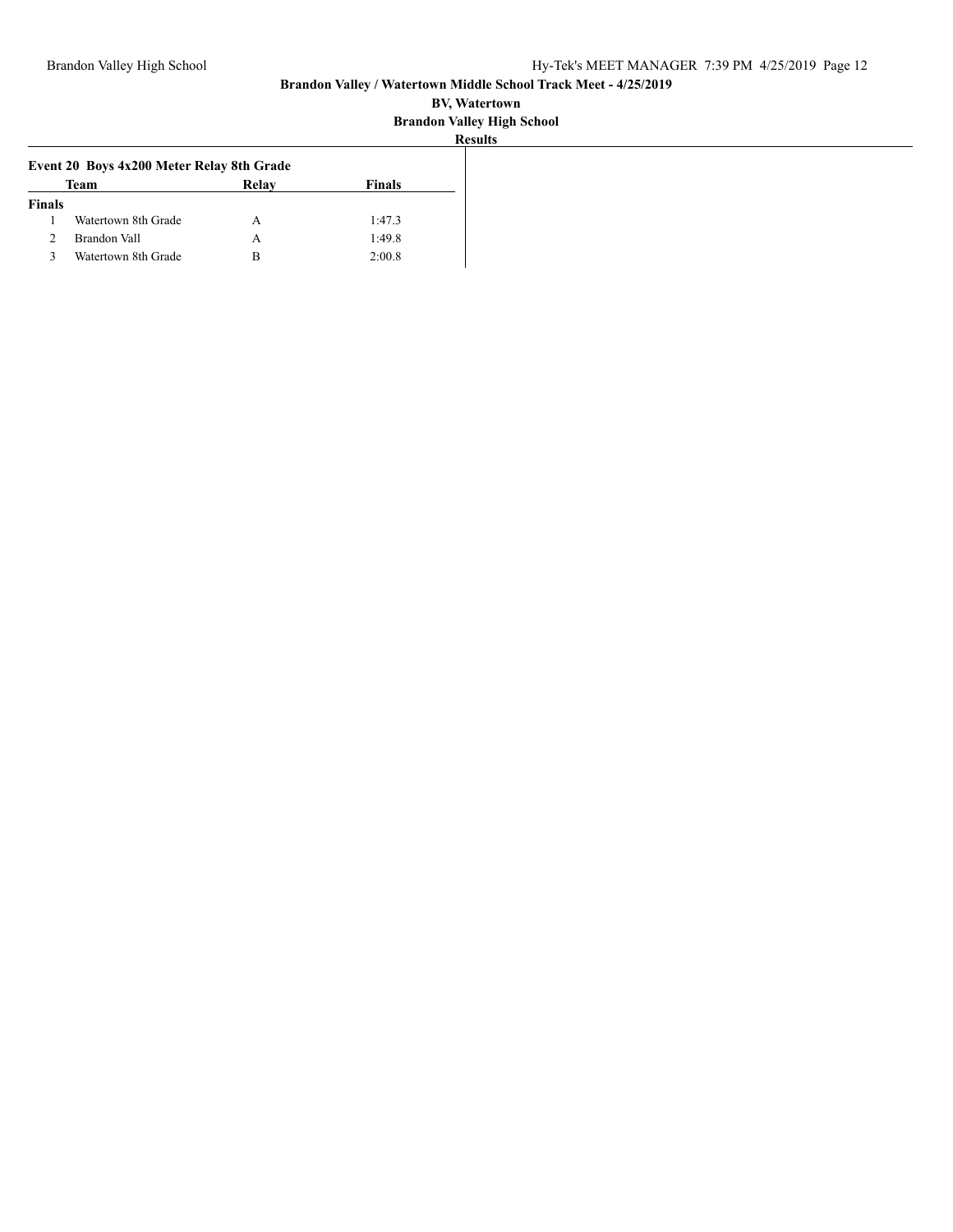# Brandon Valley / Watertown Middle School Track Meet - 4/25/2019

**BV, Watertown**

**Brandon Valley High School**

**Results**

### Event 20 Boys 4x200 Meter Relay 8th Grade

| | Team | Relay | Finals |
|---|---|---|---|
| **Finals** | | | |
| 1 | Watertown 8th Grade | A | 1:47.3 |
| 2 | Brandon Vall | A | 1:49.8 |
| 3 | Watertown 8th Grade | B | 2:00.8 |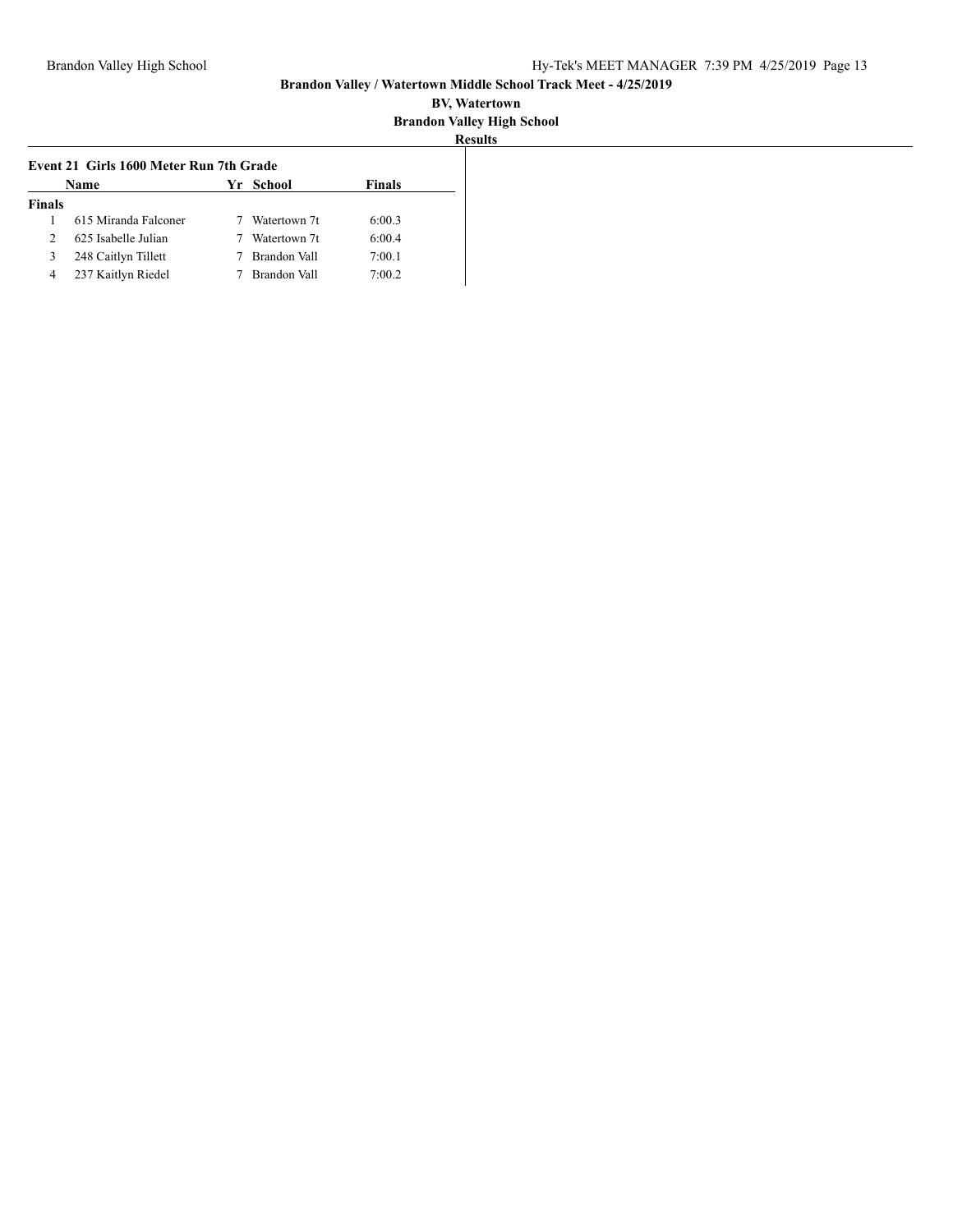**Brandon Valley / Watertown Middle School Track Meet - 4/25/2019**

**BV, Watertown**

**Brandon Valley High School**

**Results**

### Event 21 Girls 1600 Meter Run 7th Grade

| | Name | Yr | School | Finals |
|---|---|---|---|---|
| **Finals** | | | | |
| 1 | 615 Miranda Falconer | 7 | Watertown 7t | 6:00.3 |
| 2 | 625 Isabelle Julian | 7 | Watertown 7t | 6:00.4 |
| 3 | 248 Caitlyn Tillett | 7 | Brandon Vall | 7:00.1 |
| 4 | 237 Kaitlyn Riedel | 7 | Brandon Vall | 7:00.2 |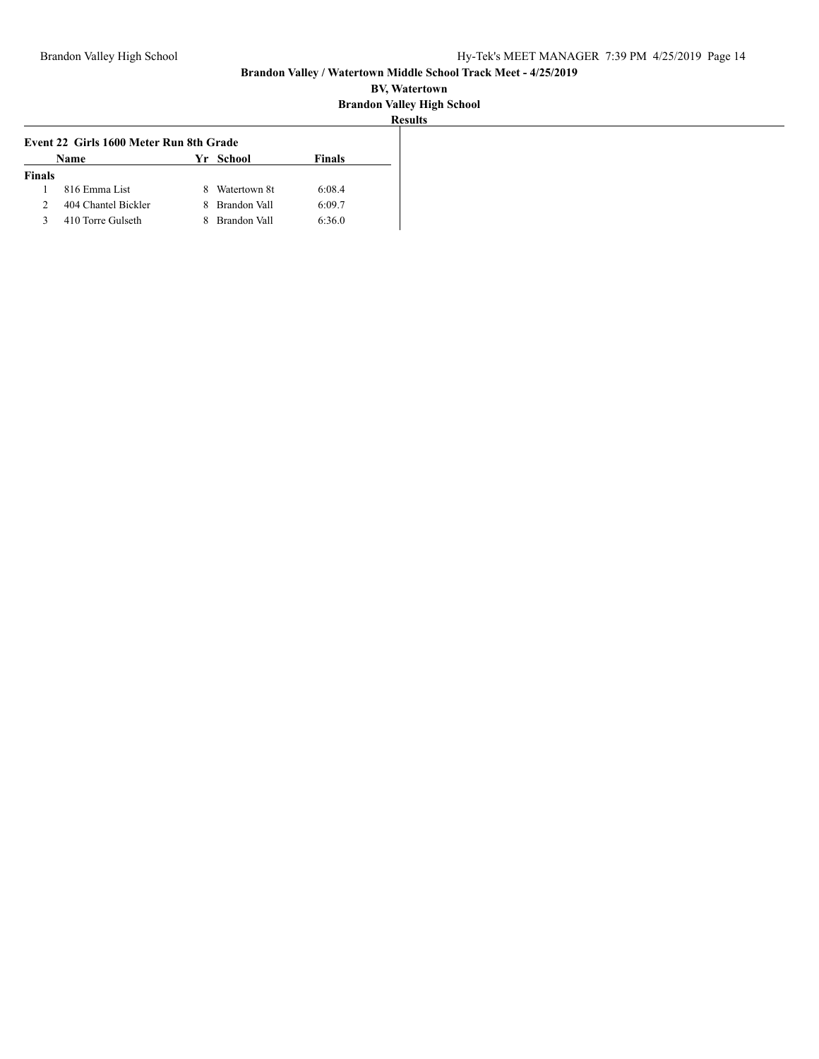**Brandon Valley / Watertown Middle School Track Meet - 4/25/2019**

**BV, Watertown**

**Brandon Valley High School**

**Results**

### Event 22 Girls 1600 Meter Run 8th Grade

| | Name | Yr | School | Finals |
|---|---|---|---|---|
| **Finals** | | | | |
| 1 | 816 Emma List | 8 | Watertown 8t | 6:08.4 |
| 2 | 404 Chantel Bickler | 8 | Brandon Vall | 6:09.7 |
| 3 | 410 Torre Gulseth | 8 | Brandon Vall | 6:36.0 |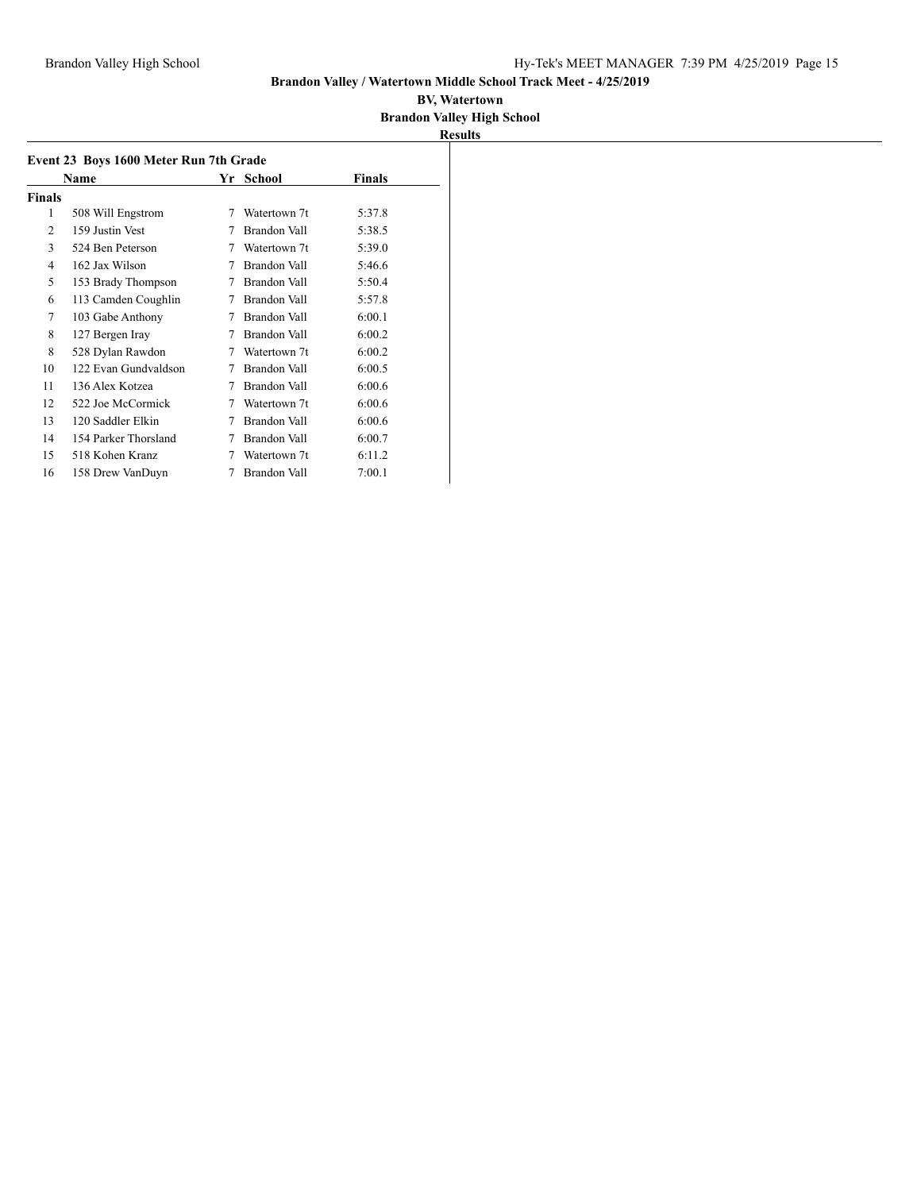**Brandon Valley / Watertown Middle School Track Meet - 4/25/2019**

**BV, Watertown**

**Brandon Valley High School**

**Results**

### Event 23 Boys 1600 Meter Run 7th Grade

| | Name | Yr | School | Finals |
|---|---|---|---|---|
| **Finals** | | | | |
| 1 | 508 Will Engstrom | 7 | Watertown 7t | 5:37.8 |
| 2 | 159 Justin Vest | 7 | Brandon Vall | 5:38.5 |
| 3 | 524 Ben Peterson | 7 | Watertown 7t | 5:39.0 |
| 4 | 162 Jax Wilson | 7 | Brandon Vall | 5:46.6 |
| 5 | 153 Brady Thompson | 7 | Brandon Vall | 5:50.4 |
| 6 | 113 Camden Coughlin | 7 | Brandon Vall | 5:57.8 |
| 7 | 103 Gabe Anthony | 7 | Brandon Vall | 6:00.1 |
| 8 | 127 Bergen Iray | 7 | Brandon Vall | 6:00.2 |
| 8 | 528 Dylan Rawdon | 7 | Watertown 7t | 6:00.2 |
| 10 | 122 Evan Gundvaldson | 7 | Brandon Vall | 6:00.5 |
| 11 | 136 Alex Kotzea | 7 | Brandon Vall | 6:00.6 |
| 12 | 522 Joe McCormick | 7 | Watertown 7t | 6:00.6 |
| 13 | 120 Saddler Elkin | 7 | Brandon Vall | 6:00.6 |
| 14 | 154 Parker Thorsland | 7 | Brandon Vall | 6:00.7 |
| 15 | 518 Kohen Kranz | 7 | Watertown 7t | 6:11.2 |
| 16 | 158 Drew VanDuyn | 7 | Brandon Vall | 7:00.1 |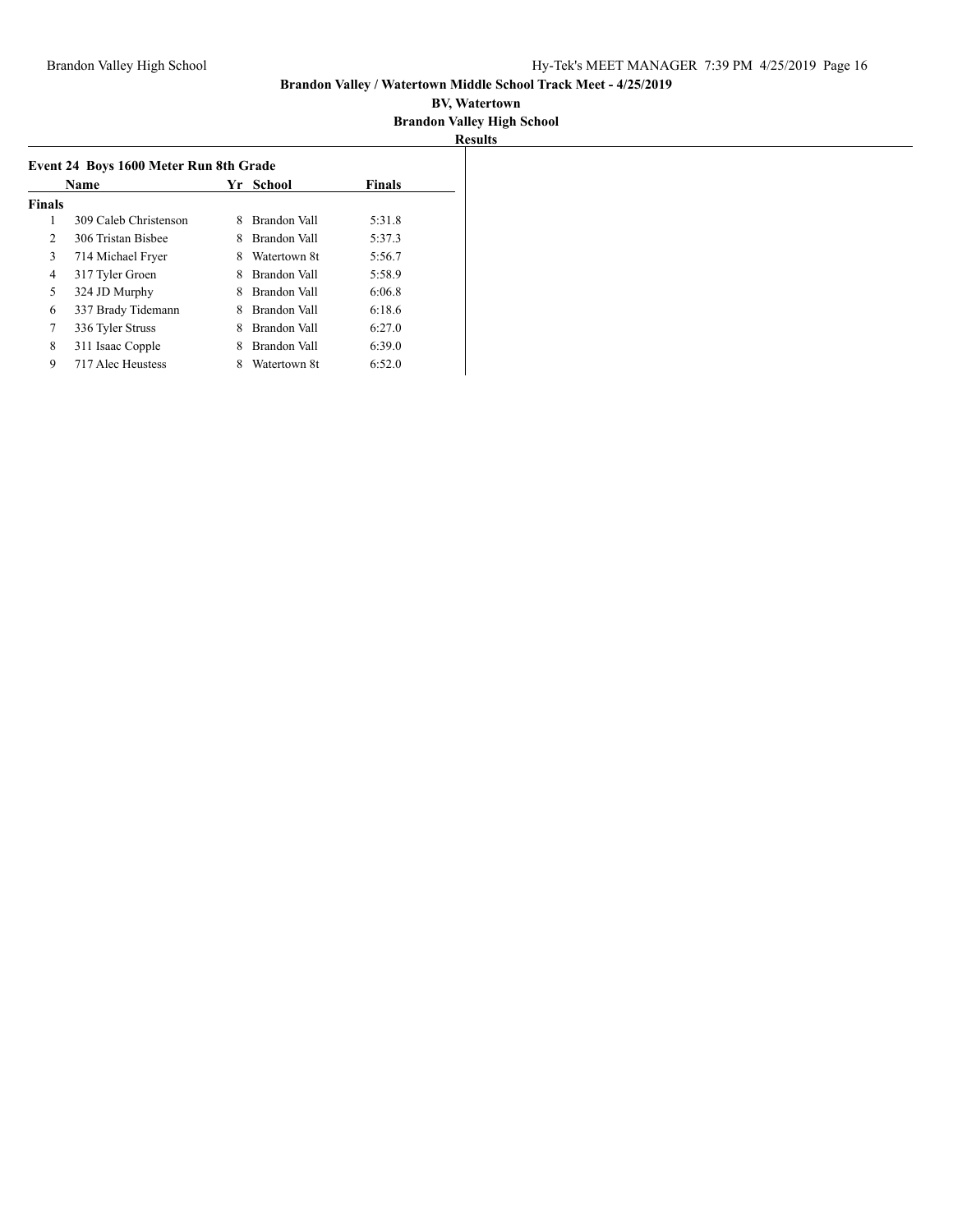**Brandon Valley / Watertown Middle School Track Meet - 4/25/2019**

**BV, Watertown**

**Brandon Valley High School**

**Results**

### Event 24 Boys 1600 Meter Run 8th Grade

| | Name | Yr | School | Finals |
|---|---|---|---|---|
| **Finals** | | | | |
| 1 | 309 Caleb Christenson | 8 | Brandon Vall | 5:31.8 |
| 2 | 306 Tristan Bisbee | 8 | Brandon Vall | 5:37.3 |
| 3 | 714 Michael Fryer | 8 | Watertown 8t | 5:56.7 |
| 4 | 317 Tyler Groen | 8 | Brandon Vall | 5:58.9 |
| 5 | 324 JD Murphy | 8 | Brandon Vall | 6:06.8 |
| 6 | 337 Brady Tidemann | 8 | Brandon Vall | 6:18.6 |
| 7 | 336 Tyler Struss | 8 | Brandon Vall | 6:27.0 |
| 8 | 311 Isaac Copple | 8 | Brandon Vall | 6:39.0 |
| 9 | 717 Alec Heustess | 8 | Watertown 8t | 6:52.0 |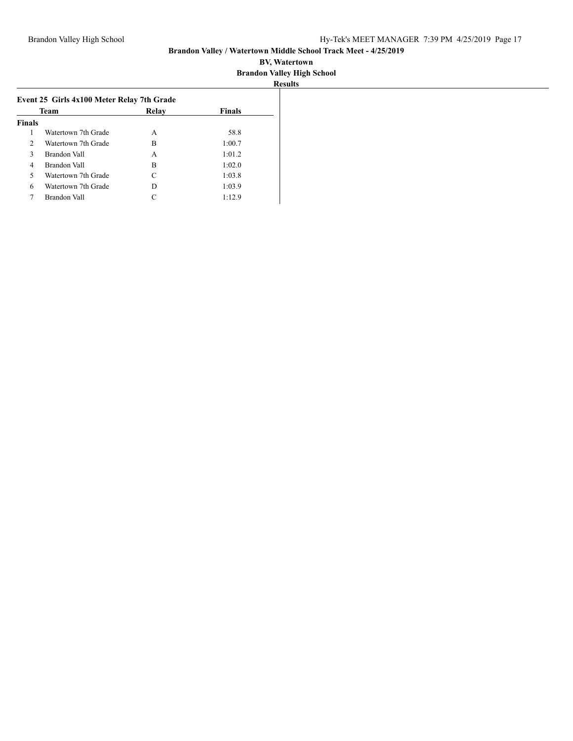**Brandon Valley / Watertown Middle School Track Meet - 4/25/2019**

**BV, Watertown**

**Brandon Valley High School**

**Results**

### Event 25 Girls 4x100 Meter Relay 7th Grade

| | Team | Relay | Finals |
|---|---|---|---|
| **Finals** | | | |
| 1 | Watertown 7th Grade | A | 58.8 |
| 2 | Watertown 7th Grade | B | 1:00.7 |
| 3 | Brandon Vall | A | 1:01.2 |
| 4 | Brandon Vall | B | 1:02.0 |
| 5 | Watertown 7th Grade | C | 1:03.8 |
| 6 | Watertown 7th Grade | D | 1:03.9 |
| 7 | Brandon Vall | C | 1:12.9 |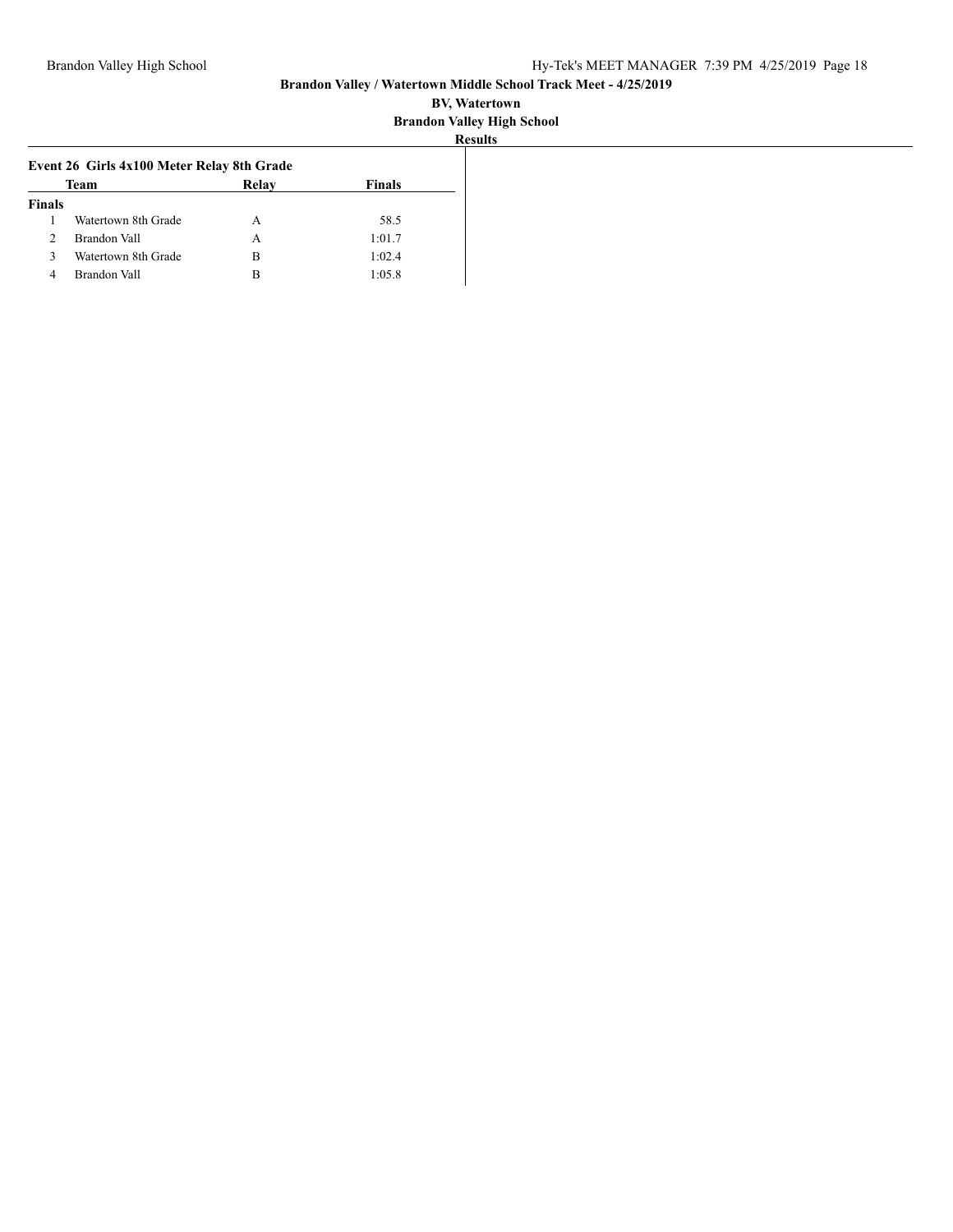# Brandon Valley / Watertown Middle School Track Meet - 4/25/2019

**BV, Watertown**

**Brandon Valley High School**

**Results**

### Event 26 Girls 4x100 Meter Relay 8th Grade

| | Team | Relay | Finals |
|---|---|---|---|
| **Finals** | | | |
| 1 | Watertown 8th Grade | A | 58.5 |
| 2 | Brandon Vall | A | 1:01.7 |
| 3 | Watertown 8th Grade | B | 1:02.4 |
| 4 | Brandon Vall | B | 1:05.8 |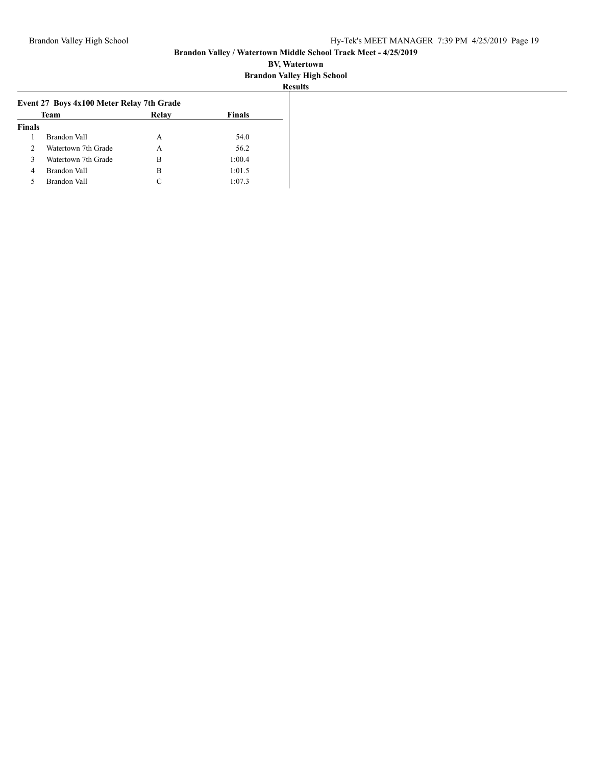**Brandon Valley / Watertown Middle School Track Meet - 4/25/2019**

**BV, Watertown**

**Brandon Valley High School**

**Results**

### Event 27 Boys 4x100 Meter Relay 7th Grade

| | Team | Relay | Finals |
|---|---|---|---|
| **Finals** | | | |
| 1 | Brandon Vall | A | 54.0 |
| 2 | Watertown 7th Grade | A | 56.2 |
| 3 | Watertown 7th Grade | B | 1:00.4 |
| 4 | Brandon Vall | B | 1:01.5 |
| 5 | Brandon Vall | C | 1:07.3 |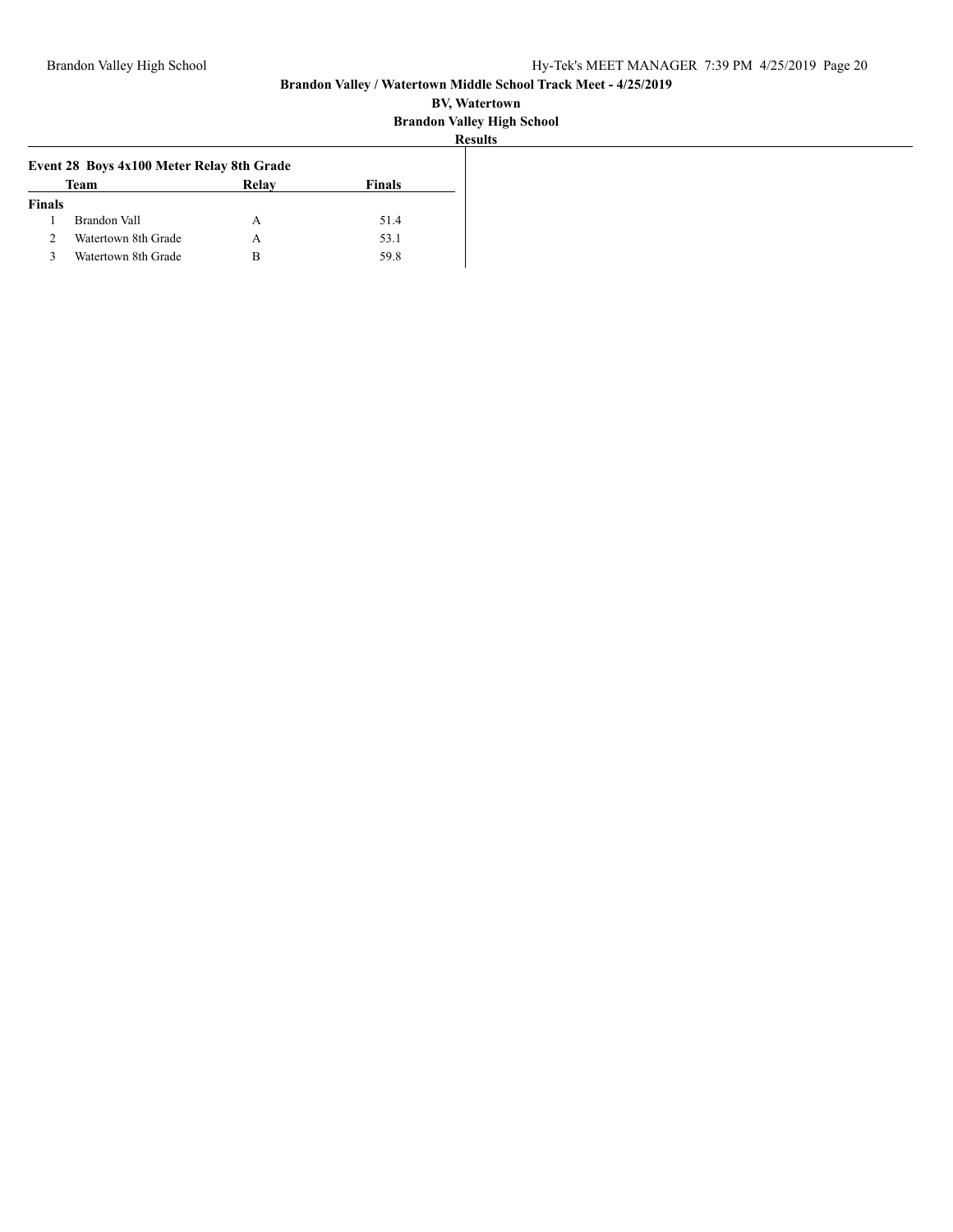**Brandon Valley / Watertown Middle School Track Meet - 4/25/2019**

**BV, Watertown**

**Brandon Valley High School**

**Results**

### Event 28 Boys 4x100 Meter Relay 8th Grade

| | Team | Relay | Finals |
|---|---|---|---|
| **Finals** | | | |
| 1 | Brandon Vall | A | 51.4 |
| 2 | Watertown 8th Grade | A | 53.1 |
| 3 | Watertown 8th Grade | B | 59.8 |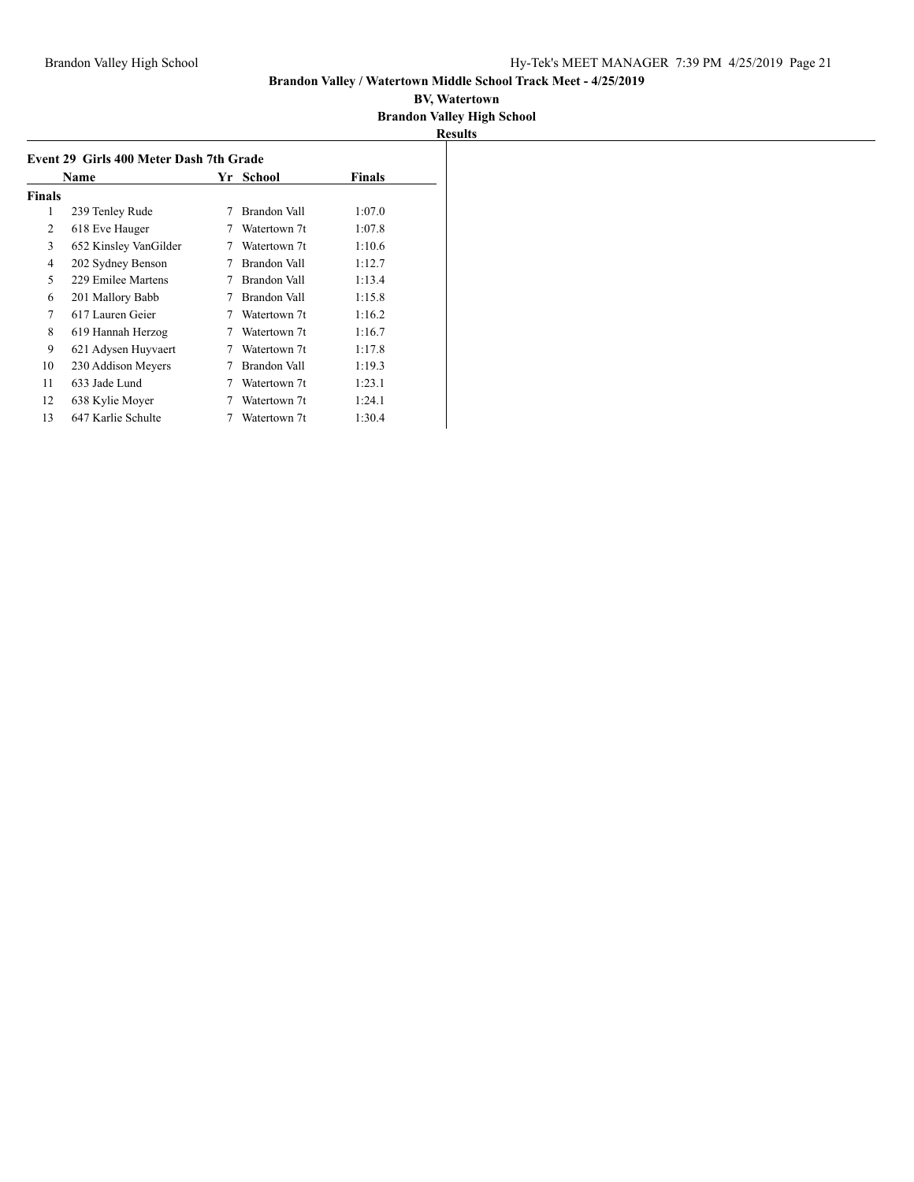**Brandon Valley / Watertown Middle School Track Meet - 4/25/2019**

**BV, Watertown**

**Brandon Valley High School**

**Results**

### Event 29 Girls 400 Meter Dash 7th Grade

| | Name | Yr | School | Finals |
|---|---|---|---|---|
| **Finals** | | | | |
| 1 | 239 Tenley Rude | 7 | Brandon Vall | 1:07.0 |
| 2 | 618 Eve Hauger | 7 | Watertown 7t | 1:07.8 |
| 3 | 652 Kinsley VanGilder | 7 | Watertown 7t | 1:10.6 |
| 4 | 202 Sydney Benson | 7 | Brandon Vall | 1:12.7 |
| 5 | 229 Emilee Martens | 7 | Brandon Vall | 1:13.4 |
| 6 | 201 Mallory Babb | 7 | Brandon Vall | 1:15.8 |
| 7 | 617 Lauren Geier | 7 | Watertown 7t | 1:16.2 |
| 8 | 619 Hannah Herzog | 7 | Watertown 7t | 1:16.7 |
| 9 | 621 Adysen Huyvaert | 7 | Watertown 7t | 1:17.8 |
| 10 | 230 Addison Meyers | 7 | Brandon Vall | 1:19.3 |
| 11 | 633 Jade Lund | 7 | Watertown 7t | 1:23.1 |
| 12 | 638 Kylie Moyer | 7 | Watertown 7t | 1:24.1 |
| 13 | 647 Karlie Schulte | 7 | Watertown 7t | 1:30.4 |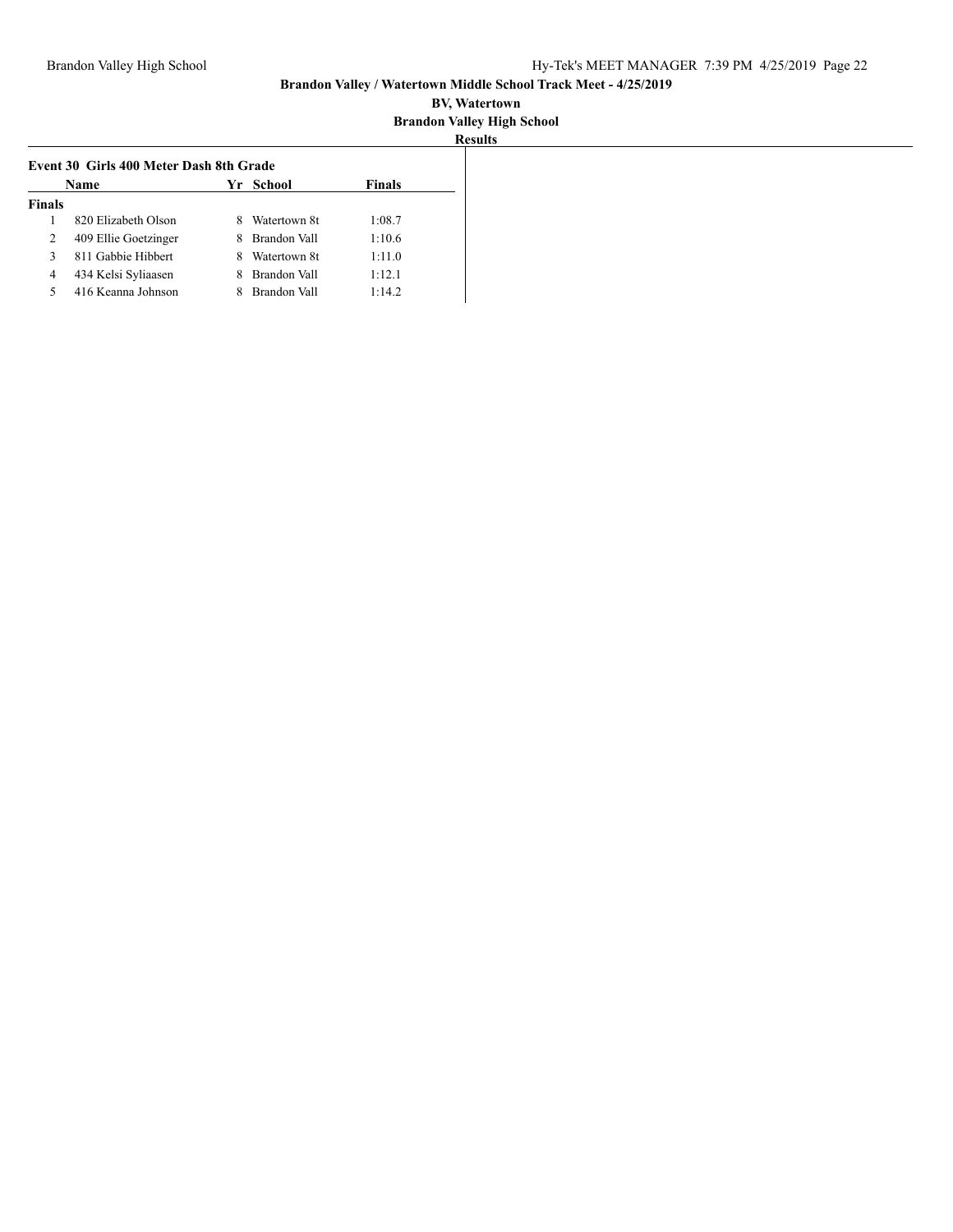Brandon Valley / Watertown Middle School Track Meet - 4/25/2019

BV, Watertown

Brandon Valley High School

**Results**

**Event 30 Girls 400 Meter Dash 8th Grade**

| | Name | Yr | School | Finals |
|---|---|---|---|---|
| **Finals** | | | | |
| 1 | 820 Elizabeth Olson | 8 | Watertown 8t | 1:08.7 |
| 2 | 409 Ellie Goetzinger | 8 | Brandon Vall | 1:10.6 |
| 3 | 811 Gabbie Hibbert | 8 | Watertown 8t | 1:11.0 |
| 4 | 434 Kelsi Syliaasen | 8 | Brandon Vall | 1:12.1 |
| 5 | 416 Keanna Johnson | 8 | Brandon Vall | 1:14.2 |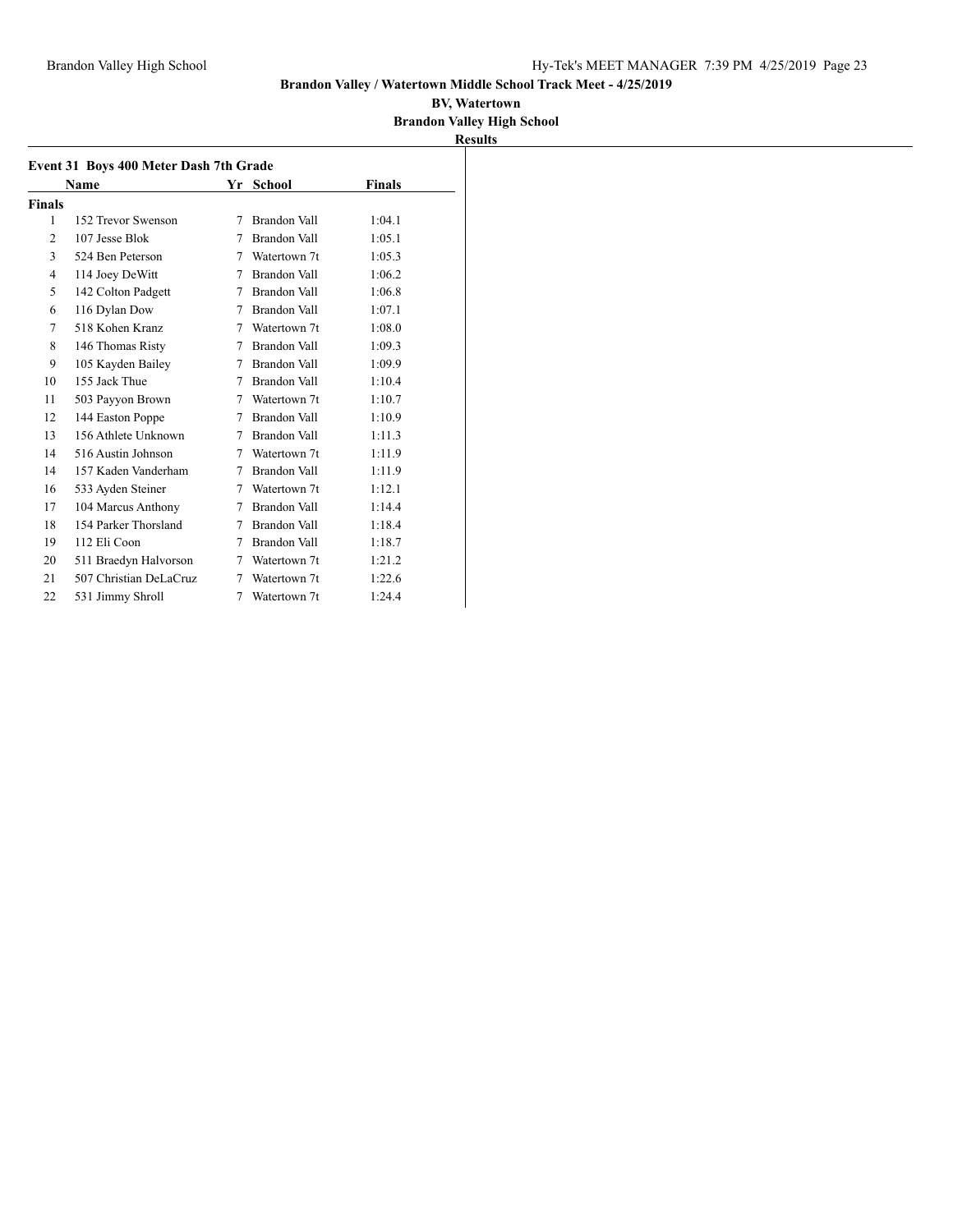**Brandon Valley / Watertown Middle School Track Meet - 4/25/2019**

**BV, Watertown**

**Brandon Valley High School**

**Results**

### Event 31 Boys 400 Meter Dash 7th Grade

| | Name | Yr | School | Finals |
|---|---|---|---|---|
| **Finals** | | | | |
| 1 | 152 Trevor Swenson | 7 | Brandon Vall | 1:04.1 |
| 2 | 107 Jesse Blok | 7 | Brandon Vall | 1:05.1 |
| 3 | 524 Ben Peterson | 7 | Watertown 7t | 1:05.3 |
| 4 | 114 Joey DeWitt | 7 | Brandon Vall | 1:06.2 |
| 5 | 142 Colton Padgett | 7 | Brandon Vall | 1:06.8 |
| 6 | 116 Dylan Dow | 7 | Brandon Vall | 1:07.1 |
| 7 | 518 Kohen Kranz | 7 | Watertown 7t | 1:08.0 |
| 8 | 146 Thomas Risty | 7 | Brandon Vall | 1:09.3 |
| 9 | 105 Kayden Bailey | 7 | Brandon Vall | 1:09.9 |
| 10 | 155 Jack Thue | 7 | Brandon Vall | 1:10.4 |
| 11 | 503 Payyon Brown | 7 | Watertown 7t | 1:10.7 |
| 12 | 144 Easton Poppe | 7 | Brandon Vall | 1:10.9 |
| 13 | 156 Athlete Unknown | 7 | Brandon Vall | 1:11.3 |
| 14 | 516 Austin Johnson | 7 | Watertown 7t | 1:11.9 |
| 14 | 157 Kaden Vanderham | 7 | Brandon Vall | 1:11.9 |
| 16 | 533 Ayden Steiner | 7 | Watertown 7t | 1:12.1 |
| 17 | 104 Marcus Anthony | 7 | Brandon Vall | 1:14.4 |
| 18 | 154 Parker Thorsland | 7 | Brandon Vall | 1:18.4 |
| 19 | 112 Eli Coon | 7 | Brandon Vall | 1:18.7 |
| 20 | 511 Braedyn Halvorson | 7 | Watertown 7t | 1:21.2 |
| 21 | 507 Christian DeLaCruz | 7 | Watertown 7t | 1:22.6 |
| 22 | 531 Jimmy Shroll | 7 | Watertown 7t | 1:24.4 |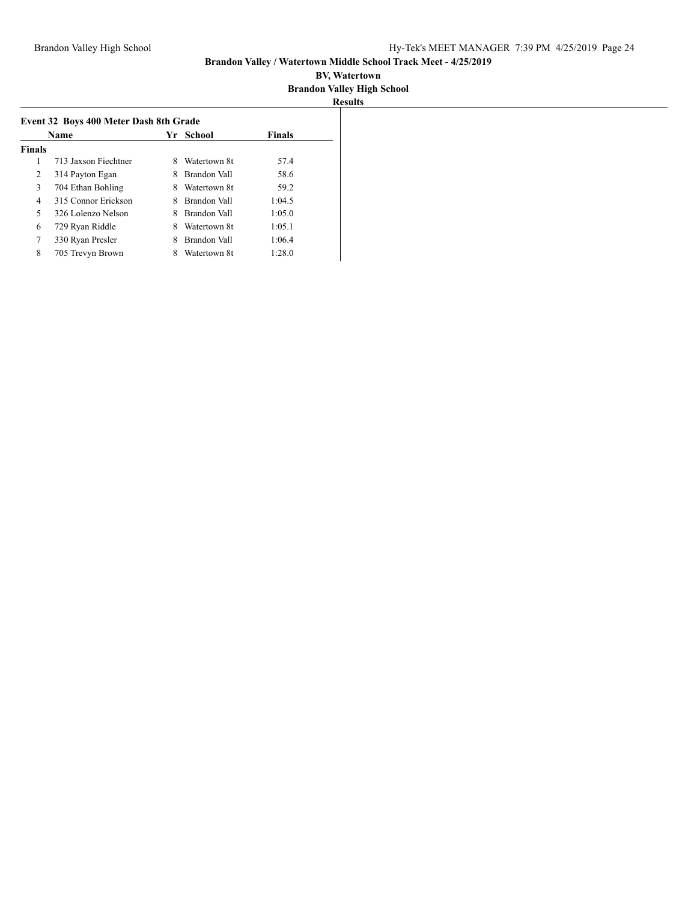**Brandon Valley / Watertown Middle School Track Meet - 4/25/2019**

**BV, Watertown**

**Brandon Valley High School**

**Results**

### Event 32 Boys 400 Meter Dash 8th Grade

| | Name | Yr | School | Finals |
|---|---|---|---|---|
| **Finals** | | | | |
| 1 | 713 Jaxson Fiechtner | 8 | Watertown 8t | 57.4 |
| 2 | 314 Payton Egan | 8 | Brandon Vall | 58.6 |
| 3 | 704 Ethan Bohling | 8 | Watertown 8t | 59.2 |
| 4 | 315 Connor Erickson | 8 | Brandon Vall | 1:04.5 |
| 5 | 326 Lolenzo Nelson | 8 | Brandon Vall | 1:05.0 |
| 6 | 729 Ryan Riddle | 8 | Watertown 8t | 1:05.1 |
| 7 | 330 Ryan Presler | 8 | Brandon Vall | 1:06.4 |
| 8 | 705 Trevyn Brown | 8 | Watertown 8t | 1:28.0 |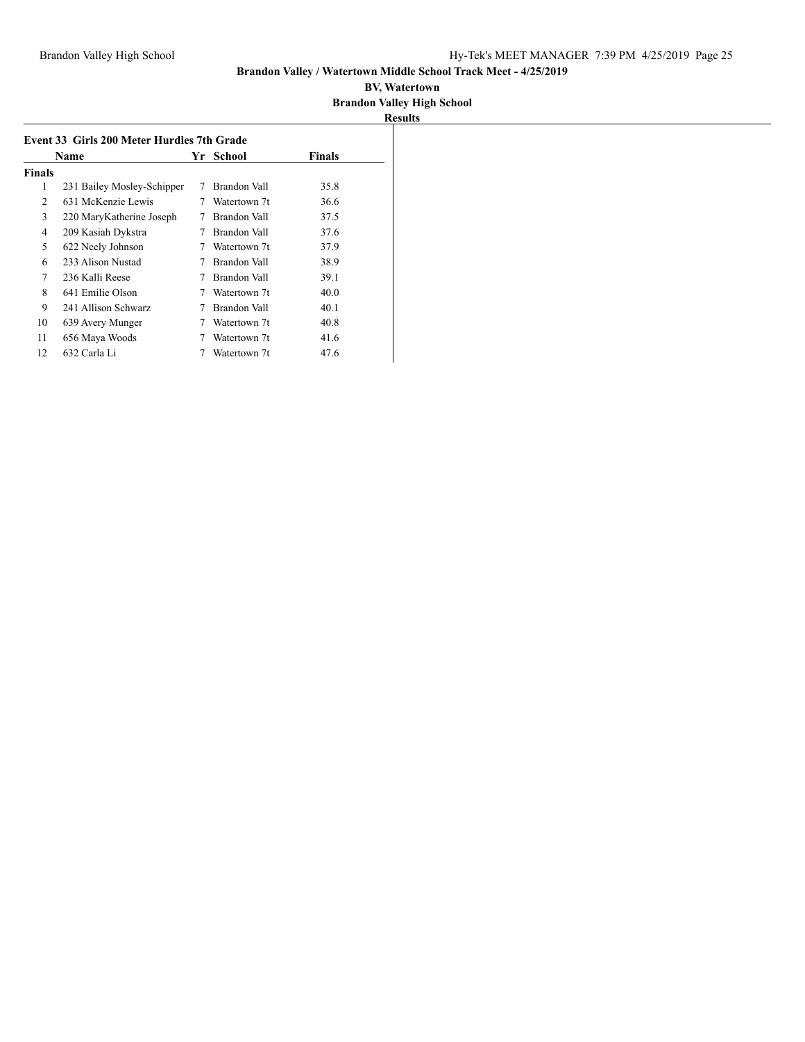## Brandon Valley / Watertown Middle School Track Meet - 4/25/2019

**BV, Watertown**

**Brandon Valley High School**

**Results**

### Event 33 Girls 200 Meter Hurdles 7th Grade

| | Name | Yr | School | Finals |
|---|---|---|---|---|
| **Finals** | | | | |
| 1 | 231 Bailey Mosley-Schipper | 7 | Brandon Vall | 35.8 |
| 2 | 631 McKenzie Lewis | 7 | Watertown 7t | 36.6 |
| 3 | 220 MaryKatherine Joseph | 7 | Brandon Vall | 37.5 |
| 4 | 209 Kasiah Dykstra | 7 | Brandon Vall | 37.6 |
| 5 | 622 Neely Johnson | 7 | Watertown 7t | 37.9 |
| 6 | 233 Alison Nustad | 7 | Brandon Vall | 38.9 |
| 7 | 236 Kalli Reese | 7 | Brandon Vall | 39.1 |
| 8 | 641 Emilie Olson | 7 | Watertown 7t | 40.0 |
| 9 | 241 Allison Schwarz | 7 | Brandon Vall | 40.1 |
| 10 | 639 Avery Munger | 7 | Watertown 7t | 40.8 |
| 11 | 656 Maya Woods | 7 | Watertown 7t | 41.6 |
| 12 | 632 Carla Li | 7 | Watertown 7t | 47.6 |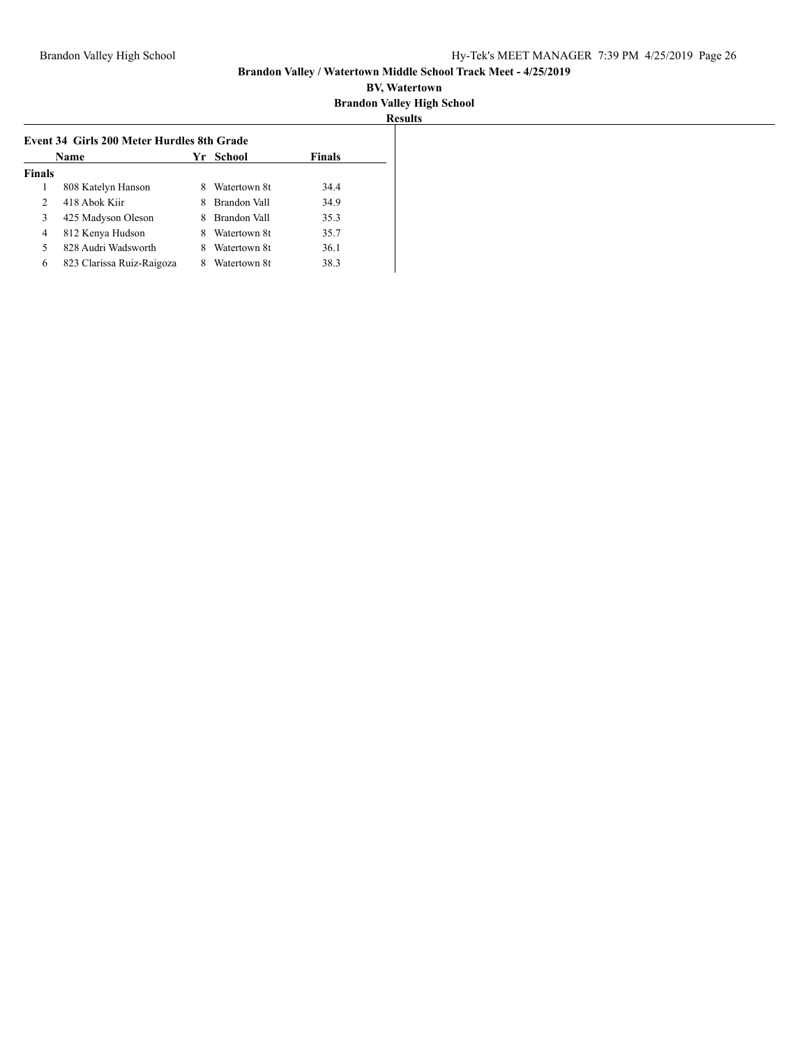# Brandon Valley / Watertown Middle School Track Meet - 4/25/2019

**BV, Watertown**

**Brandon Valley High School**

**Results**

### Event 34 Girls 200 Meter Hurdles 8th Grade

| | Name | Yr | School | Finals |
|---|---|---|---|---|
| **Finals** | | | | |
| 1 | 808 Katelyn Hanson | 8 | Watertown 8t | 34.4 |
| 2 | 418 Abok Kiir | 8 | Brandon Vall | 34.9 |
| 3 | 425 Madyson Oleson | 8 | Brandon Vall | 35.3 |
| 4 | 812 Kenya Hudson | 8 | Watertown 8t | 35.7 |
| 5 | 828 Audri Wadsworth | 8 | Watertown 8t | 36.1 |
| 6 | 823 Clarissa Ruiz-Raigoza | 8 | Watertown 8t | 38.3 |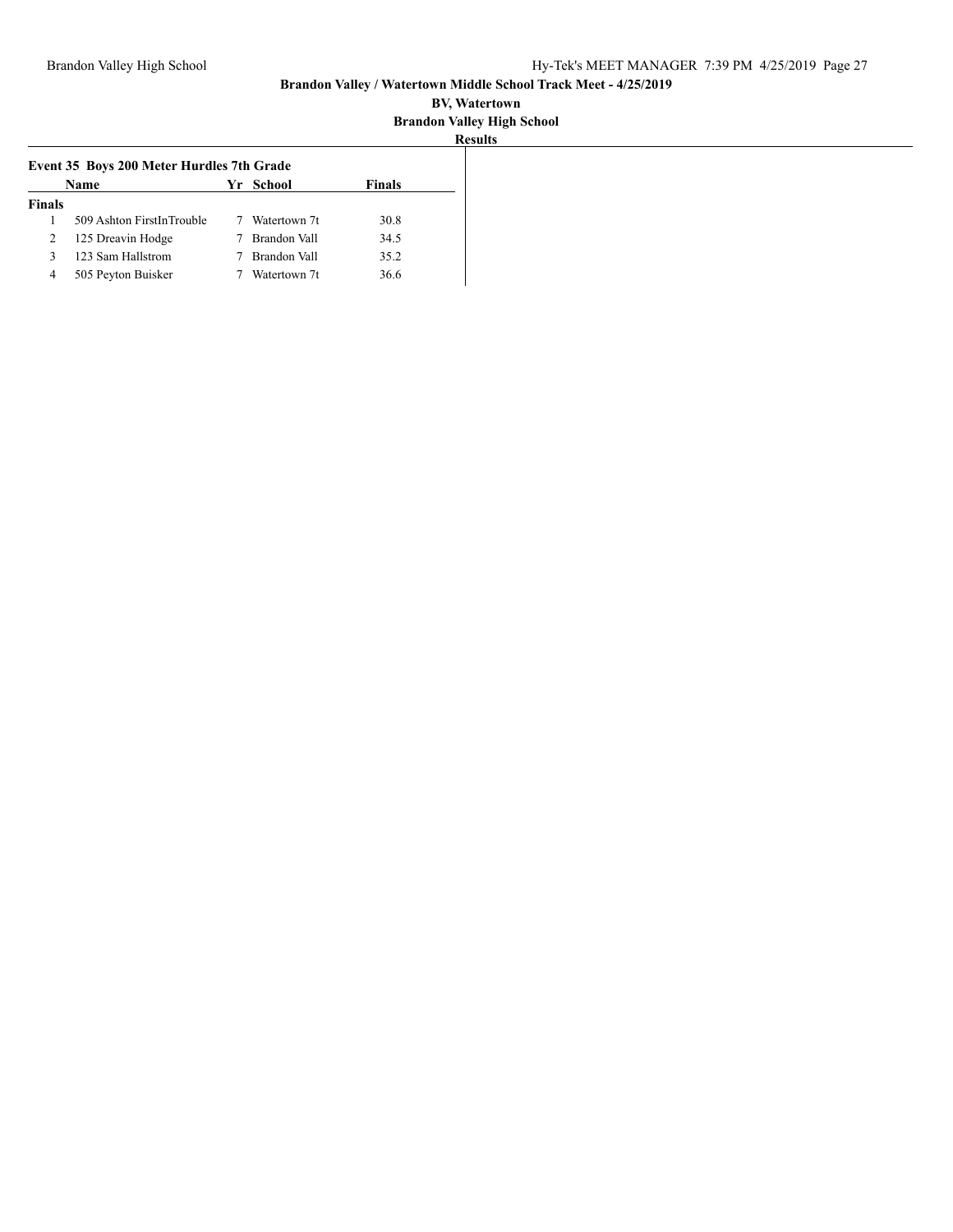**Brandon Valley / Watertown Middle School Track Meet - 4/25/2019**

**BV, Watertown**

**Brandon Valley High School**

**Results**

### Event 35 Boys 200 Meter Hurdles 7th Grade

| | Name | Yr | School | Finals |
|---|---|---|---|---|
| **Finals** | | | | |
| 1 | 509 Ashton FirstInTrouble | 7 | Watertown 7t | 30.8 |
| 2 | 125 Dreavin Hodge | 7 | Brandon Vall | 34.5 |
| 3 | 123 Sam Hallstrom | 7 | Brandon Vall | 35.2 |
| 4 | 505 Peyton Buisker | 7 | Watertown 7t | 36.6 |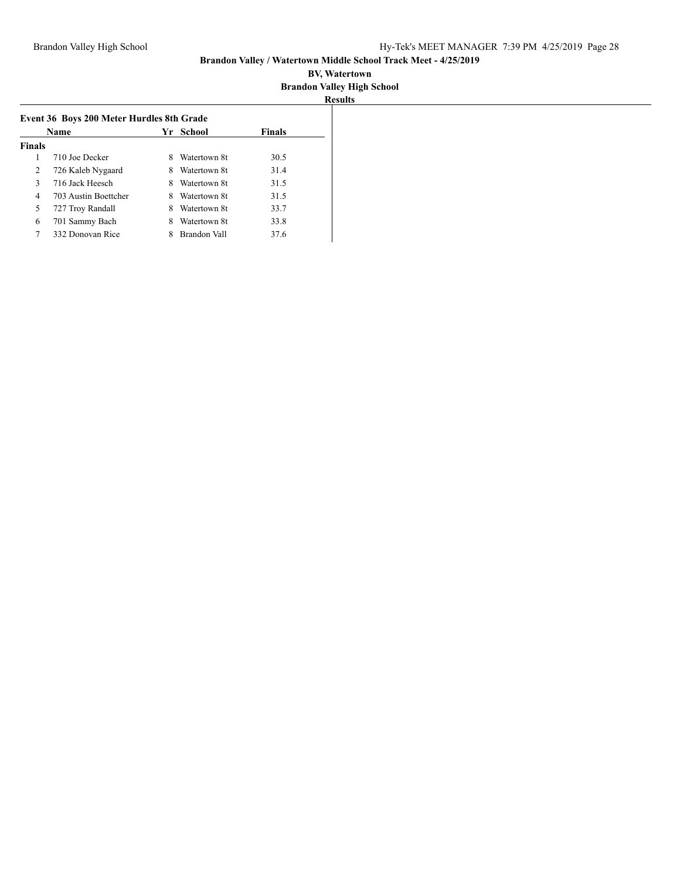**Brandon Valley / Watertown Middle School Track Meet - 4/25/2019**

**BV, Watertown**

**Brandon Valley High School**

**Results**

### Event 36 Boys 200 Meter Hurdles 8th Grade

| | Name | Yr | School | Finals |
|---|---|---|---|---|
| **Finals** | | | | |
| 1 | 710 Joe Decker | 8 | Watertown 8t | 30.5 |
| 2 | 726 Kaleb Nygaard | 8 | Watertown 8t | 31.4 |
| 3 | 716 Jack Heesch | 8 | Watertown 8t | 31.5 |
| 4 | 703 Austin Boettcher | 8 | Watertown 8t | 31.5 |
| 5 | 727 Troy Randall | 8 | Watertown 8t | 33.7 |
| 6 | 701 Sammy Bach | 8 | Watertown 8t | 33.8 |
| 7 | 332 Donovan Rice | 8 | Brandon Vall | 37.6 |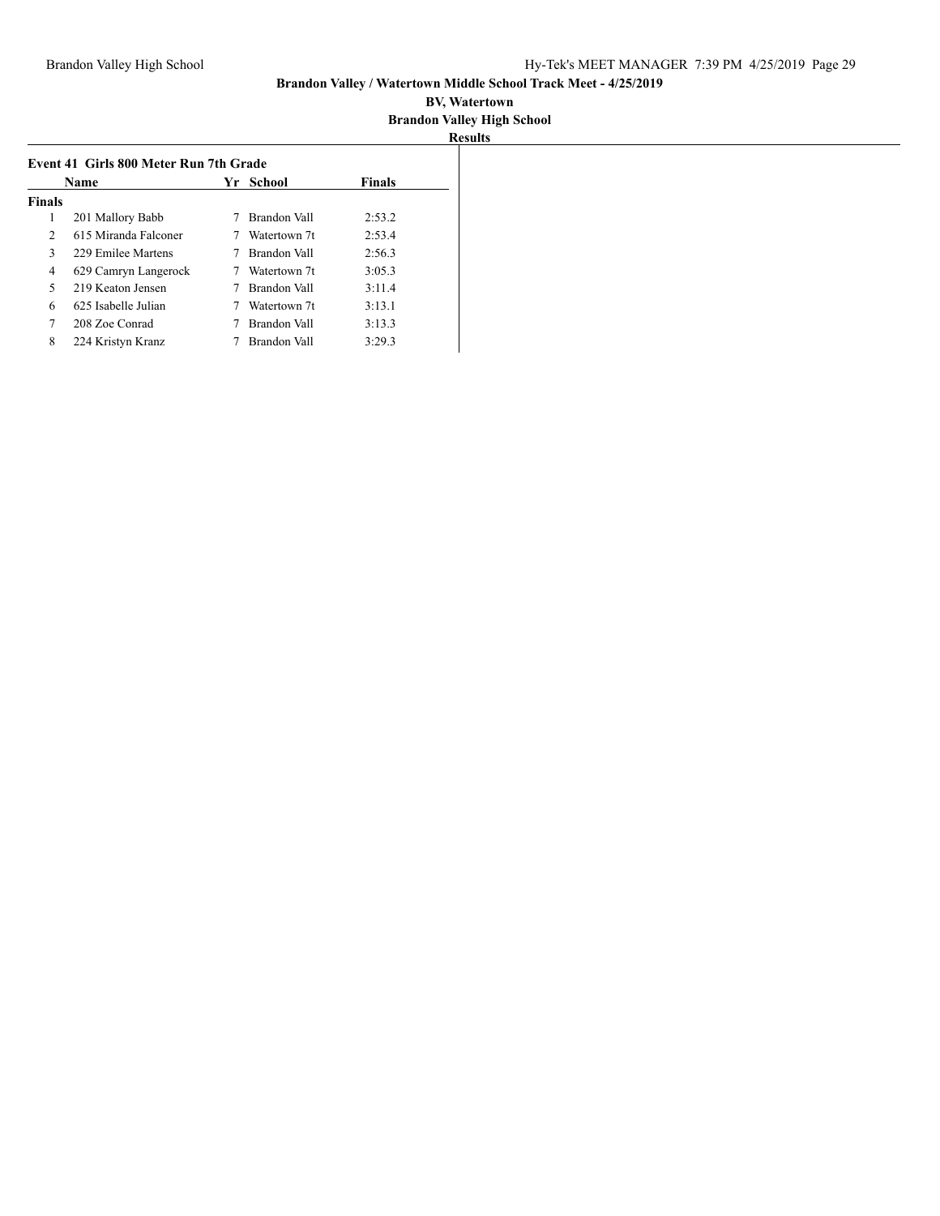**Brandon Valley / Watertown Middle School Track Meet - 4/25/2019**

**BV, Watertown**

**Brandon Valley High School**

**Results**

### Event 41 Girls 800 Meter Run 7th Grade

| | Name | Yr | School | Finals |
|---|---|---|---|---|
| **Finals** | | | | |
| 1 | 201 Mallory Babb | 7 | Brandon Vall | 2:53.2 |
| 2 | 615 Miranda Falconer | 7 | Watertown 7t | 2:53.4 |
| 3 | 229 Emilee Martens | 7 | Brandon Vall | 2:56.3 |
| 4 | 629 Camryn Langerock | 7 | Watertown 7t | 3:05.3 |
| 5 | 219 Keaton Jensen | 7 | Brandon Vall | 3:11.4 |
| 6 | 625 Isabelle Julian | 7 | Watertown 7t | 3:13.1 |
| 7 | 208 Zoe Conrad | 7 | Brandon Vall | 3:13.3 |
| 8 | 224 Kristyn Kranz | 7 | Brandon Vall | 3:29.3 |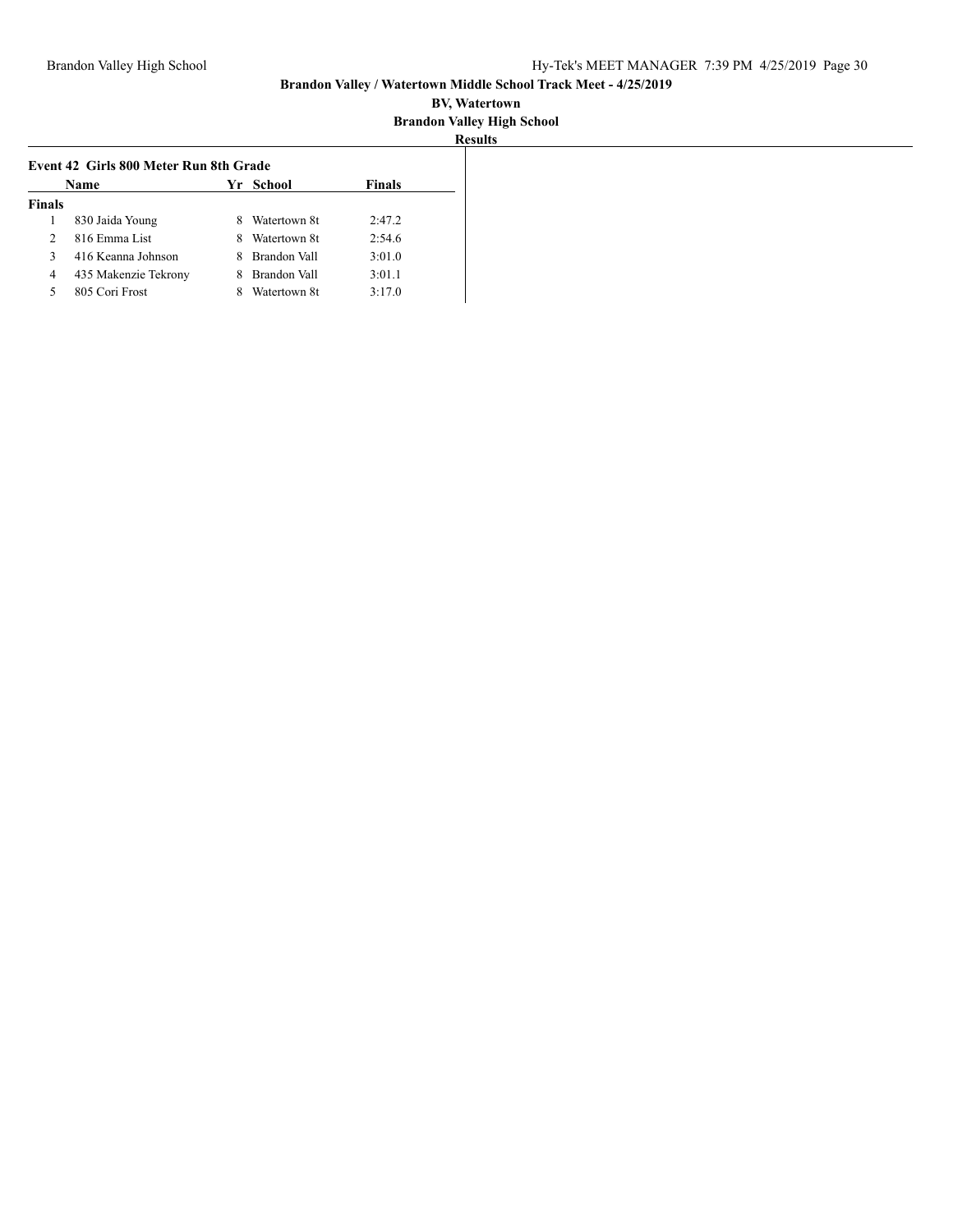**Brandon Valley / Watertown Middle School Track Meet - 4/25/2019**

**BV, Watertown**

**Brandon Valley High School**

**Results**

### Event 42 Girls 800 Meter Run 8th Grade

| | Name | Yr | School | Finals |
|---|---|---|---|---|
| **Finals** | | | | |
| 1 | 830 Jaida Young | 8 | Watertown 8t | 2:47.2 |
| 2 | 816 Emma List | 8 | Watertown 8t | 2:54.6 |
| 3 | 416 Keanna Johnson | 8 | Brandon Vall | 3:01.0 |
| 4 | 435 Makenzie Tekrony | 8 | Brandon Vall | 3:01.1 |
| 5 | 805 Cori Frost | 8 | Watertown 8t | 3:17.0 |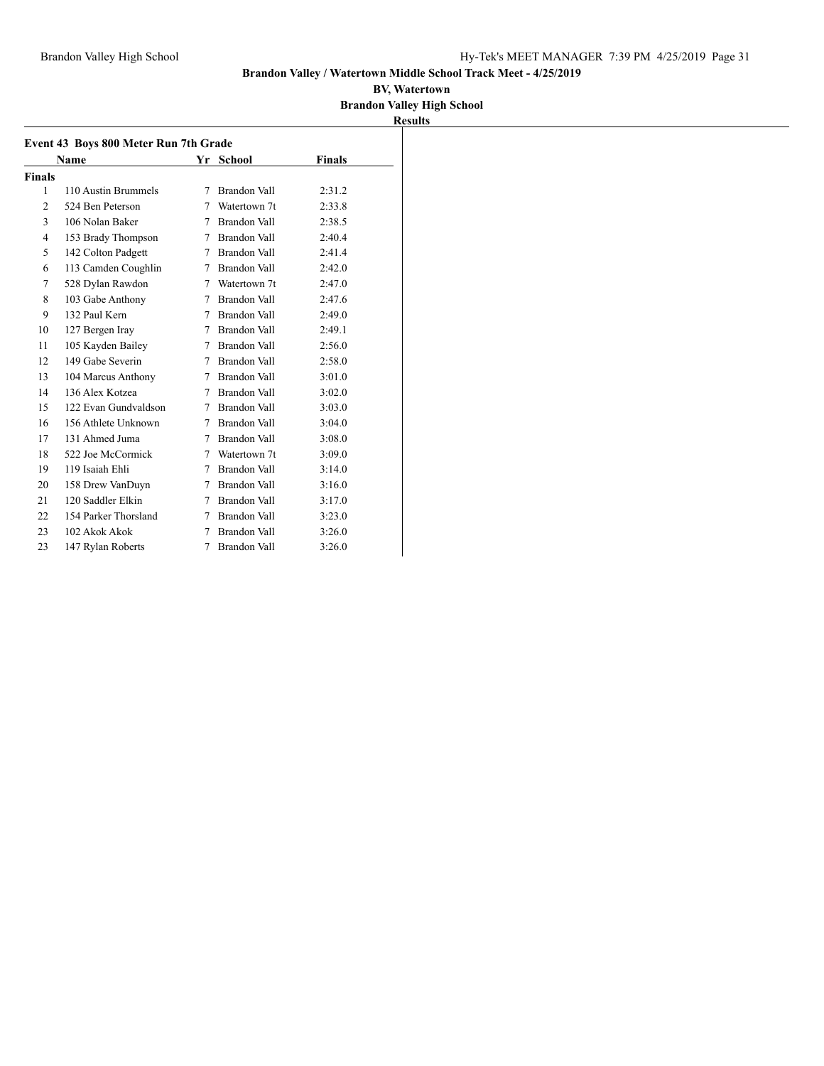**Brandon Valley / Watertown Middle School Track Meet - 4/25/2019**

**BV, Watertown**

**Brandon Valley High School**

**Results**

### Event 43 Boys 800 Meter Run 7th Grade

| | Name | Yr | School | Finals |
|---|---|---|---|---|
| **Finals** | | | | |
| 1 | 110 Austin Brummels | 7 | Brandon Vall | 2:31.2 |
| 2 | 524 Ben Peterson | 7 | Watertown 7t | 2:33.8 |
| 3 | 106 Nolan Baker | 7 | Brandon Vall | 2:38.5 |
| 4 | 153 Brady Thompson | 7 | Brandon Vall | 2:40.4 |
| 5 | 142 Colton Padgett | 7 | Brandon Vall | 2:41.4 |
| 6 | 113 Camden Coughlin | 7 | Brandon Vall | 2:42.0 |
| 7 | 528 Dylan Rawdon | 7 | Watertown 7t | 2:47.0 |
| 8 | 103 Gabe Anthony | 7 | Brandon Vall | 2:47.6 |
| 9 | 132 Paul Kern | 7 | Brandon Vall | 2:49.0 |
| 10 | 127 Bergen Iray | 7 | Brandon Vall | 2:49.1 |
| 11 | 105 Kayden Bailey | 7 | Brandon Vall | 2:56.0 |
| 12 | 149 Gabe Severin | 7 | Brandon Vall | 2:58.0 |
| 13 | 104 Marcus Anthony | 7 | Brandon Vall | 3:01.0 |
| 14 | 136 Alex Kotzea | 7 | Brandon Vall | 3:02.0 |
| 15 | 122 Evan Gundvaldson | 7 | Brandon Vall | 3:03.0 |
| 16 | 156 Athlete Unknown | 7 | Brandon Vall | 3:04.0 |
| 17 | 131 Ahmed Juma | 7 | Brandon Vall | 3:08.0 |
| 18 | 522 Joe McCormick | 7 | Watertown 7t | 3:09.0 |
| 19 | 119 Isaiah Ehli | 7 | Brandon Vall | 3:14.0 |
| 20 | 158 Drew VanDuyn | 7 | Brandon Vall | 3:16.0 |
| 21 | 120 Saddler Elkin | 7 | Brandon Vall | 3:17.0 |
| 22 | 154 Parker Thorsland | 7 | Brandon Vall | 3:23.0 |
| 23 | 102 Akok Akok | 7 | Brandon Vall | 3:26.0 |
| 23 | 147 Rylan Roberts | 7 | Brandon Vall | 3:26.0 |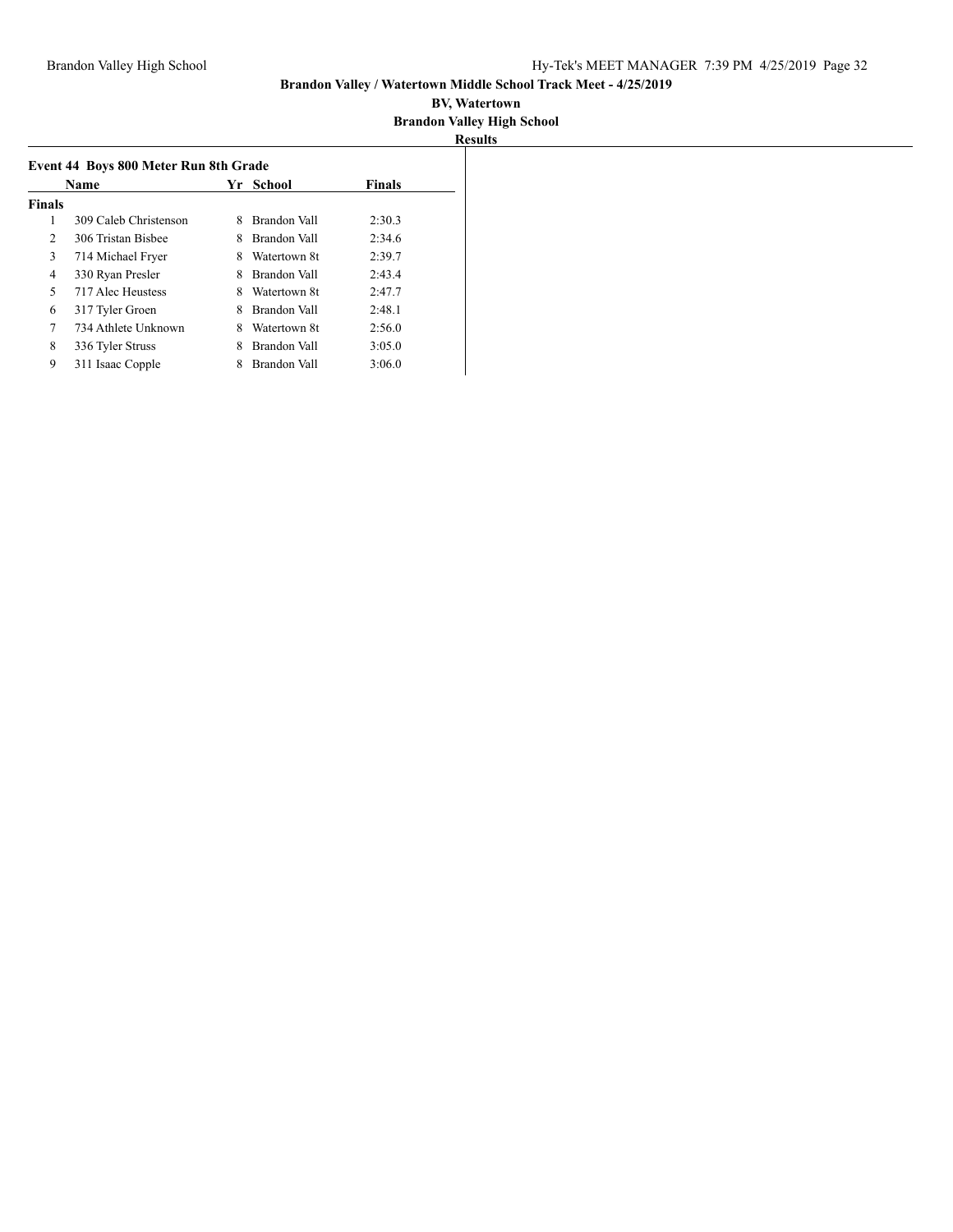**Brandon Valley / Watertown Middle School Track Meet - 4/25/2019**

**BV, Watertown**

**Brandon Valley High School**

**Results**

### Event 44 Boys 800 Meter Run 8th Grade

| | Name | Yr | School | Finals |
|---|---|---|---|---|
| **Finals** | | | | |
| 1 | 309 Caleb Christenson | 8 | Brandon Vall | 2:30.3 |
| 2 | 306 Tristan Bisbee | 8 | Brandon Vall | 2:34.6 |
| 3 | 714 Michael Fryer | 8 | Watertown 8t | 2:39.7 |
| 4 | 330 Ryan Presler | 8 | Brandon Vall | 2:43.4 |
| 5 | 717 Alec Heustess | 8 | Watertown 8t | 2:47.7 |
| 6 | 317 Tyler Groen | 8 | Brandon Vall | 2:48.1 |
| 7 | 734 Athlete Unknown | 8 | Watertown 8t | 2:56.0 |
| 8 | 336 Tyler Struss | 8 | Brandon Vall | 3:05.0 |
| 9 | 311 Isaac Copple | 8 | Brandon Vall | 3:06.0 |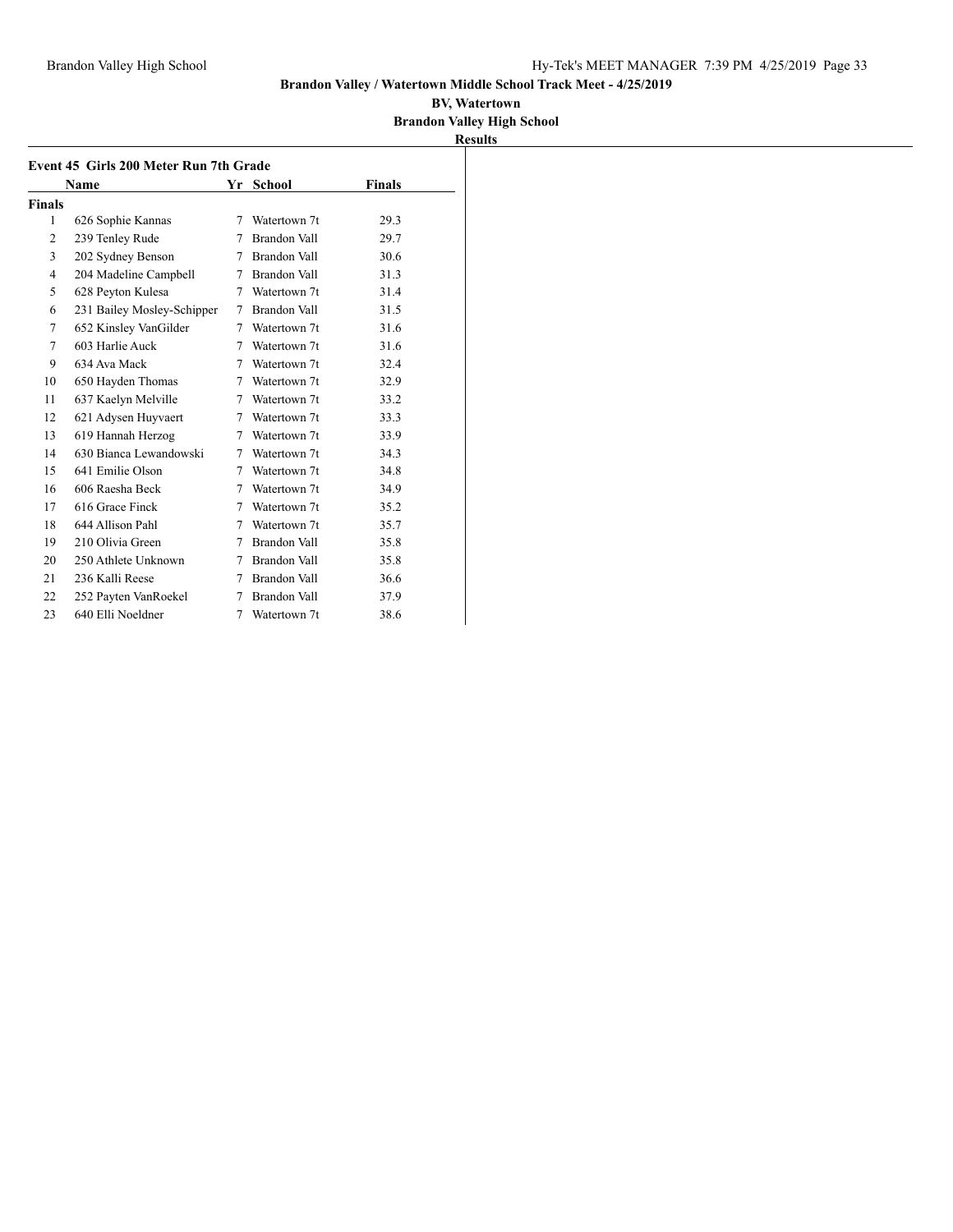**Brandon Valley / Watertown Middle School Track Meet - 4/25/2019**

**BV, Watertown**

**Brandon Valley High School**

**Results**

### Event 45 Girls 200 Meter Run 7th Grade

**Finals**

| | Name | Yr | School | Finals |
|---|---|---|---|---|
| 1 | 626 Sophie Kannas | 7 | Watertown 7t | 29.3 |
| 2 | 239 Tenley Rude | 7 | Brandon Vall | 29.7 |
| 3 | 202 Sydney Benson | 7 | Brandon Vall | 30.6 |
| 4 | 204 Madeline Campbell | 7 | Brandon Vall | 31.3 |
| 5 | 628 Peyton Kulesa | 7 | Watertown 7t | 31.4 |
| 6 | 231 Bailey Mosley-Schipper | 7 | Brandon Vall | 31.5 |
| 7 | 652 Kinsley VanGilder | 7 | Watertown 7t | 31.6 |
| 7 | 603 Harlie Auck | 7 | Watertown 7t | 31.6 |
| 9 | 634 Ava Mack | 7 | Watertown 7t | 32.4 |
| 10 | 650 Hayden Thomas | 7 | Watertown 7t | 32.9 |
| 11 | 637 Kaelyn Melville | 7 | Watertown 7t | 33.2 |
| 12 | 621 Adysen Huyvaert | 7 | Watertown 7t | 33.3 |
| 13 | 619 Hannah Herzog | 7 | Watertown 7t | 33.9 |
| 14 | 630 Bianca Lewandowski | 7 | Watertown 7t | 34.3 |
| 15 | 641 Emilie Olson | 7 | Watertown 7t | 34.8 |
| 16 | 606 Raesha Beck | 7 | Watertown 7t | 34.9 |
| 17 | 616 Grace Finck | 7 | Watertown 7t | 35.2 |
| 18 | 644 Allison Pahl | 7 | Watertown 7t | 35.7 |
| 19 | 210 Olivia Green | 7 | Brandon Vall | 35.8 |
| 20 | 250 Athlete Unknown | 7 | Brandon Vall | 35.8 |
| 21 | 236 Kalli Reese | 7 | Brandon Vall | 36.6 |
| 22 | 252 Payten VanRoekel | 7 | Brandon Vall | 37.9 |
| 23 | 640 Elli Noeldner | 7 | Watertown 7t | 38.6 |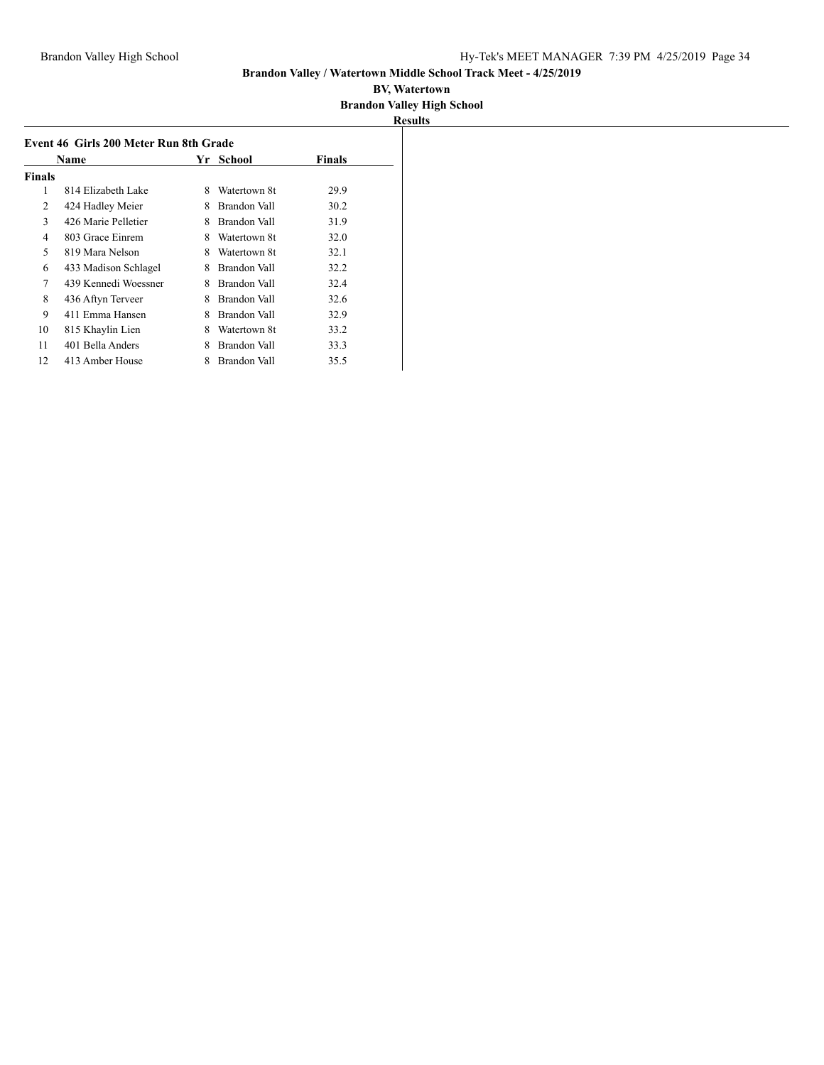**Brandon Valley / Watertown Middle School Track Meet - 4/25/2019**

**BV, Watertown**

**Brandon Valley High School**

**Results**

### Event 46 Girls 200 Meter Run 8th Grade

| | Name | Yr | School | Finals |
|---|---|---|---|---|
| **Finals** | | | | |
| 1 | 814 Elizabeth Lake | 8 | Watertown 8t | 29.9 |
| 2 | 424 Hadley Meier | 8 | Brandon Vall | 30.2 |
| 3 | 426 Marie Pelletier | 8 | Brandon Vall | 31.9 |
| 4 | 803 Grace Einrem | 8 | Watertown 8t | 32.0 |
| 5 | 819 Mara Nelson | 8 | Watertown 8t | 32.1 |
| 6 | 433 Madison Schlagel | 8 | Brandon Vall | 32.2 |
| 7 | 439 Kennedi Woessner | 8 | Brandon Vall | 32.4 |
| 8 | 436 Aftyn Terveer | 8 | Brandon Vall | 32.6 |
| 9 | 411 Emma Hansen | 8 | Brandon Vall | 32.9 |
| 10 | 815 Khaylin Lien | 8 | Watertown 8t | 33.2 |
| 11 | 401 Bella Anders | 8 | Brandon Vall | 33.3 |
| 12 | 413 Amber House | 8 | Brandon Vall | 35.5 |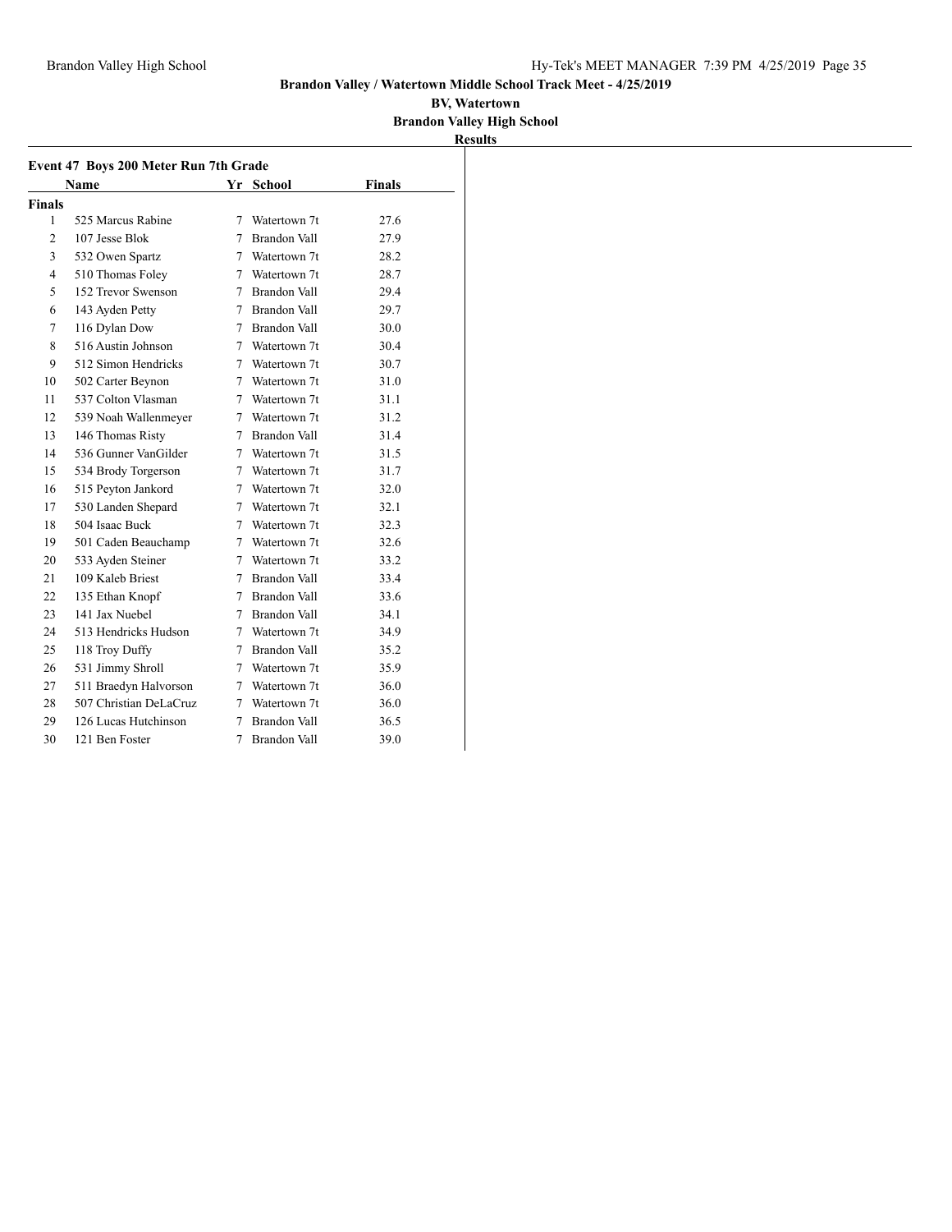**Brandon Valley / Watertown Middle School Track Meet - 4/25/2019**

**BV, Watertown**

**Brandon Valley High School**

**Results**

### Event 47 Boys 200 Meter Run 7th Grade

| | Name | Yr | School | Finals |
|---|---|---|---|---|
| **Finals** | | | | |
| 1 | 525 Marcus Rabine | 7 | Watertown 7t | 27.6 |
| 2 | 107 Jesse Blok | 7 | Brandon Vall | 27.9 |
| 3 | 532 Owen Spartz | 7 | Watertown 7t | 28.2 |
| 4 | 510 Thomas Foley | 7 | Watertown 7t | 28.7 |
| 5 | 152 Trevor Swenson | 7 | Brandon Vall | 29.4 |
| 6 | 143 Ayden Petty | 7 | Brandon Vall | 29.7 |
| 7 | 116 Dylan Dow | 7 | Brandon Vall | 30.0 |
| 8 | 516 Austin Johnson | 7 | Watertown 7t | 30.4 |
| 9 | 512 Simon Hendricks | 7 | Watertown 7t | 30.7 |
| 10 | 502 Carter Beynon | 7 | Watertown 7t | 31.0 |
| 11 | 537 Colton Vlasman | 7 | Watertown 7t | 31.1 |
| 12 | 539 Noah Wallenmeyer | 7 | Watertown 7t | 31.2 |
| 13 | 146 Thomas Risty | 7 | Brandon Vall | 31.4 |
| 14 | 536 Gunner VanGilder | 7 | Watertown 7t | 31.5 |
| 15 | 534 Brody Torgerson | 7 | Watertown 7t | 31.7 |
| 16 | 515 Peyton Jankord | 7 | Watertown 7t | 32.0 |
| 17 | 530 Landen Shepard | 7 | Watertown 7t | 32.1 |
| 18 | 504 Isaac Buck | 7 | Watertown 7t | 32.3 |
| 19 | 501 Caden Beauchamp | 7 | Watertown 7t | 32.6 |
| 20 | 533 Ayden Steiner | 7 | Watertown 7t | 33.2 |
| 21 | 109 Kaleb Briest | 7 | Brandon Vall | 33.4 |
| 22 | 135 Ethan Knopf | 7 | Brandon Vall | 33.6 |
| 23 | 141 Jax Nuebel | 7 | Brandon Vall | 34.1 |
| 24 | 513 Hendricks Hudson | 7 | Watertown 7t | 34.9 |
| 25 | 118 Troy Duffy | 7 | Brandon Vall | 35.2 |
| 26 | 531 Jimmy Shroll | 7 | Watertown 7t | 35.9 |
| 27 | 511 Braedyn Halvorson | 7 | Watertown 7t | 36.0 |
| 28 | 507 Christian DeLaCruz | 7 | Watertown 7t | 36.0 |
| 29 | 126 Lucas Hutchinson | 7 | Brandon Vall | 36.5 |
| 30 | 121 Ben Foster | 7 | Brandon Vall | 39.0 |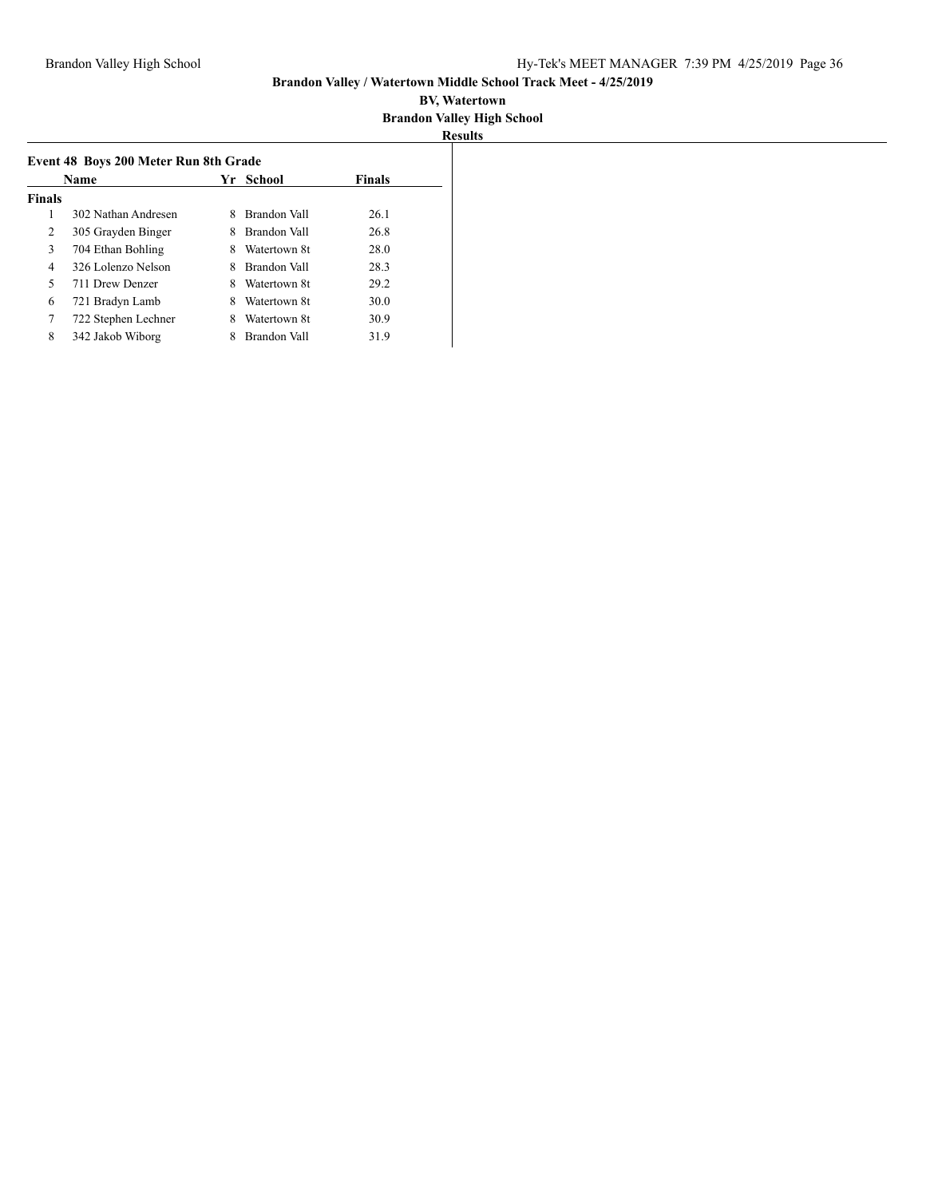**Brandon Valley / Watertown Middle School Track Meet - 4/25/2019**

**BV, Watertown**

**Brandon Valley High School**

**Results**

### Event 48 Boys 200 Meter Run 8th Grade

| | Name | Yr | School | Finals |
|---|---|---|---|---|
| **Finals** | | | | |
| 1 | 302 Nathan Andresen | 8 | Brandon Vall | 26.1 |
| 2 | 305 Grayden Binger | 8 | Brandon Vall | 26.8 |
| 3 | 704 Ethan Bohling | 8 | Watertown 8t | 28.0 |
| 4 | 326 Lolenzo Nelson | 8 | Brandon Vall | 28.3 |
| 5 | 711 Drew Denzer | 8 | Watertown 8t | 29.2 |
| 6 | 721 Bradyn Lamb | 8 | Watertown 8t | 30.0 |
| 7 | 722 Stephen Lechner | 8 | Watertown 8t | 30.9 |
| 8 | 342 Jakob Wiborg | 8 | Brandon Vall | 31.9 |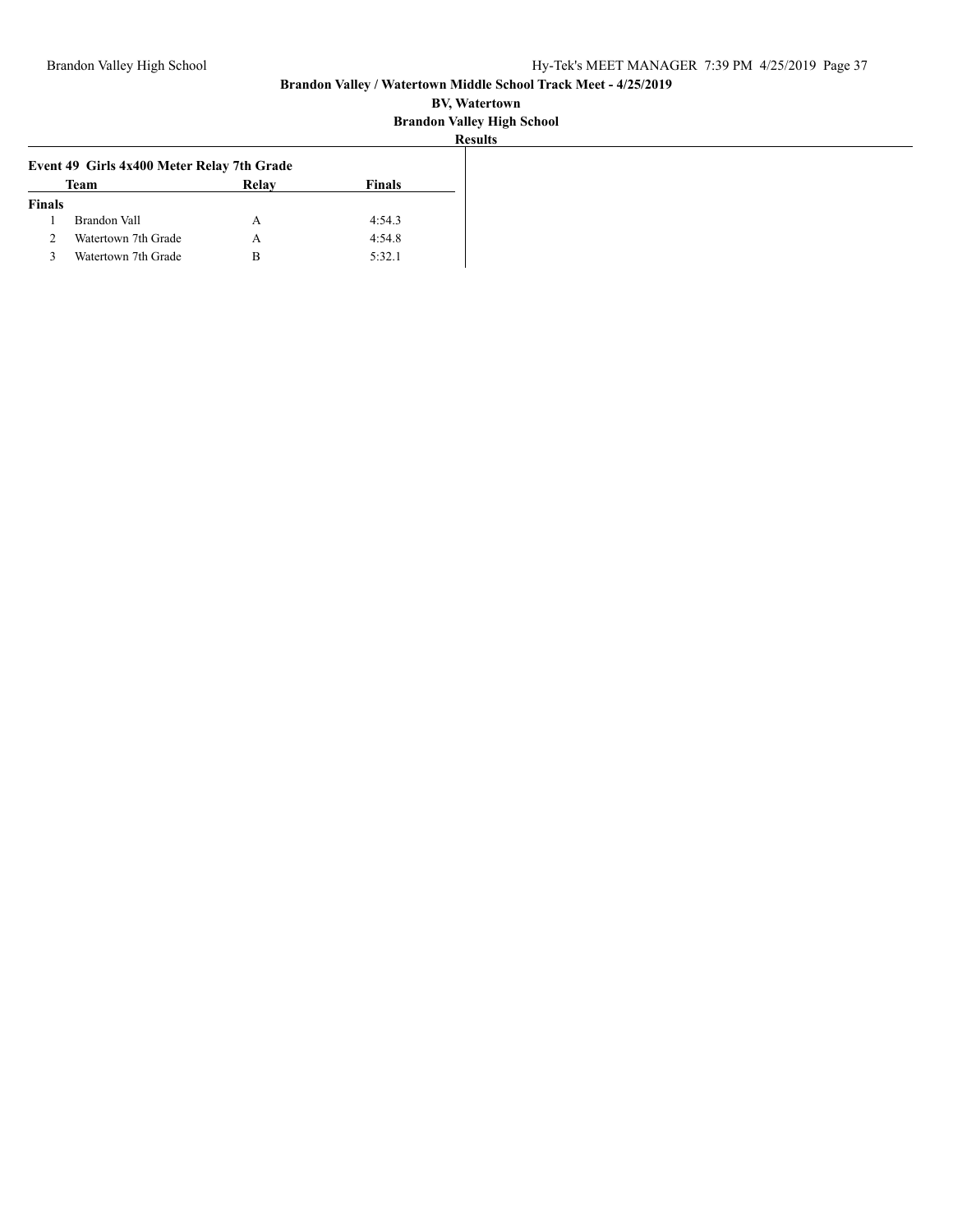**Brandon Valley / Watertown Middle School Track Meet - 4/25/2019**

**BV, Watertown**

**Brandon Valley High School**

**Results**

### Event 49 Girls 4x400 Meter Relay 7th Grade

| | Team | Relay | Finals |
|---|---|---|---|
| **Finals** | | | |
| 1 | Brandon Vall | A | 4:54.3 |
| 2 | Watertown 7th Grade | A | 4:54.8 |
| 3 | Watertown 7th Grade | B | 5:32.1 |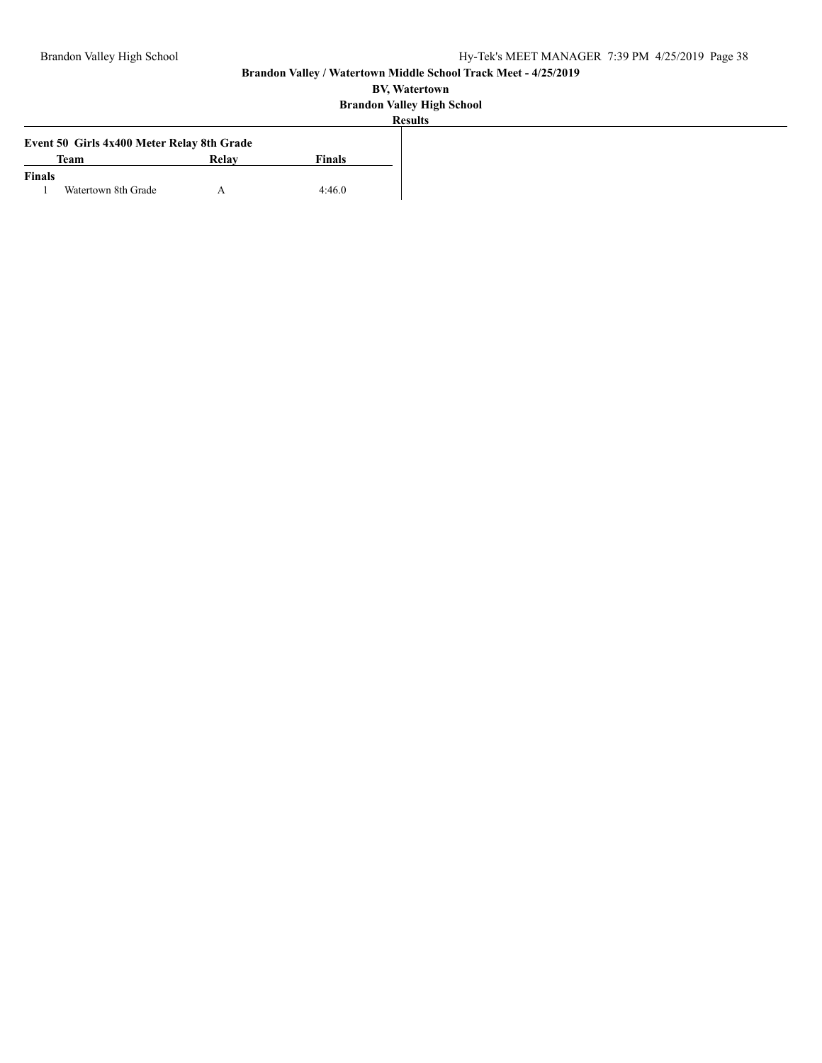**Brandon Valley / Watertown Middle School Track Meet - 4/25/2019**

**BV, Watertown**

**Brandon Valley High School**

**Results**

### Event 50 Girls 4x400 Meter Relay 8th Grade

| | Team | Relay | Finals |
|---|---|---|---|
| **Finals** | | | |
| 1 | Watertown 8th Grade | A | 4:46.0 |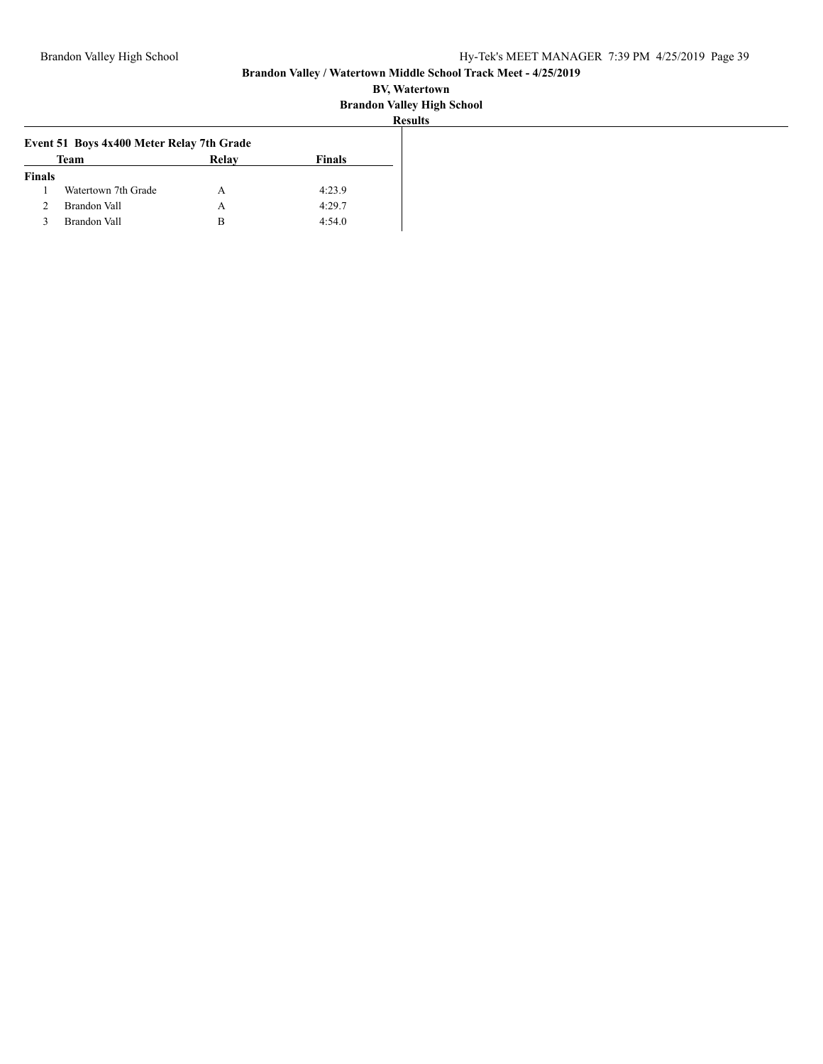**Brandon Valley / Watertown Middle School Track Meet - 4/25/2019**

**BV, Watertown**

**Brandon Valley High School**

**Results**

### Event 51 Boys 4x400 Meter Relay 7th Grade

| | Team | Relay | Finals |
|---|---|---|---|
| **Finals** | | | |
| 1 | Watertown 7th Grade | A | 4:23.9 |
| 2 | Brandon Vall | A | 4:29.7 |
| 3 | Brandon Vall | B | 4:54.0 |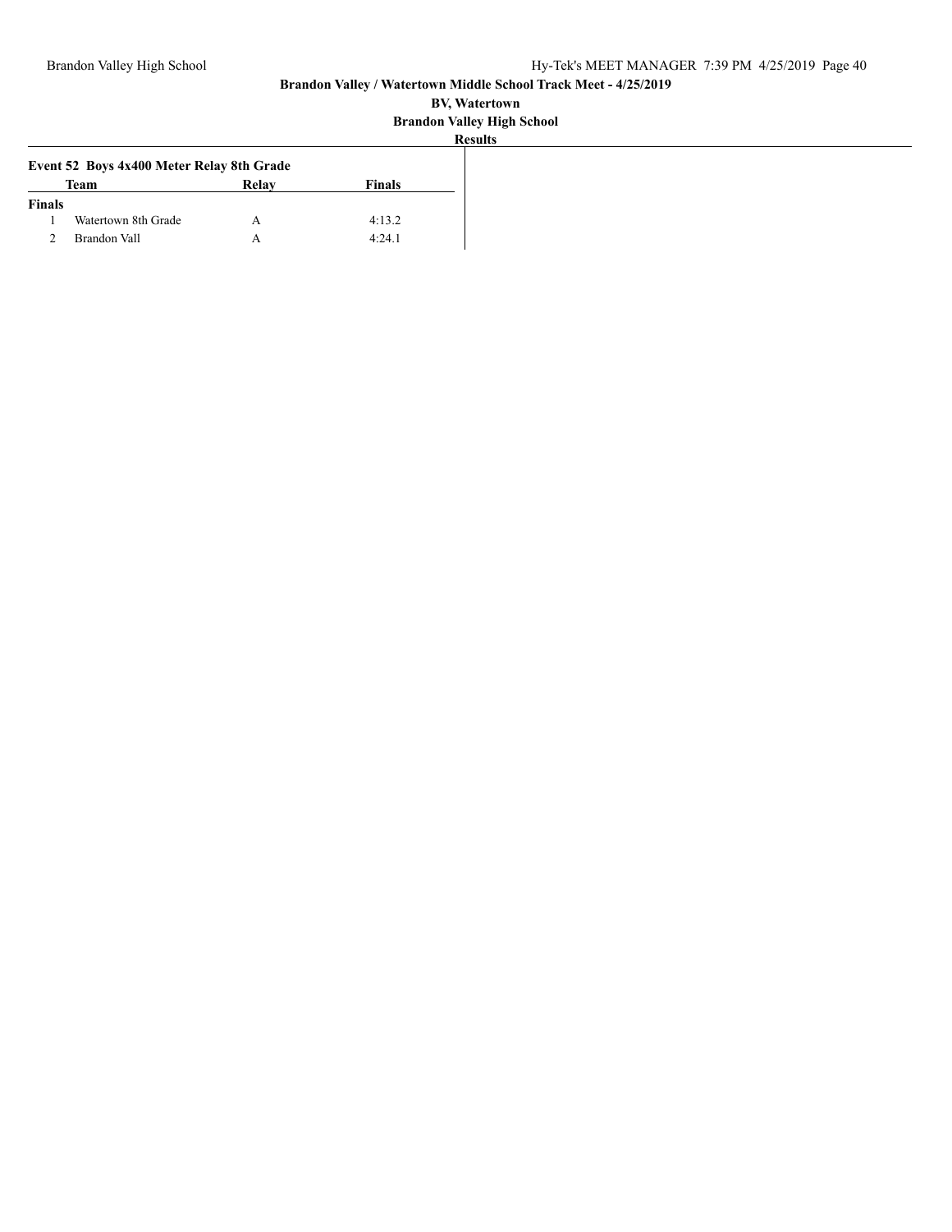**Brandon Valley / Watertown Middle School Track Meet - 4/25/2019**

**BV, Watertown**

**Brandon Valley High School**

**Results**

### Event 52 Boys 4x400 Meter Relay 8th Grade

| | Team | Relay | Finals |
|---|---|---|---|
| **Finals** | | | |
| 1 | Watertown 8th Grade | A | 4:13.2 |
| 2 | Brandon Vall | A | 4:24.1 |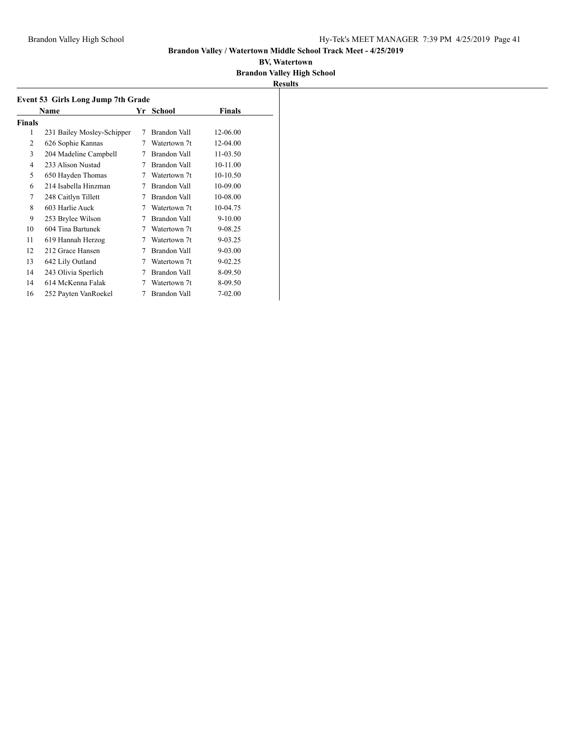**Brandon Valley / Watertown Middle School Track Meet - 4/25/2019**

**BV, Watertown**

**Brandon Valley High School**

**Results**

### Event 53 Girls Long Jump 7th Grade

| | Name | Yr | School | Finals |
|---|---|---|---|---|
| **Finals** | | | | |
| 1 | 231 Bailey Mosley-Schipper | 7 | Brandon Vall | 12-06.00 |
| 2 | 626 Sophie Kannas | 7 | Watertown 7t | 12-04.00 |
| 3 | 204 Madeline Campbell | 7 | Brandon Vall | 11-03.50 |
| 4 | 233 Alison Nustad | 7 | Brandon Vall | 10-11.00 |
| 5 | 650 Hayden Thomas | 7 | Watertown 7t | 10-10.50 |
| 6 | 214 Isabella Hinzman | 7 | Brandon Vall | 10-09.00 |
| 7 | 248 Caitlyn Tillett | 7 | Brandon Vall | 10-08.00 |
| 8 | 603 Harlie Auck | 7 | Watertown 7t | 10-04.75 |
| 9 | 253 Brylee Wilson | 7 | Brandon Vall | 9-10.00 |
| 10 | 604 Tina Bartunek | 7 | Watertown 7t | 9-08.25 |
| 11 | 619 Hannah Herzog | 7 | Watertown 7t | 9-03.25 |
| 12 | 212 Grace Hansen | 7 | Brandon Vall | 9-03.00 |
| 13 | 642 Lily Outland | 7 | Watertown 7t | 9-02.25 |
| 14 | 243 Olivia Sperlich | 7 | Brandon Vall | 8-09.50 |
| 14 | 614 McKenna Falak | 7 | Watertown 7t | 8-09.50 |
| 16 | 252 Payten VanRoekel | 7 | Brandon Vall | 7-02.00 |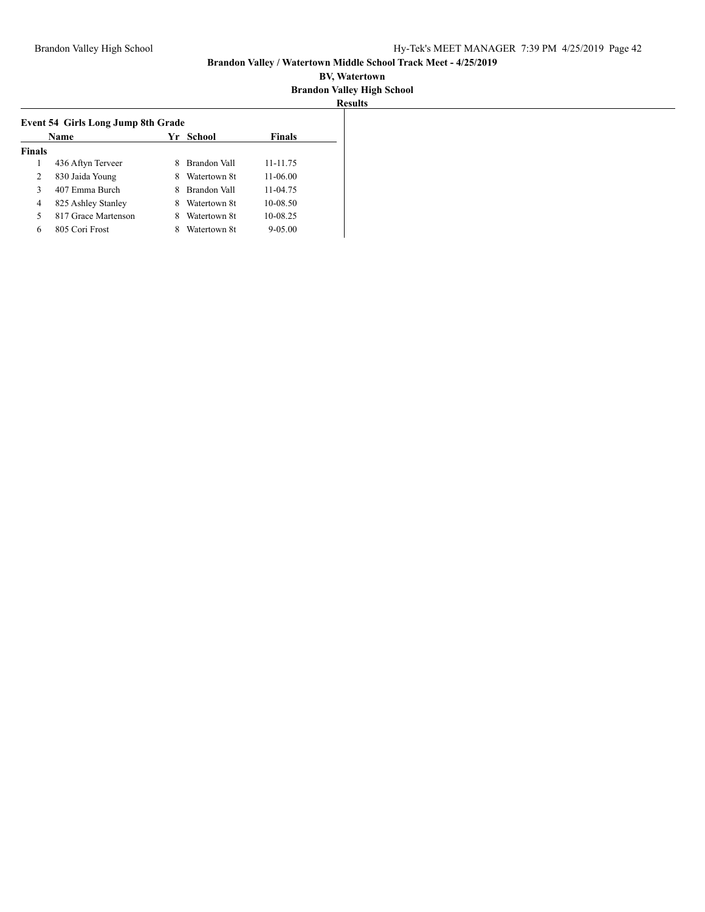# Brandon Valley / Watertown Middle School Track Meet - 4/25/2019

**BV, Watertown**

**Brandon Valley High School**

**Results**

### Event 54 Girls Long Jump 8th Grade

| | Name | Yr | School | Finals |
|---|---|---|---|---|
| **Finals** | | | | |
| 1 | 436 Aftyn Terveer | 8 | Brandon Vall | 11-11.75 |
| 2 | 830 Jaida Young | 8 | Watertown 8t | 11-06.00 |
| 3 | 407 Emma Burch | 8 | Brandon Vall | 11-04.75 |
| 4 | 825 Ashley Stanley | 8 | Watertown 8t | 10-08.50 |
| 5 | 817 Grace Martenson | 8 | Watertown 8t | 10-08.25 |
| 6 | 805 Cori Frost | 8 | Watertown 8t | 9-05.00 |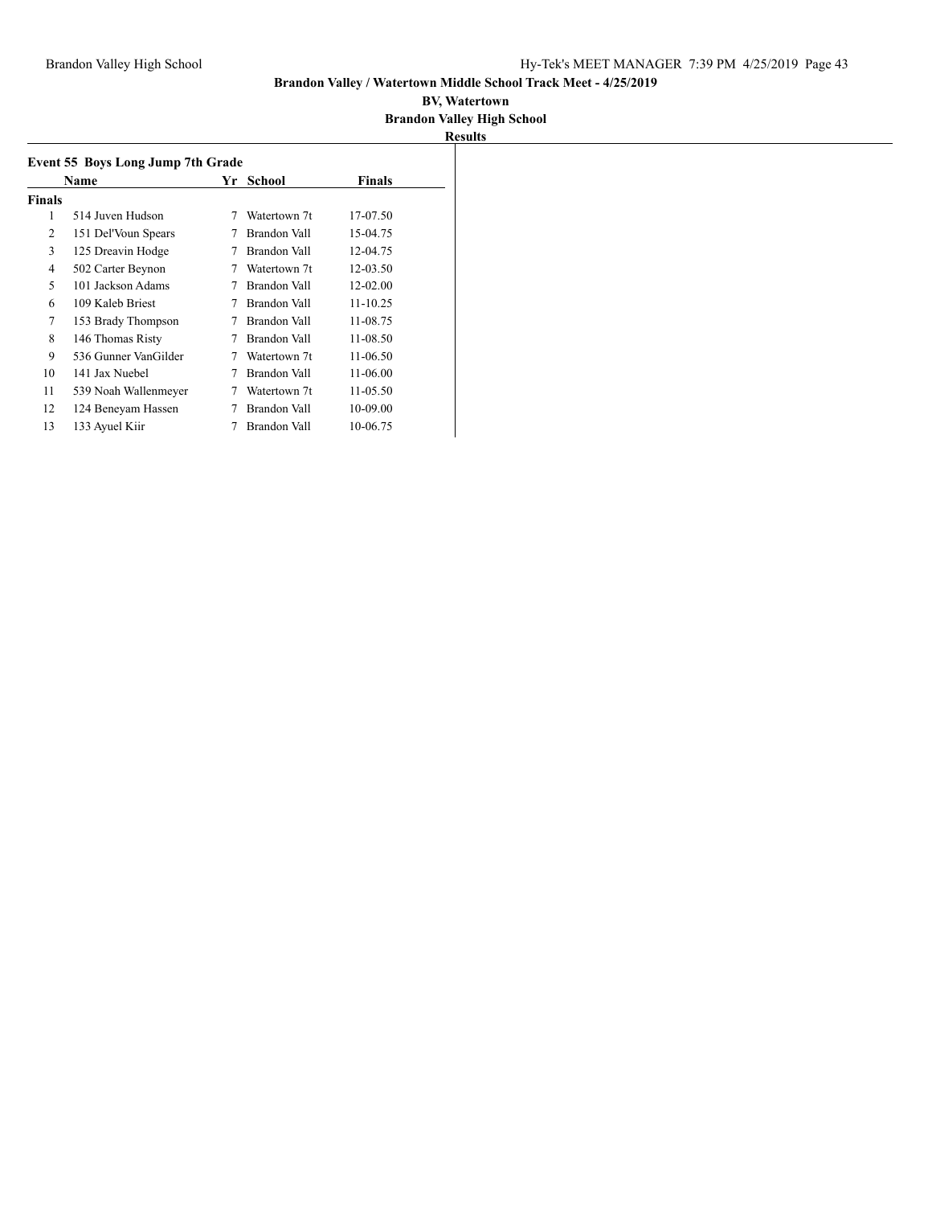**Brandon Valley / Watertown Middle School Track Meet - 4/25/2019**

**BV, Watertown**

**Brandon Valley High School**

**Results**

### Event 55 Boys Long Jump 7th Grade

| | Name | Yr | School | Finals |
|---|---|---|---|---|
| **Finals** | | | | |
| 1 | 514 Juven Hudson | 7 | Watertown 7t | 17-07.50 |
| 2 | 151 Del'Voun Spears | 7 | Brandon Vall | 15-04.75 |
| 3 | 125 Dreavin Hodge | 7 | Brandon Vall | 12-04.75 |
| 4 | 502 Carter Beynon | 7 | Watertown 7t | 12-03.50 |
| 5 | 101 Jackson Adams | 7 | Brandon Vall | 12-02.00 |
| 6 | 109 Kaleb Briest | 7 | Brandon Vall | 11-10.25 |
| 7 | 153 Brady Thompson | 7 | Brandon Vall | 11-08.75 |
| 8 | 146 Thomas Risty | 7 | Brandon Vall | 11-08.50 |
| 9 | 536 Gunner VanGilder | 7 | Watertown 7t | 11-06.50 |
| 10 | 141 Jax Nuebel | 7 | Brandon Vall | 11-06.00 |
| 11 | 539 Noah Wallenmeyer | 7 | Watertown 7t | 11-05.50 |
| 12 | 124 Beneyam Hassen | 7 | Brandon Vall | 10-09.00 |
| 13 | 133 Ayuel Kiir | 7 | Brandon Vall | 10-06.75 |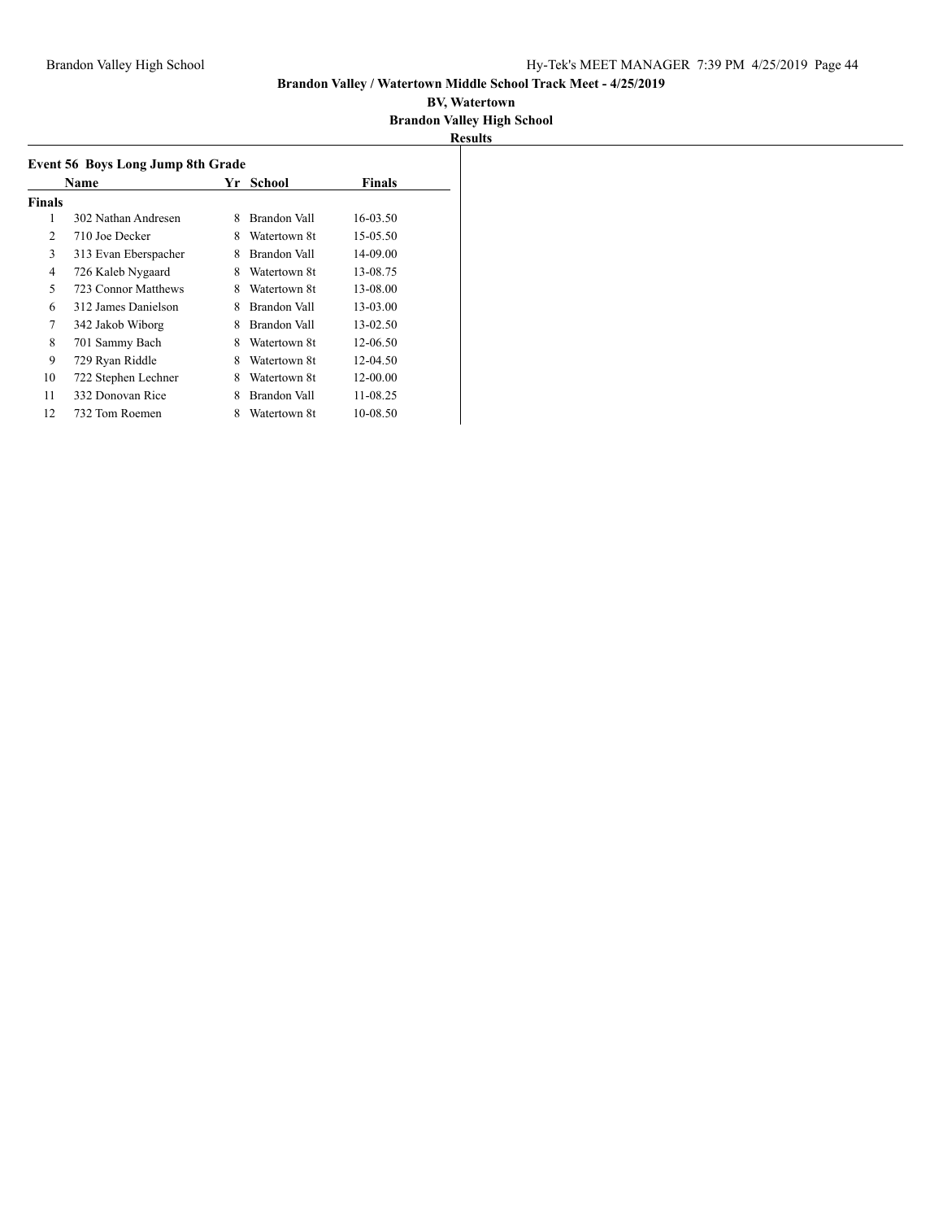**Brandon Valley / Watertown Middle School Track Meet - 4/25/2019**

**BV, Watertown**

**Brandon Valley High School**

**Results**

### Event 56 Boys Long Jump 8th Grade

| | Name | Yr | School | Finals |
|---|---|---|---|---|
| **Finals** | | | | |
| 1 | 302 Nathan Andresen | 8 | Brandon Vall | 16-03.50 |
| 2 | 710 Joe Decker | 8 | Watertown 8t | 15-05.50 |
| 3 | 313 Evan Eberspacher | 8 | Brandon Vall | 14-09.00 |
| 4 | 726 Kaleb Nygaard | 8 | Watertown 8t | 13-08.75 |
| 5 | 723 Connor Matthews | 8 | Watertown 8t | 13-08.00 |
| 6 | 312 James Danielson | 8 | Brandon Vall | 13-03.00 |
| 7 | 342 Jakob Wiborg | 8 | Brandon Vall | 13-02.50 |
| 8 | 701 Sammy Bach | 8 | Watertown 8t | 12-06.50 |
| 9 | 729 Ryan Riddle | 8 | Watertown 8t | 12-04.50 |
| 10 | 722 Stephen Lechner | 8 | Watertown 8t | 12-00.00 |
| 11 | 332 Donovan Rice | 8 | Brandon Vall | 11-08.25 |
| 12 | 732 Tom Roemen | 8 | Watertown 8t | 10-08.50 |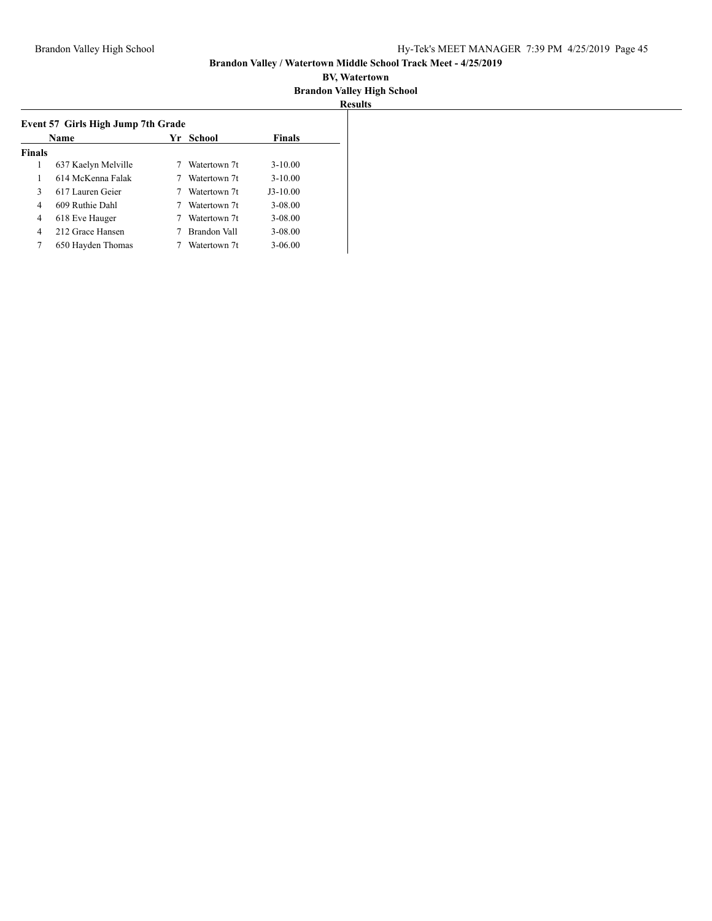**Brandon Valley / Watertown Middle School Track Meet - 4/25/2019**

**BV, Watertown**

**Brandon Valley High School**

**Results**

### Event 57 Girls High Jump 7th Grade

| | Name | Yr | School | Finals |
|---|---|---|---|---|
| **Finals** | | | | |
| 1 | 637 Kaelyn Melville | 7 | Watertown 7t | 3-10.00 |
| 1 | 614 McKenna Falak | 7 | Watertown 7t | 3-10.00 |
| 3 | 617 Lauren Geier | 7 | Watertown 7t | J3-10.00 |
| 4 | 609 Ruthie Dahl | 7 | Watertown 7t | 3-08.00 |
| 4 | 618 Eve Hauger | 7 | Watertown 7t | 3-08.00 |
| 4 | 212 Grace Hansen | 7 | Brandon Vall | 3-08.00 |
| 7 | 650 Hayden Thomas | 7 | Watertown 7t | 3-06.00 |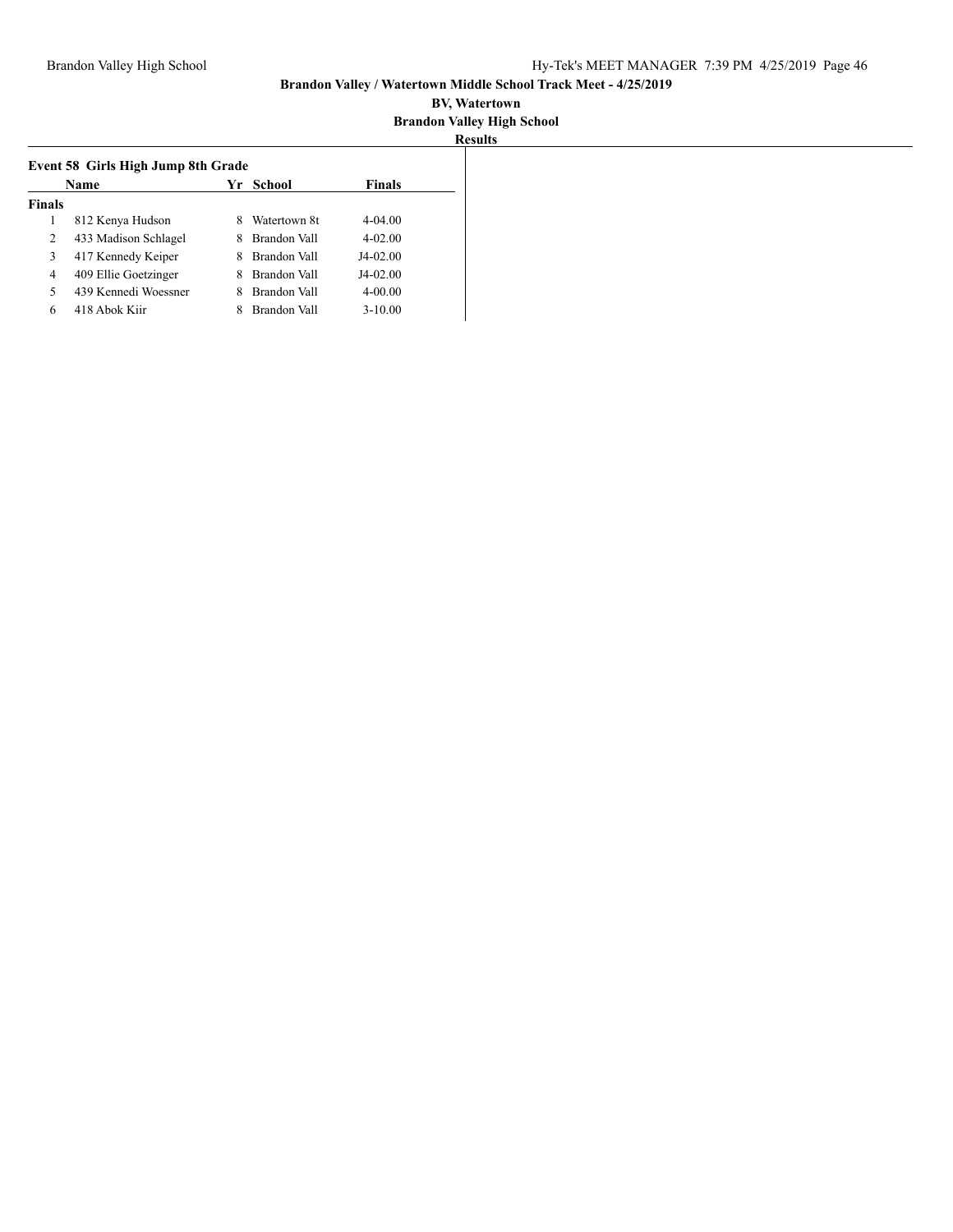**Brandon Valley / Watertown Middle School Track Meet - 4/25/2019**

**BV, Watertown**

**Brandon Valley High School**

**Results**

### Event 58 Girls High Jump 8th Grade

| | Name | Yr | School | Finals |
|---|---|---|---|---|
| **Finals** | | | | |
| 1 | 812 Kenya Hudson | 8 | Watertown 8t | 4-04.00 |
| 2 | 433 Madison Schlagel | 8 | Brandon Vall | 4-02.00 |
| 3 | 417 Kennedy Keiper | 8 | Brandon Vall | J4-02.00 |
| 4 | 409 Ellie Goetzinger | 8 | Brandon Vall | J4-02.00 |
| 5 | 439 Kennedi Woessner | 8 | Brandon Vall | 4-00.00 |
| 6 | 418 Abok Kiir | 8 | Brandon Vall | 3-10.00 |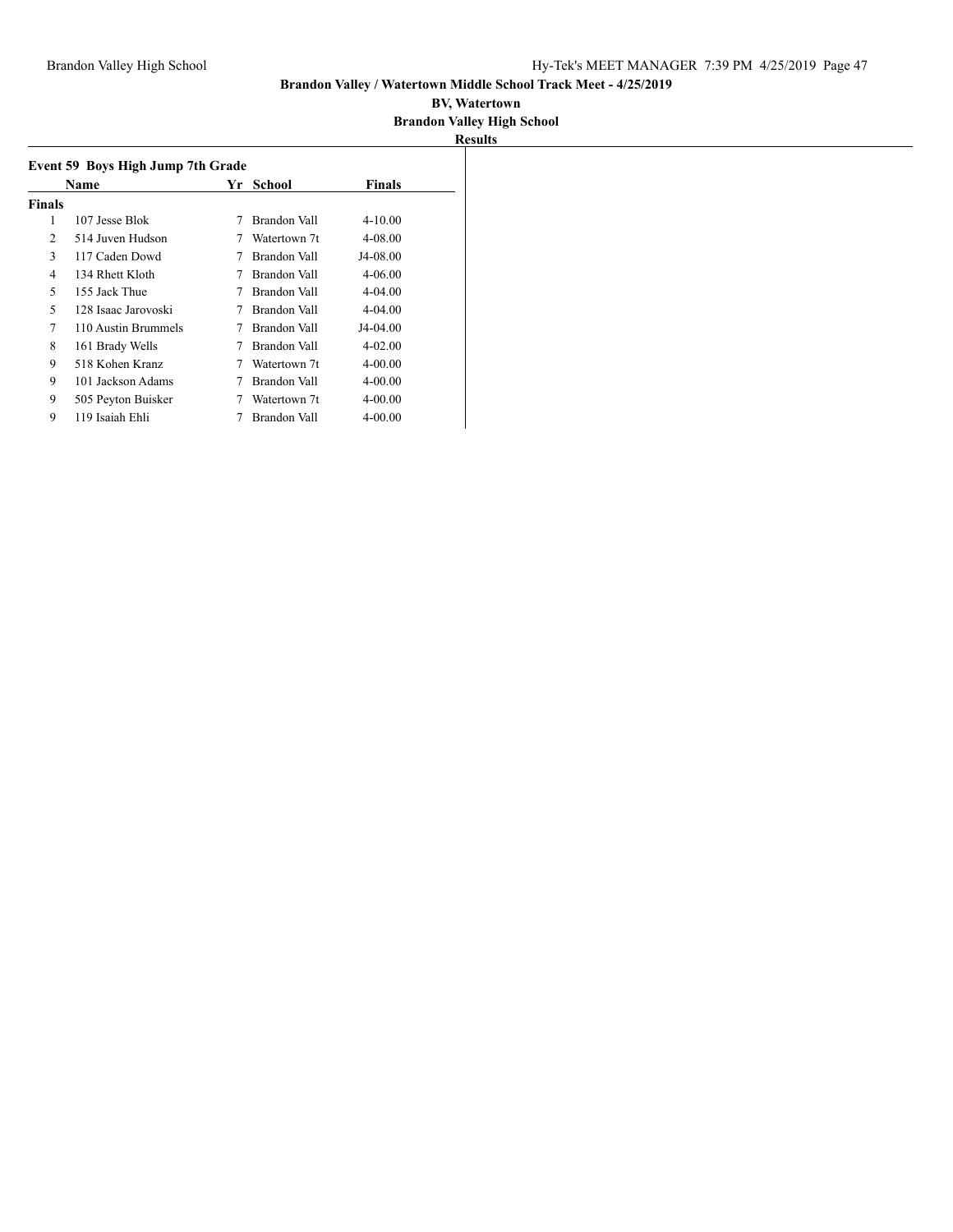**Brandon Valley / Watertown Middle School Track Meet - 4/25/2019**

**BV, Watertown**

**Brandon Valley High School**

**Results**

### Event 59 Boys High Jump 7th Grade

| | Name | Yr | School | Finals |
|---|---|---|---|---|
| **Finals** | | | | |
| 1 | 107 Jesse Blok | 7 | Brandon Vall | 4-10.00 |
| 2 | 514 Juven Hudson | 7 | Watertown 7t | 4-08.00 |
| 3 | 117 Caden Dowd | 7 | Brandon Vall | J4-08.00 |
| 4 | 134 Rhett Kloth | 7 | Brandon Vall | 4-06.00 |
| 5 | 155 Jack Thue | 7 | Brandon Vall | 4-04.00 |
| 5 | 128 Isaac Jarovoski | 7 | Brandon Vall | 4-04.00 |
| 7 | 110 Austin Brummels | 7 | Brandon Vall | J4-04.00 |
| 8 | 161 Brady Wells | 7 | Brandon Vall | 4-02.00 |
| 9 | 518 Kohen Kranz | 7 | Watertown 7t | 4-00.00 |
| 9 | 101 Jackson Adams | 7 | Brandon Vall | 4-00.00 |
| 9 | 505 Peyton Buisker | 7 | Watertown 7t | 4-00.00 |
| 9 | 119 Isaiah Ehli | 7 | Brandon Vall | 4-00.00 |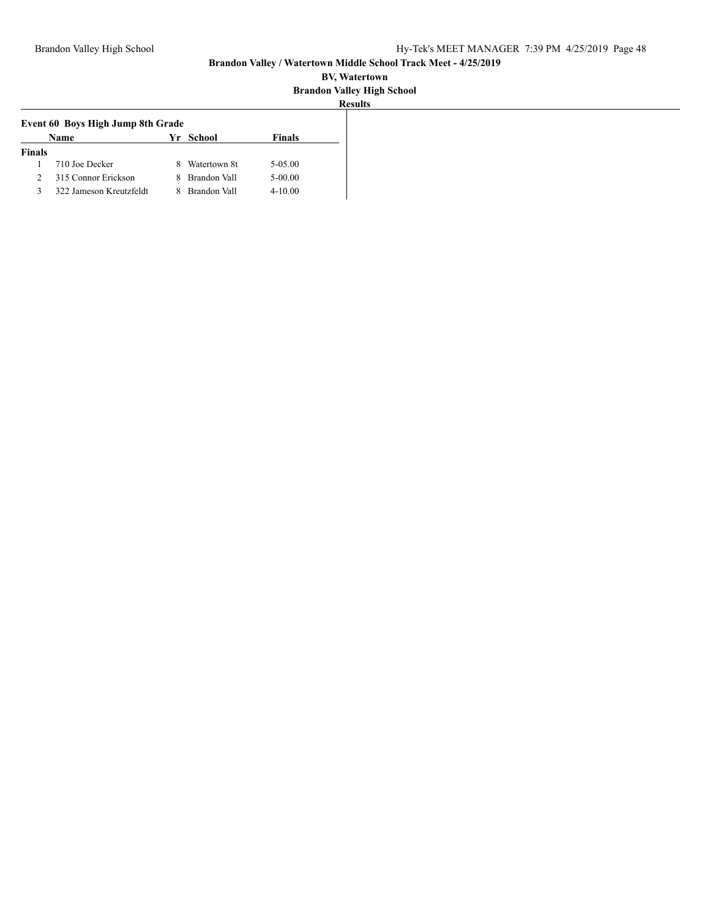**Brandon Valley / Watertown Middle School Track Meet - 4/25/2019**

**BV, Watertown**

**Brandon Valley High School**

**Results**

### Event 60 Boys High Jump 8th Grade

| | Name | Yr | School | Finals |
|---|---|---|---|---|
| **Finals** | | | | |
| 1 | 710 Joe Decker | 8 | Watertown 8t | 5-05.00 |
| 2 | 315 Connor Erickson | 8 | Brandon Vall | 5-00.00 |
| 3 | 322 Jameson Kreutzfeldt | 8 | Brandon Vall | 4-10.00 |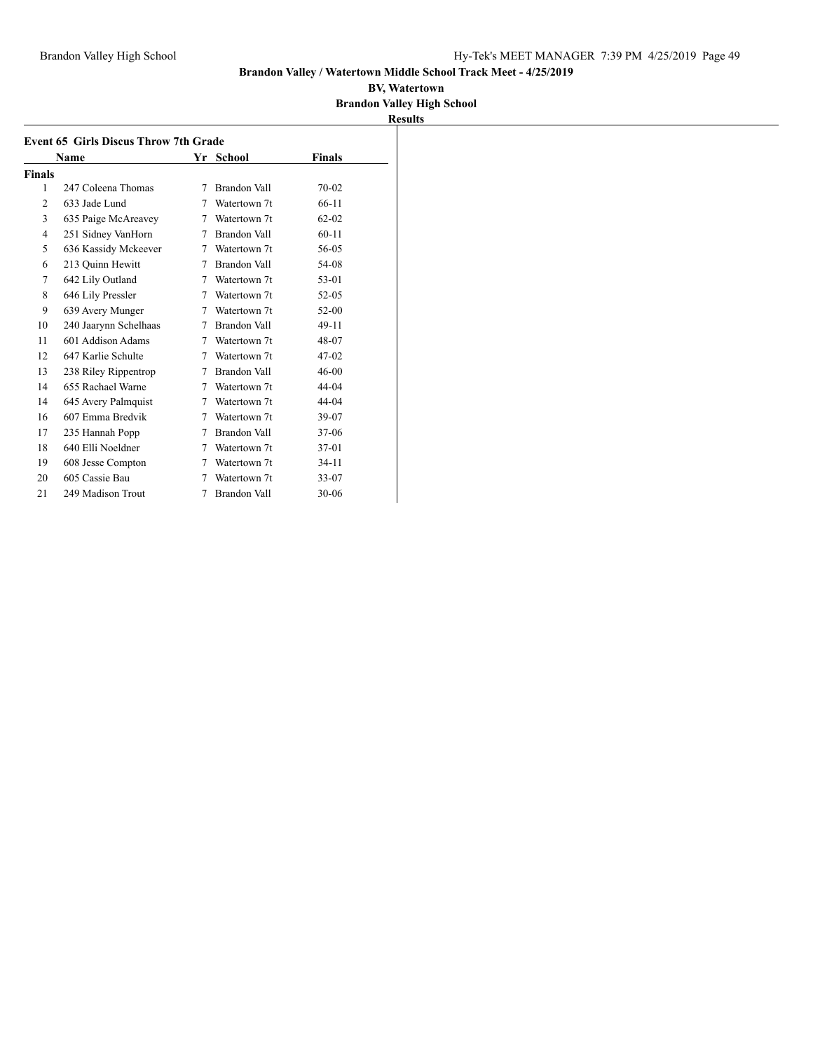**Brandon Valley / Watertown Middle School Track Meet - 4/25/2019**

**BV, Watertown**

**Brandon Valley High School**

**Results**

### Event 65 Girls Discus Throw 7th Grade

| | Name | Yr | School | Finals |
|---|---|---|---|---|
| **Finals** | | | | |
| 1 | 247 Coleena Thomas | 7 | Brandon Vall | 70-02 |
| 2 | 633 Jade Lund | 7 | Watertown 7t | 66-11 |
| 3 | 635 Paige McAreavey | 7 | Watertown 7t | 62-02 |
| 4 | 251 Sidney VanHorn | 7 | Brandon Vall | 60-11 |
| 5 | 636 Kassidy Mckeever | 7 | Watertown 7t | 56-05 |
| 6 | 213 Quinn Hewitt | 7 | Brandon Vall | 54-08 |
| 7 | 642 Lily Outland | 7 | Watertown 7t | 53-01 |
| 8 | 646 Lily Pressler | 7 | Watertown 7t | 52-05 |
| 9 | 639 Avery Munger | 7 | Watertown 7t | 52-00 |
| 10 | 240 Jaarynn Schelhaas | 7 | Brandon Vall | 49-11 |
| 11 | 601 Addison Adams | 7 | Watertown 7t | 48-07 |
| 12 | 647 Karlie Schulte | 7 | Watertown 7t | 47-02 |
| 13 | 238 Riley Rippentrop | 7 | Brandon Vall | 46-00 |
| 14 | 655 Rachael Warne | 7 | Watertown 7t | 44-04 |
| 14 | 645 Avery Palmquist | 7 | Watertown 7t | 44-04 |
| 16 | 607 Emma Bredvik | 7 | Watertown 7t | 39-07 |
| 17 | 235 Hannah Popp | 7 | Brandon Vall | 37-06 |
| 18 | 640 Elli Noeldner | 7 | Watertown 7t | 37-01 |
| 19 | 608 Jesse Compton | 7 | Watertown 7t | 34-11 |
| 20 | 605 Cassie Bau | 7 | Watertown 7t | 33-07 |
| 21 | 249 Madison Trout | 7 | Brandon Vall | 30-06 |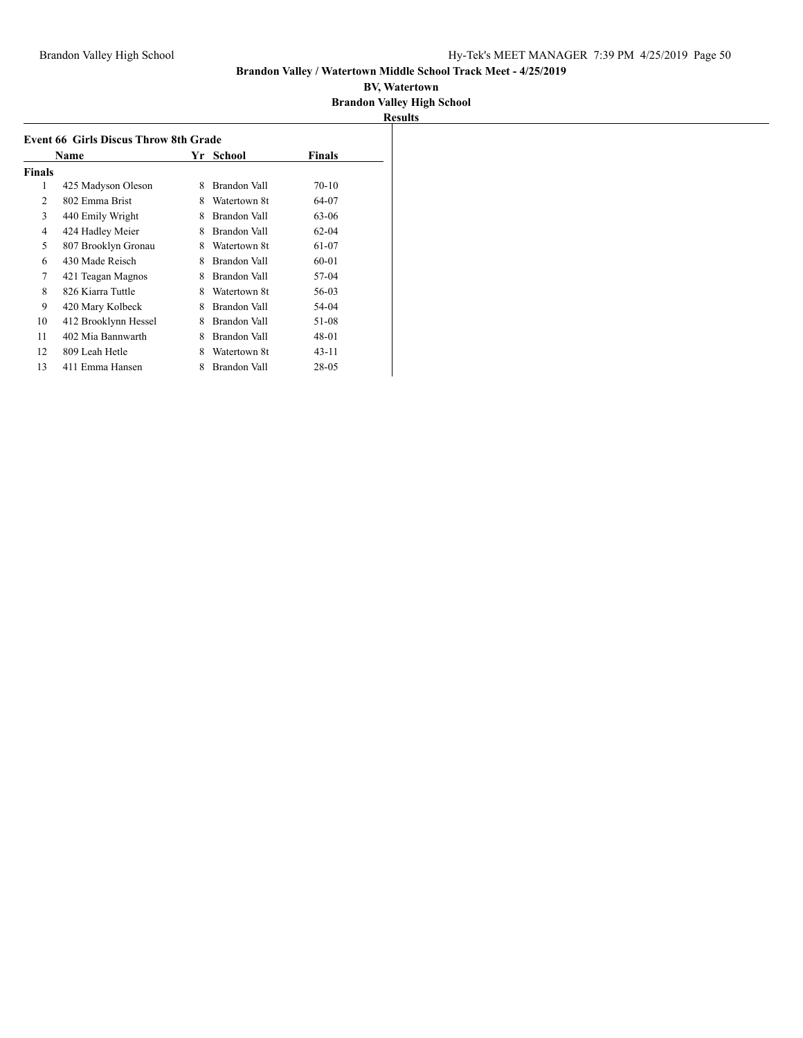**Brandon Valley / Watertown Middle School Track Meet - 4/25/2019**

**BV, Watertown**

**Brandon Valley High School**

**Results**

### Event 66 Girls Discus Throw 8th Grade

| | Name | Yr | School | Finals |
|---|---|---|---|---|
| **Finals** | | | | |
| 1 | 425 Madyson Oleson | 8 | Brandon Vall | 70-10 |
| 2 | 802 Emma Brist | 8 | Watertown 8t | 64-07 |
| 3 | 440 Emily Wright | 8 | Brandon Vall | 63-06 |
| 4 | 424 Hadley Meier | 8 | Brandon Vall | 62-04 |
| 5 | 807 Brooklyn Gronau | 8 | Watertown 8t | 61-07 |
| 6 | 430 Made Reisch | 8 | Brandon Vall | 60-01 |
| 7 | 421 Teagan Magnos | 8 | Brandon Vall | 57-04 |
| 8 | 826 Kiarra Tuttle | 8 | Watertown 8t | 56-03 |
| 9 | 420 Mary Kolbeck | 8 | Brandon Vall | 54-04 |
| 10 | 412 Brooklynn Hessel | 8 | Brandon Vall | 51-08 |
| 11 | 402 Mia Bannwarth | 8 | Brandon Vall | 48-01 |
| 12 | 809 Leah Hetle | 8 | Watertown 8t | 43-11 |
| 13 | 411 Emma Hansen | 8 | Brandon Vall | 28-05 |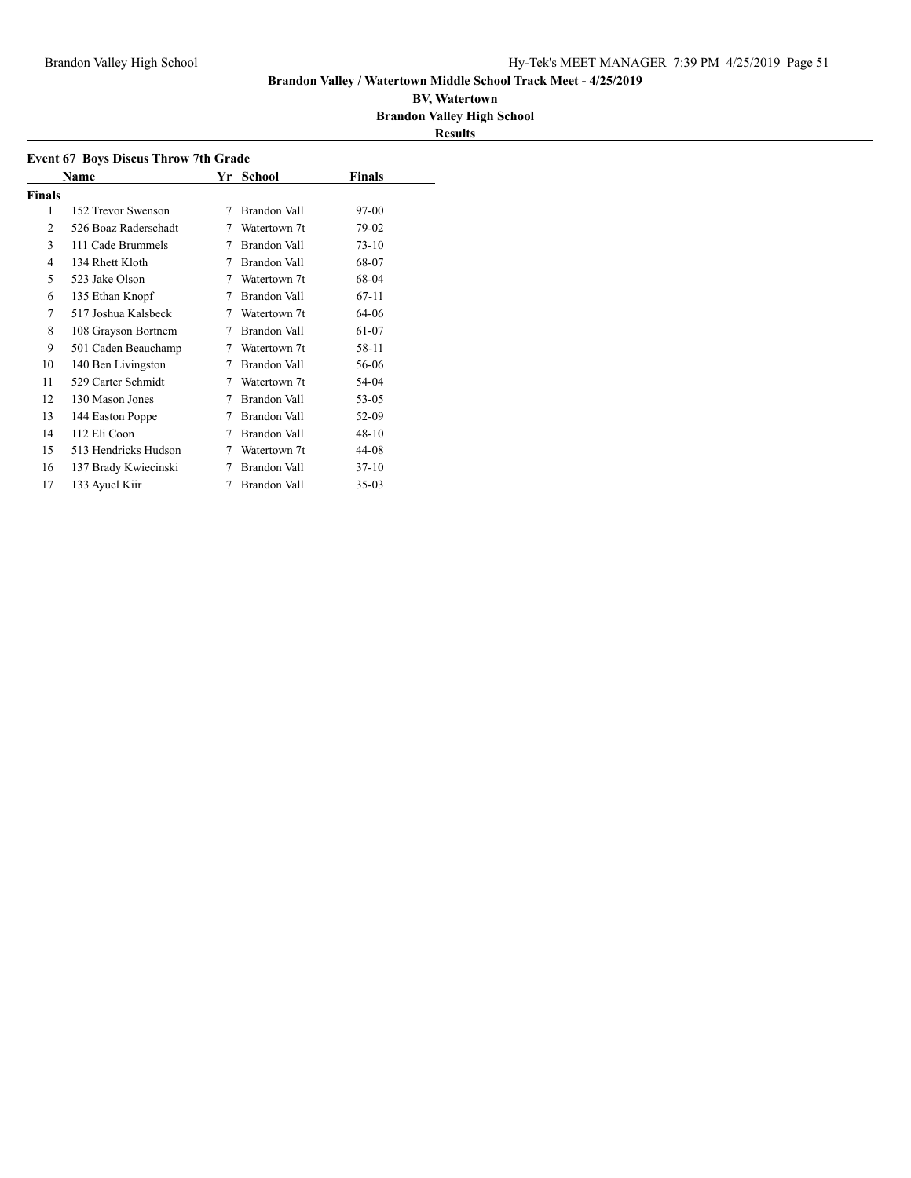**Brandon Valley / Watertown Middle School Track Meet - 4/25/2019**

**BV, Watertown**

**Brandon Valley High School**

**Results**

### Event 67 Boys Discus Throw 7th Grade

| | Name | Yr | School | Finals |
|---|---|---|---|---|
| **Finals** | | | | |
| 1 | 152 Trevor Swenson | 7 | Brandon Vall | 97-00 |
| 2 | 526 Boaz Raderschadt | 7 | Watertown 7t | 79-02 |
| 3 | 111 Cade Brummels | 7 | Brandon Vall | 73-10 |
| 4 | 134 Rhett Kloth | 7 | Brandon Vall | 68-07 |
| 5 | 523 Jake Olson | 7 | Watertown 7t | 68-04 |
| 6 | 135 Ethan Knopf | 7 | Brandon Vall | 67-11 |
| 7 | 517 Joshua Kalsbeck | 7 | Watertown 7t | 64-06 |
| 8 | 108 Grayson Bortnem | 7 | Brandon Vall | 61-07 |
| 9 | 501 Caden Beauchamp | 7 | Watertown 7t | 58-11 |
| 10 | 140 Ben Livingston | 7 | Brandon Vall | 56-06 |
| 11 | 529 Carter Schmidt | 7 | Watertown 7t | 54-04 |
| 12 | 130 Mason Jones | 7 | Brandon Vall | 53-05 |
| 13 | 144 Easton Poppe | 7 | Brandon Vall | 52-09 |
| 14 | 112 Eli Coon | 7 | Brandon Vall | 48-10 |
| 15 | 513 Hendricks Hudson | 7 | Watertown 7t | 44-08 |
| 16 | 137 Brady Kwiecinski | 7 | Brandon Vall | 37-10 |
| 17 | 133 Ayuel Kiir | 7 | Brandon Vall | 35-03 |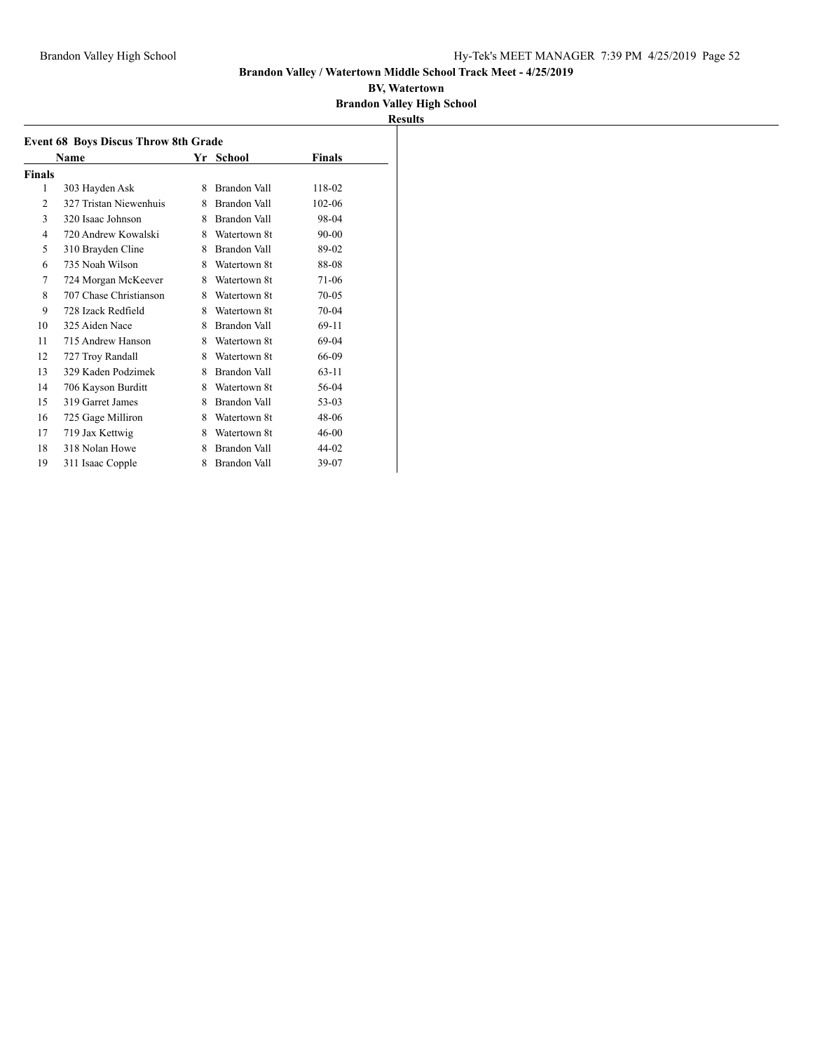**Brandon Valley / Watertown Middle School Track Meet - 4/25/2019**

**BV, Watertown**

**Brandon Valley High School**

**Results**

### Event 68 Boys Discus Throw 8th Grade

| | Name | Yr | School | Finals |
|---|---|---|---|---|
| **Finals** | | | | |
| 1 | 303 Hayden Ask | 8 | Brandon Vall | 118-02 |
| 2 | 327 Tristan Niewenhuis | 8 | Brandon Vall | 102-06 |
| 3 | 320 Isaac Johnson | 8 | Brandon Vall | 98-04 |
| 4 | 720 Andrew Kowalski | 8 | Watertown 8t | 90-00 |
| 5 | 310 Brayden Cline | 8 | Brandon Vall | 89-02 |
| 6 | 735 Noah Wilson | 8 | Watertown 8t | 88-08 |
| 7 | 724 Morgan McKeever | 8 | Watertown 8t | 71-06 |
| 8 | 707 Chase Christianson | 8 | Watertown 8t | 70-05 |
| 9 | 728 Izack Redfield | 8 | Watertown 8t | 70-04 |
| 10 | 325 Aiden Nace | 8 | Brandon Vall | 69-11 |
| 11 | 715 Andrew Hanson | 8 | Watertown 8t | 69-04 |
| 12 | 727 Troy Randall | 8 | Watertown 8t | 66-09 |
| 13 | 329 Kaden Podzimek | 8 | Brandon Vall | 63-11 |
| 14 | 706 Kayson Burditt | 8 | Watertown 8t | 56-04 |
| 15 | 319 Garret James | 8 | Brandon Vall | 53-03 |
| 16 | 725 Gage Milliron | 8 | Watertown 8t | 48-06 |
| 17 | 719 Jax Kettwig | 8 | Watertown 8t | 46-00 |
| 18 | 318 Nolan Howe | 8 | Brandon Vall | 44-02 |
| 19 | 311 Isaac Copple | 8 | Brandon Vall | 39-07 |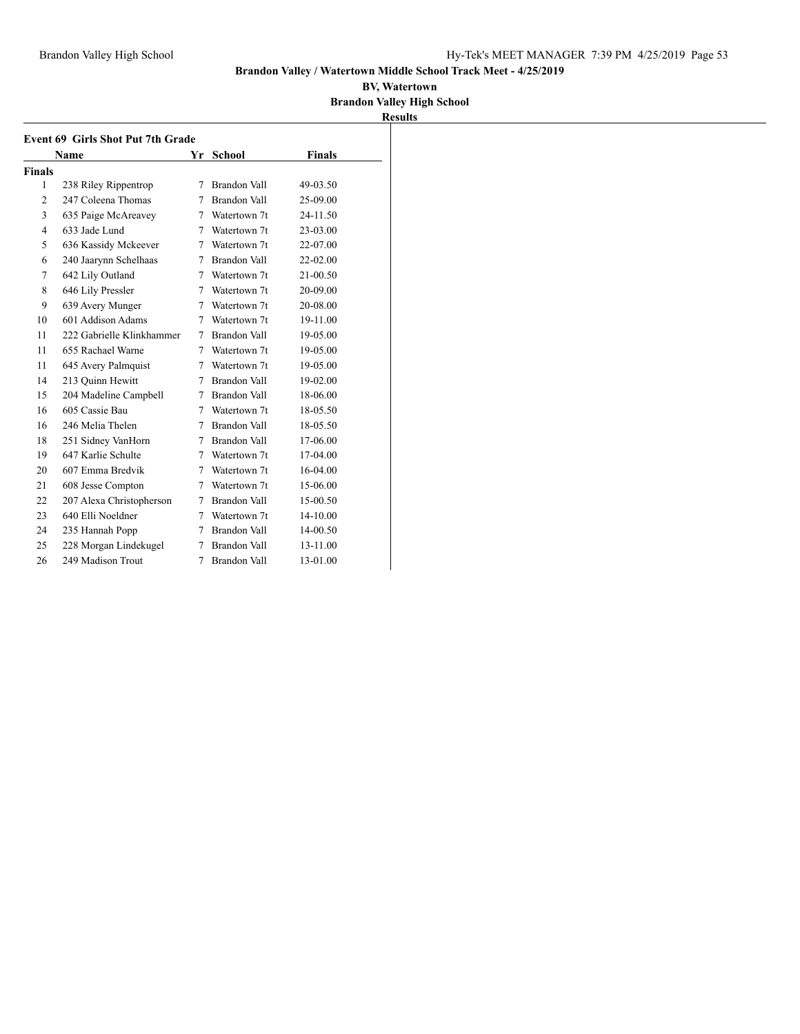**Brandon Valley / Watertown Middle School Track Meet - 4/25/2019**

**BV, Watertown**

**Brandon Valley High School**

**Results**

### Event 69 Girls Shot Put 7th Grade

| | Name | Yr | School | Finals |
|---|---|---|---|---|
| **Finals** | | | | |
| 1 | 238 Riley Rippentrop | 7 | Brandon Vall | 49-03.50 |
| 2 | 247 Coleena Thomas | 7 | Brandon Vall | 25-09.00 |
| 3 | 635 Paige McAreavey | 7 | Watertown 7t | 24-11.50 |
| 4 | 633 Jade Lund | 7 | Watertown 7t | 23-03.00 |
| 5 | 636 Kassidy Mckeever | 7 | Watertown 7t | 22-07.00 |
| 6 | 240 Jaarynn Schelhaas | 7 | Brandon Vall | 22-02.00 |
| 7 | 642 Lily Outland | 7 | Watertown 7t | 21-00.50 |
| 8 | 646 Lily Pressler | 7 | Watertown 7t | 20-09.00 |
| 9 | 639 Avery Munger | 7 | Watertown 7t | 20-08.00 |
| 10 | 601 Addison Adams | 7 | Watertown 7t | 19-11.00 |
| 11 | 222 Gabrielle Klinkhammer | 7 | Brandon Vall | 19-05.00 |
| 11 | 655 Rachael Warne | 7 | Watertown 7t | 19-05.00 |
| 11 | 645 Avery Palmquist | 7 | Watertown 7t | 19-05.00 |
| 14 | 213 Quinn Hewitt | 7 | Brandon Vall | 19-02.00 |
| 15 | 204 Madeline Campbell | 7 | Brandon Vall | 18-06.00 |
| 16 | 605 Cassie Bau | 7 | Watertown 7t | 18-05.50 |
| 16 | 246 Melia Thelen | 7 | Brandon Vall | 18-05.50 |
| 18 | 251 Sidney VanHorn | 7 | Brandon Vall | 17-06.00 |
| 19 | 647 Karlie Schulte | 7 | Watertown 7t | 17-04.00 |
| 20 | 607 Emma Bredvik | 7 | Watertown 7t | 16-04.00 |
| 21 | 608 Jesse Compton | 7 | Watertown 7t | 15-06.00 |
| 22 | 207 Alexa Christopherson | 7 | Brandon Vall | 15-00.50 |
| 23 | 640 Elli Noeldner | 7 | Watertown 7t | 14-10.00 |
| 24 | 235 Hannah Popp | 7 | Brandon Vall | 14-00.50 |
| 25 | 228 Morgan Lindekugel | 7 | Brandon Vall | 13-11.00 |
| 26 | 249 Madison Trout | 7 | Brandon Vall | 13-01.00 |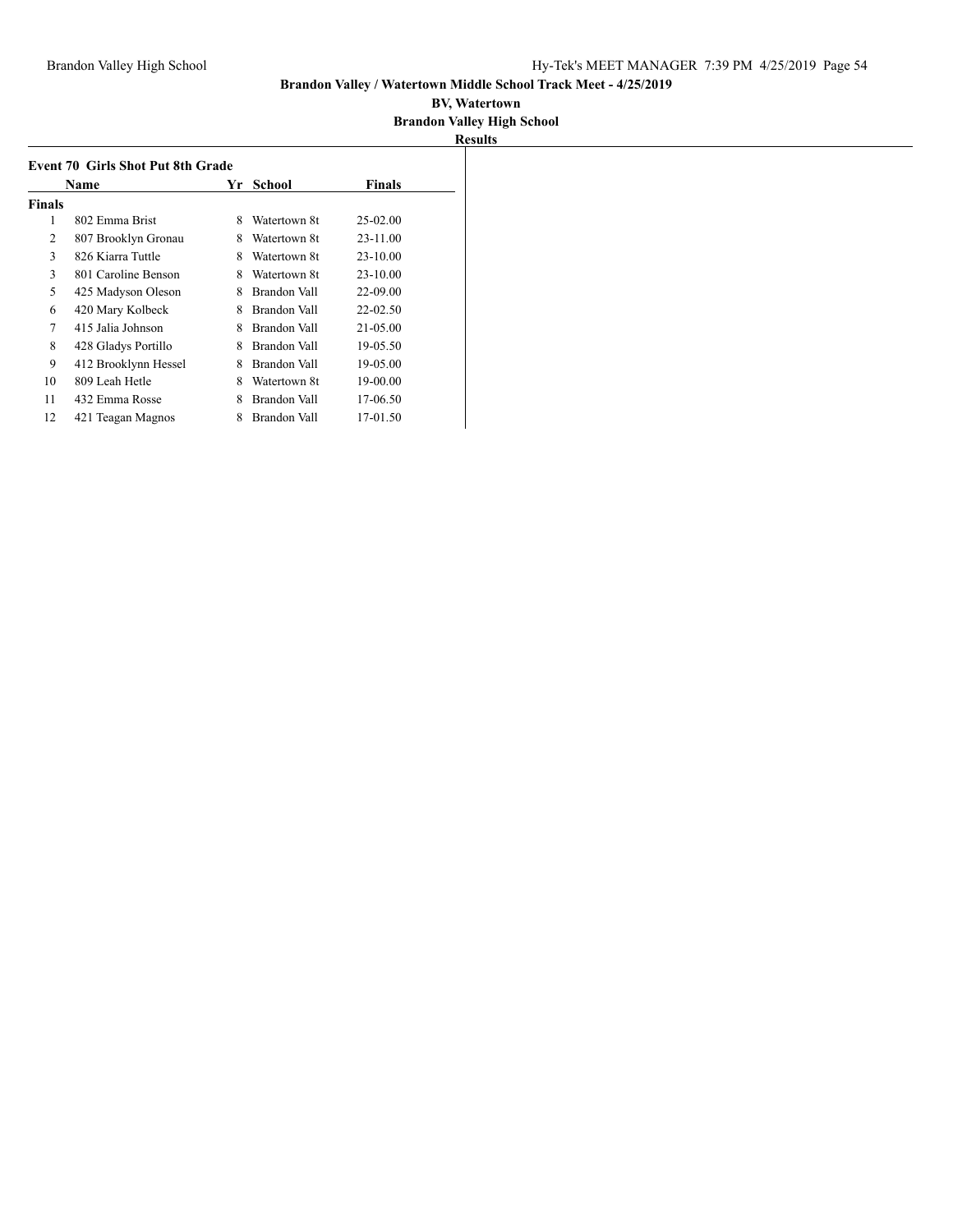**Brandon Valley / Watertown Middle School Track Meet - 4/25/2019**

**BV, Watertown**

**Brandon Valley High School**

**Results**

### Event 70 Girls Shot Put 8th Grade

| | Name | Yr | School | Finals |
|---|---|---|---|---|
| **Finals** | | | | |
| 1 | 802 Emma Brist | 8 | Watertown 8t | 25-02.00 |
| 2 | 807 Brooklyn Gronau | 8 | Watertown 8t | 23-11.00 |
| 3 | 826 Kiarra Tuttle | 8 | Watertown 8t | 23-10.00 |
| 3 | 801 Caroline Benson | 8 | Watertown 8t | 23-10.00 |
| 5 | 425 Madyson Oleson | 8 | Brandon Vall | 22-09.00 |
| 6 | 420 Mary Kolbeck | 8 | Brandon Vall | 22-02.50 |
| 7 | 415 Jalia Johnson | 8 | Brandon Vall | 21-05.00 |
| 8 | 428 Gladys Portillo | 8 | Brandon Vall | 19-05.50 |
| 9 | 412 Brooklynn Hessel | 8 | Brandon Vall | 19-05.00 |
| 10 | 809 Leah Hetle | 8 | Watertown 8t | 19-00.00 |
| 11 | 432 Emma Rosse | 8 | Brandon Vall | 17-06.50 |
| 12 | 421 Teagan Magnos | 8 | Brandon Vall | 17-01.50 |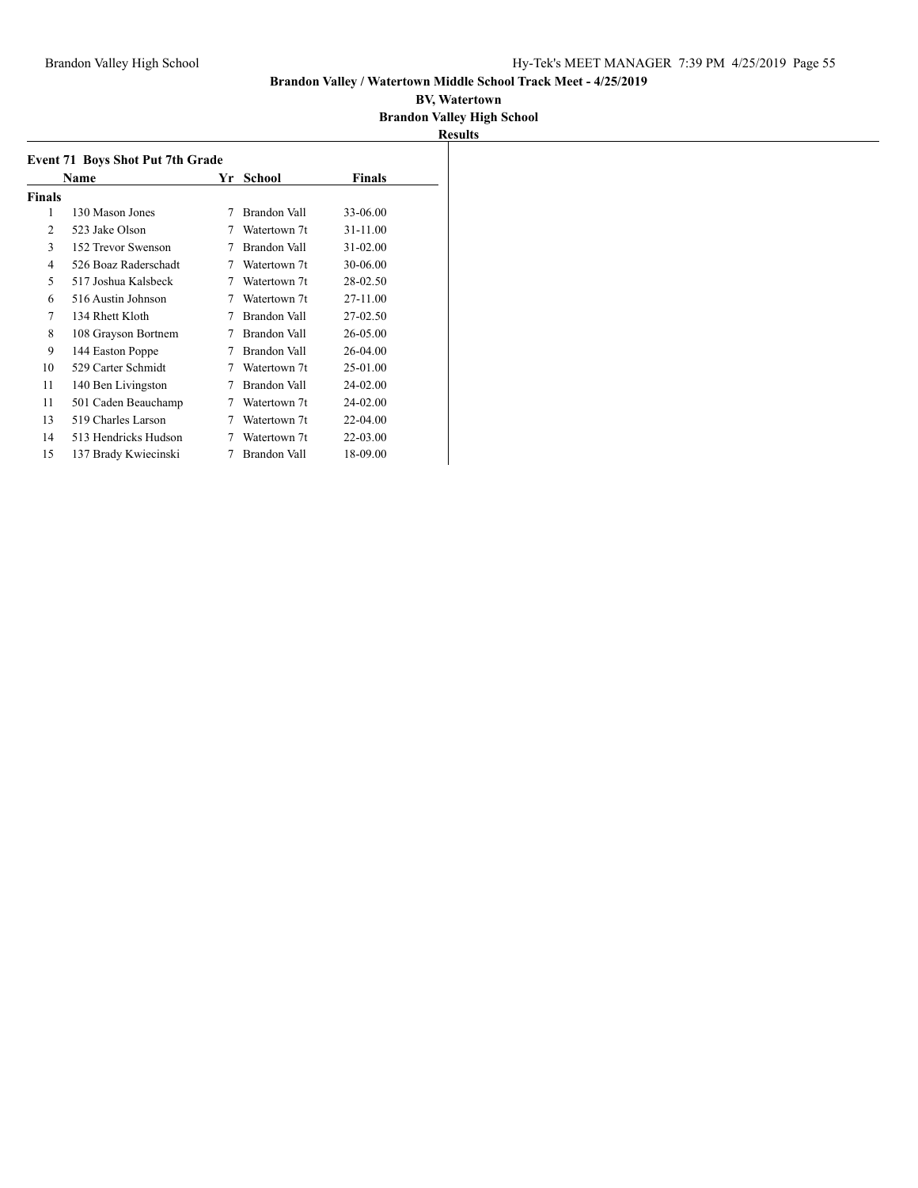**Brandon Valley / Watertown Middle School Track Meet - 4/25/2019**

**BV, Watertown**

**Brandon Valley High School**

**Results**

### Event 71 Boys Shot Put 7th Grade

| | Name | Yr | School | Finals |
|---|---|---|---|---|
| **Finals** | | | | |
| 1 | 130 Mason Jones | 7 | Brandon Vall | 33-06.00 |
| 2 | 523 Jake Olson | 7 | Watertown 7t | 31-11.00 |
| 3 | 152 Trevor Swenson | 7 | Brandon Vall | 31-02.00 |
| 4 | 526 Boaz Raderschadt | 7 | Watertown 7t | 30-06.00 |
| 5 | 517 Joshua Kalsbeck | 7 | Watertown 7t | 28-02.50 |
| 6 | 516 Austin Johnson | 7 | Watertown 7t | 27-11.00 |
| 7 | 134 Rhett Kloth | 7 | Brandon Vall | 27-02.50 |
| 8 | 108 Grayson Bortnem | 7 | Brandon Vall | 26-05.00 |
| 9 | 144 Easton Poppe | 7 | Brandon Vall | 26-04.00 |
| 10 | 529 Carter Schmidt | 7 | Watertown 7t | 25-01.00 |
| 11 | 140 Ben Livingston | 7 | Brandon Vall | 24-02.00 |
| 11 | 501 Caden Beauchamp | 7 | Watertown 7t | 24-02.00 |
| 13 | 519 Charles Larson | 7 | Watertown 7t | 22-04.00 |
| 14 | 513 Hendricks Hudson | 7 | Watertown 7t | 22-03.00 |
| 15 | 137 Brady Kwiecinski | 7 | Brandon Vall | 18-09.00 |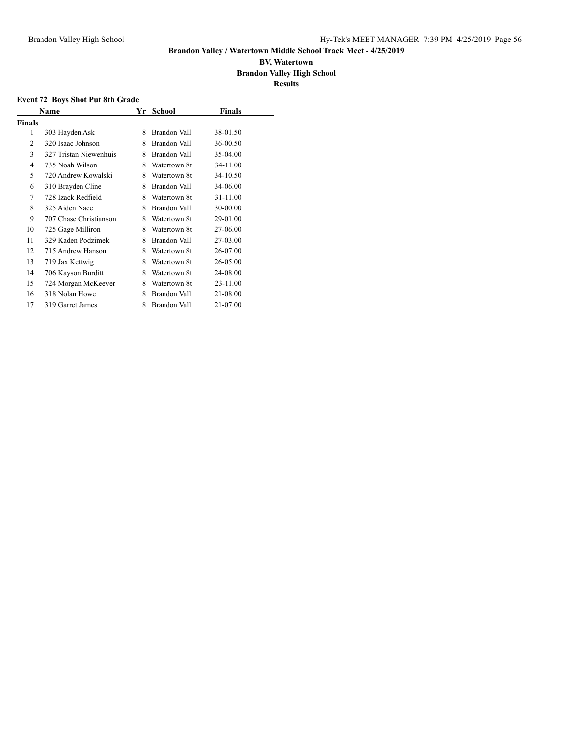**Brandon Valley / Watertown Middle School Track Meet - 4/25/2019**

**BV, Watertown**

**Brandon Valley High School**

**Results**

### Event 72 Boys Shot Put 8th Grade

| | Name | Yr | School | Finals |
|---|---|---|---|---|
| **Finals** | | | | |
| 1 | 303 Hayden Ask | 8 | Brandon Vall | 38-01.50 |
| 2 | 320 Isaac Johnson | 8 | Brandon Vall | 36-00.50 |
| 3 | 327 Tristan Niewenhuis | 8 | Brandon Vall | 35-04.00 |
| 4 | 735 Noah Wilson | 8 | Watertown 8t | 34-11.00 |
| 5 | 720 Andrew Kowalski | 8 | Watertown 8t | 34-10.50 |
| 6 | 310 Brayden Cline | 8 | Brandon Vall | 34-06.00 |
| 7 | 728 Izack Redfield | 8 | Watertown 8t | 31-11.00 |
| 8 | 325 Aiden Nace | 8 | Brandon Vall | 30-00.00 |
| 9 | 707 Chase Christianson | 8 | Watertown 8t | 29-01.00 |
| 10 | 725 Gage Milliron | 8 | Watertown 8t | 27-06.00 |
| 11 | 329 Kaden Podzimek | 8 | Brandon Vall | 27-03.00 |
| 12 | 715 Andrew Hanson | 8 | Watertown 8t | 26-07.00 |
| 13 | 719 Jax Kettwig | 8 | Watertown 8t | 26-05.00 |
| 14 | 706 Kayson Burditt | 8 | Watertown 8t | 24-08.00 |
| 15 | 724 Morgan McKeever | 8 | Watertown 8t | 23-11.00 |
| 16 | 318 Nolan Howe | 8 | Brandon Vall | 21-08.00 |
| 17 | 319 Garret James | 8 | Brandon Vall | 21-07.00 |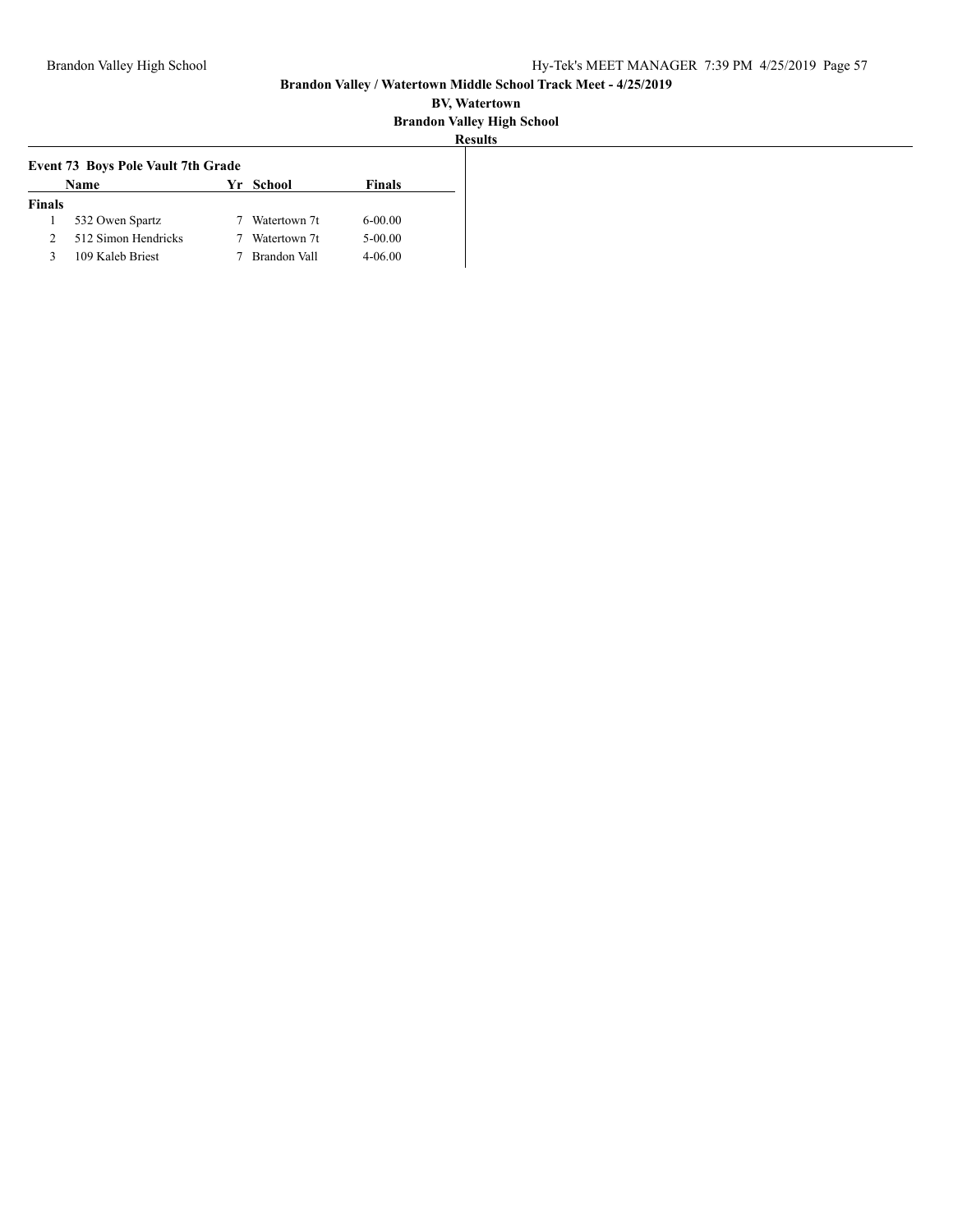**Brandon Valley / Watertown Middle School Track Meet - 4/25/2019**

**BV, Watertown**

**Brandon Valley High School**

**Results**

### Event 73 Boys Pole Vault 7th Grade

| | Name | Yr | School | Finals |
|---|---|---|---|---|
| **Finals** | | | | |
| 1 | 532 Owen Spartz | 7 | Watertown 7t | 6-00.00 |
| 2 | 512 Simon Hendricks | 7 | Watertown 7t | 5-00.00 |
| 3 | 109 Kaleb Briest | 7 | Brandon Vall | 4-06.00 |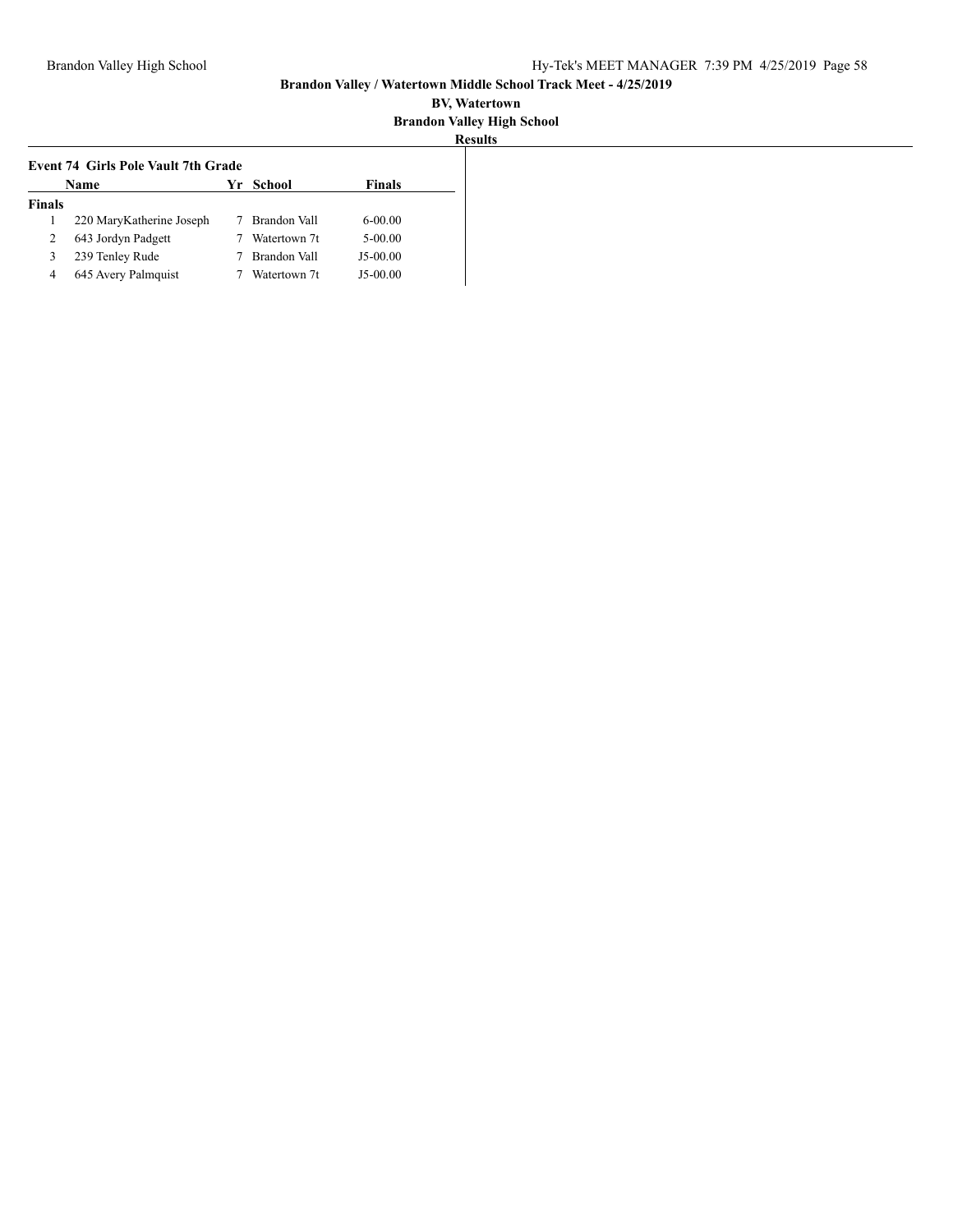**Brandon Valley / Watertown Middle School Track Meet - 4/25/2019**

**BV, Watertown**

**Brandon Valley High School**

**Results**

### Event 74 Girls Pole Vault 7th Grade

| | Name | Yr | School | Finals |
|---|---|---|---|---|
| **Finals** | | | | |
| 1 | 220 MaryKatherine Joseph | 7 | Brandon Vall | 6-00.00 |
| 2 | 643 Jordyn Padgett | 7 | Watertown 7t | 5-00.00 |
| 3 | 239 Tenley Rude | 7 | Brandon Vall | J5-00.00 |
| 4 | 645 Avery Palmquist | 7 | Watertown 7t | J5-00.00 |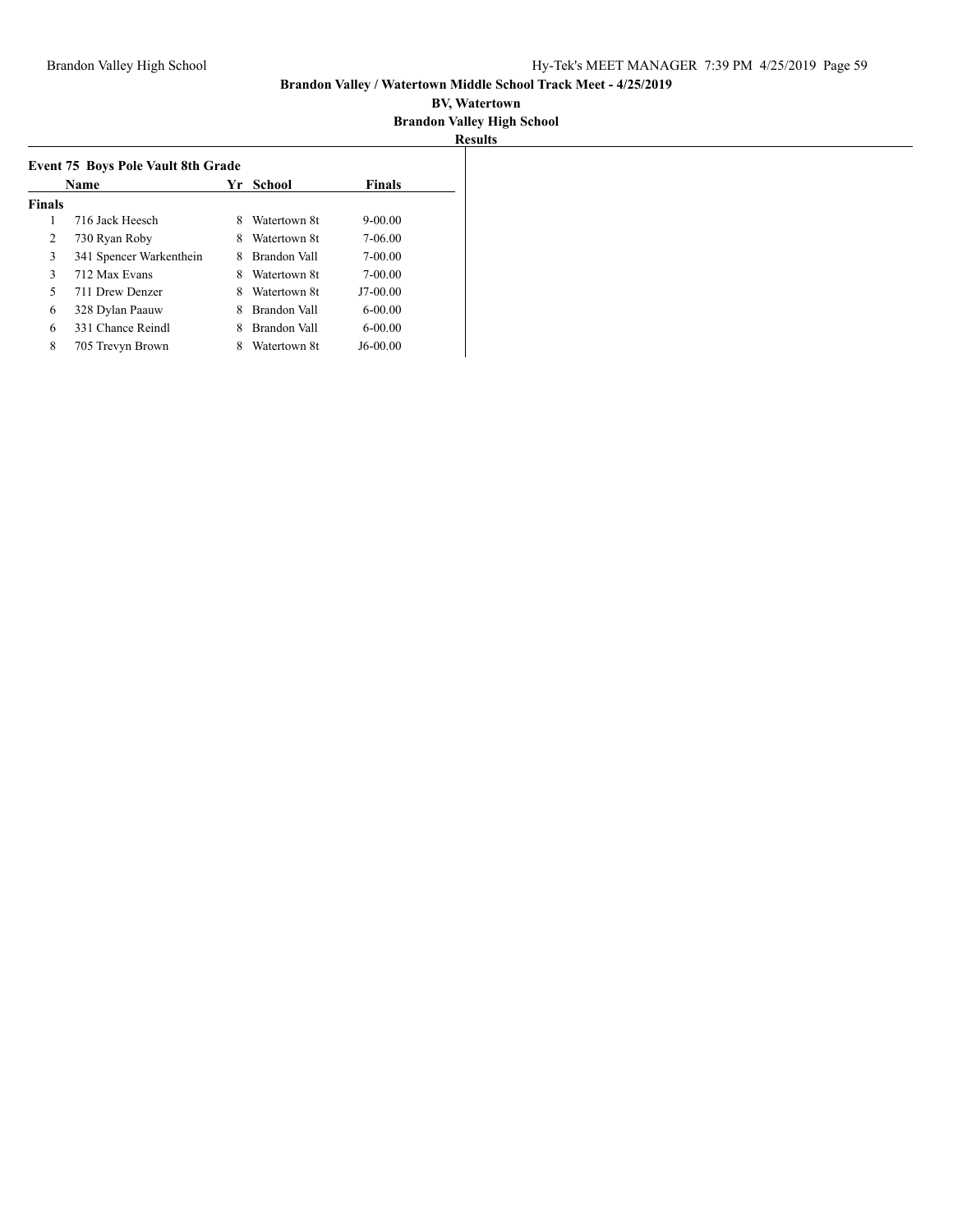**Brandon Valley / Watertown Middle School Track Meet - 4/25/2019**

**BV, Watertown**

**Brandon Valley High School**

**Results**

### Event 75 Boys Pole Vault 8th Grade

| | Name | Yr | School | Finals |
|---|---|---|---|---|
| **Finals** | | | | |
| 1 | 716 Jack Heesch | 8 | Watertown 8t | 9-00.00 |
| 2 | 730 Ryan Roby | 8 | Watertown 8t | 7-06.00 |
| 3 | 341 Spencer Warkenthein | 8 | Brandon Vall | 7-00.00 |
| 3 | 712 Max Evans | 8 | Watertown 8t | 7-00.00 |
| 5 | 711 Drew Denzer | 8 | Watertown 8t | J7-00.00 |
| 6 | 328 Dylan Paauw | 8 | Brandon Vall | 6-00.00 |
| 6 | 331 Chance Reindl | 8 | Brandon Vall | 6-00.00 |
| 8 | 705 Trevyn Brown | 8 | Watertown 8t | J6-00.00 |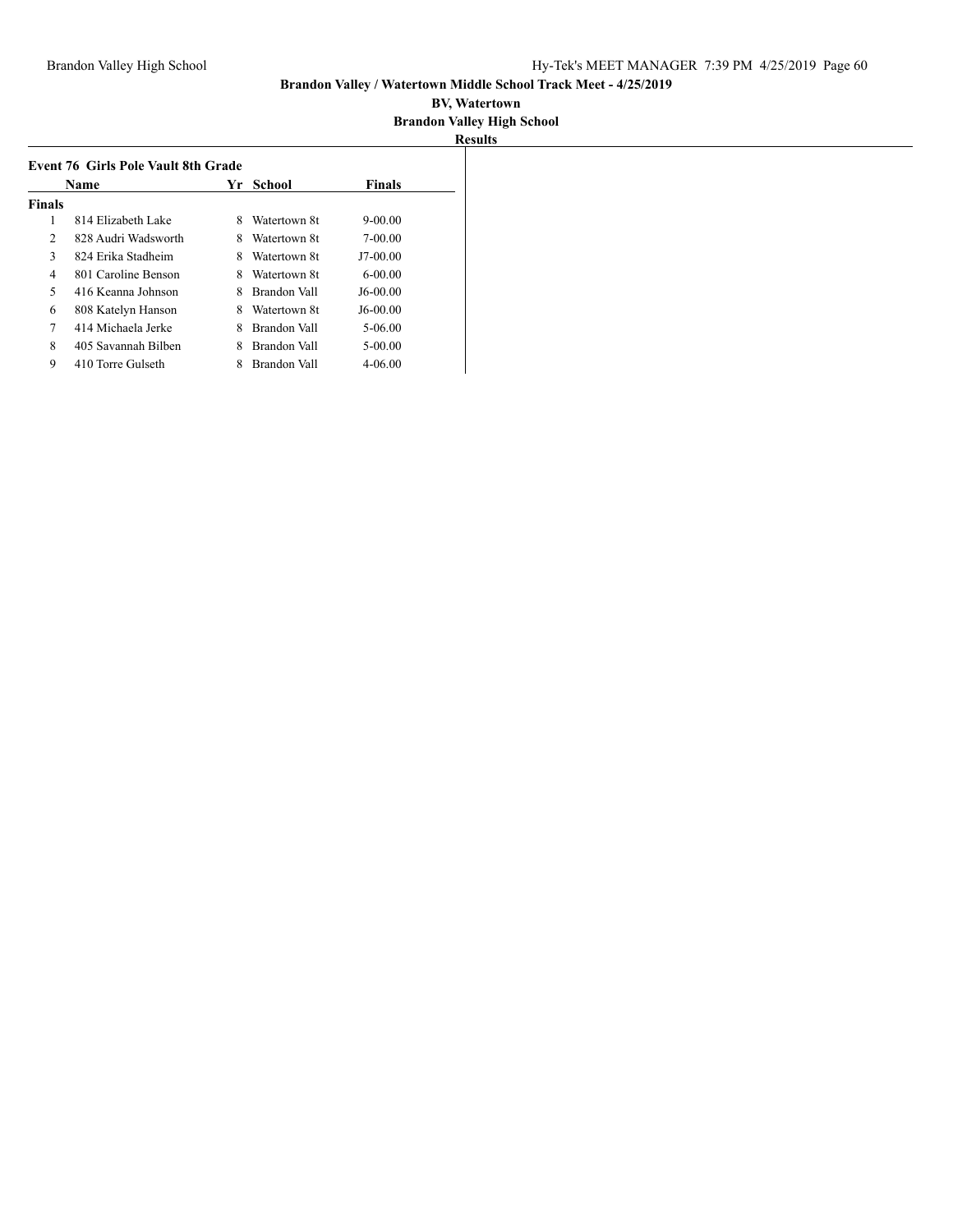**Brandon Valley / Watertown Middle School Track Meet - 4/25/2019**

**BV, Watertown**

**Brandon Valley High School**

**Results**

### Event 76 Girls Pole Vault 8th Grade

| | Name | Yr | School | Finals |
|---|---|---|---|---|
| **Finals** | | | | |
| 1 | 814 Elizabeth Lake | 8 | Watertown 8t | 9-00.00 |
| 2 | 828 Audri Wadsworth | 8 | Watertown 8t | 7-00.00 |
| 3 | 824 Erika Stadheim | 8 | Watertown 8t | J7-00.00 |
| 4 | 801 Caroline Benson | 8 | Watertown 8t | 6-00.00 |
| 5 | 416 Keanna Johnson | 8 | Brandon Vall | J6-00.00 |
| 6 | 808 Katelyn Hanson | 8 | Watertown 8t | J6-00.00 |
| 7 | 414 Michaela Jerke | 8 | Brandon Vall | 5-06.00 |
| 8 | 405 Savannah Bilben | 8 | Brandon Vall | 5-00.00 |
| 9 | 410 Torre Gulseth | 8 | Brandon Vall | 4-06.00 |